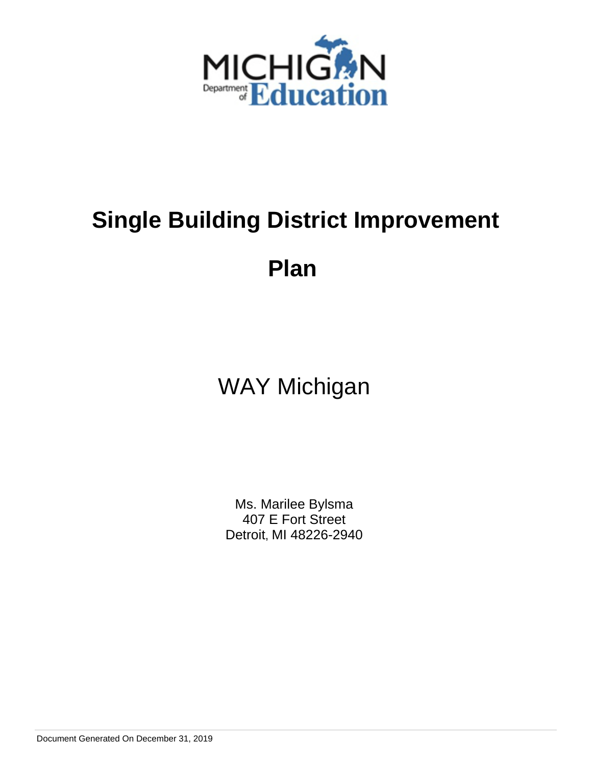# Single Building District Improvement Plan

## WAY Michigan

Ms. Marilee Bylsma
407 E Fort Street
Detroit, MI 48226-2940

Document Generated On December 31, 2019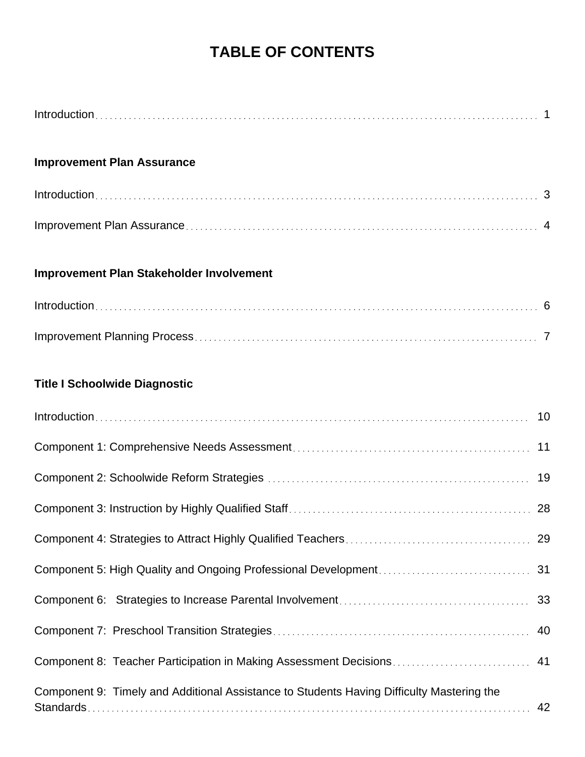# TABLE OF CONTENTS

Introduction . . . . . . . . . . 1

**Improvement Plan Assurance**

Introduction . . . . . . . . . . 3

Improvement Plan Assurance . . . . . . . . . . 4

**Improvement Plan Stakeholder Involvement**

Introduction . . . . . . . . . . 6

Improvement Planning Process . . . . . . . . . . 7

**Title I Schoolwide Diagnostic**

Introduction . . . . . . . . . . 10

Component 1: Comprehensive Needs Assessment . . . . . . . . . . 11

Component 2: Schoolwide Reform Strategies . . . . . . . . . . 19

Component 3: Instruction by Highly Qualified Staff . . . . . . . . . . 28

Component 4: Strategies to Attract Highly Qualified Teachers . . . . . . . . . . 29

Component 5: High Quality and Ongoing Professional Development . . . . . . . . . . 31

Component 6: Strategies to Increase Parental Involvement . . . . . . . . . . 33

Component 7: Preschool Transition Strategies . . . . . . . . . . 40

Component 8: Teacher Participation in Making Assessment Decisions . . . . . . . . . . 41

Component 9: Timely and Additional Assistance to Students Having Difficulty Mastering the Standards . . . . . . . . . . 42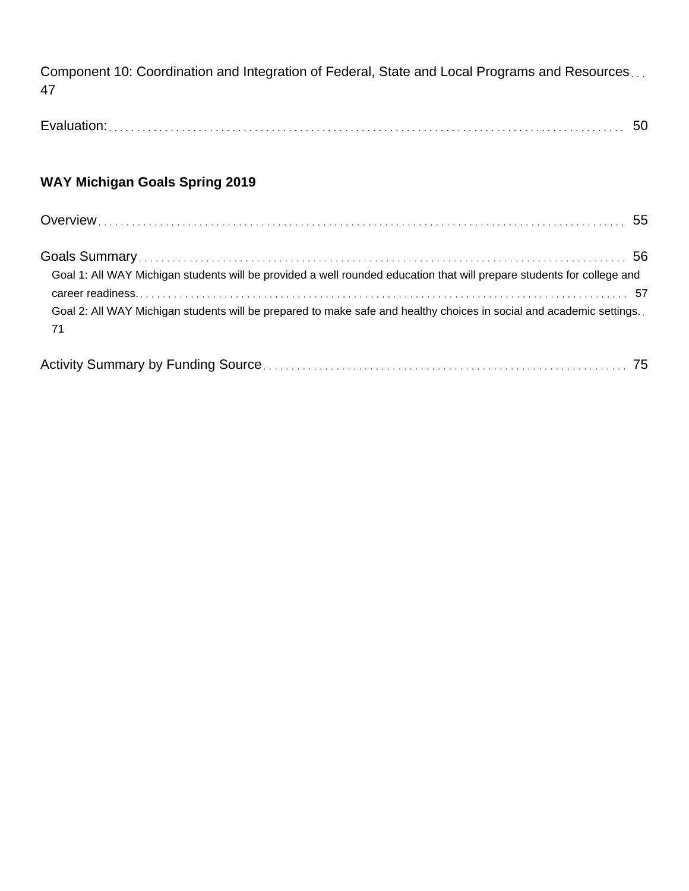Component 10: Coordination and Integration of Federal, State and Local Programs and Resources . . . 47

Evaluation: . . . . . . . . . . 50

**WAY Michigan Goals Spring 2019**

Overview . . . . . . . . . . 55

Goals Summary . . . . . . . . . . 56

- Goal 1: All WAY Michigan students will be provided a well rounded education that will prepare students for college and career readiness. . . . . . . . . . 57
- Goal 2: All WAY Michigan students will be prepared to make safe and healthy choices in social and academic settings. . 71

Activity Summary by Funding Source . . . . . . . . . . 75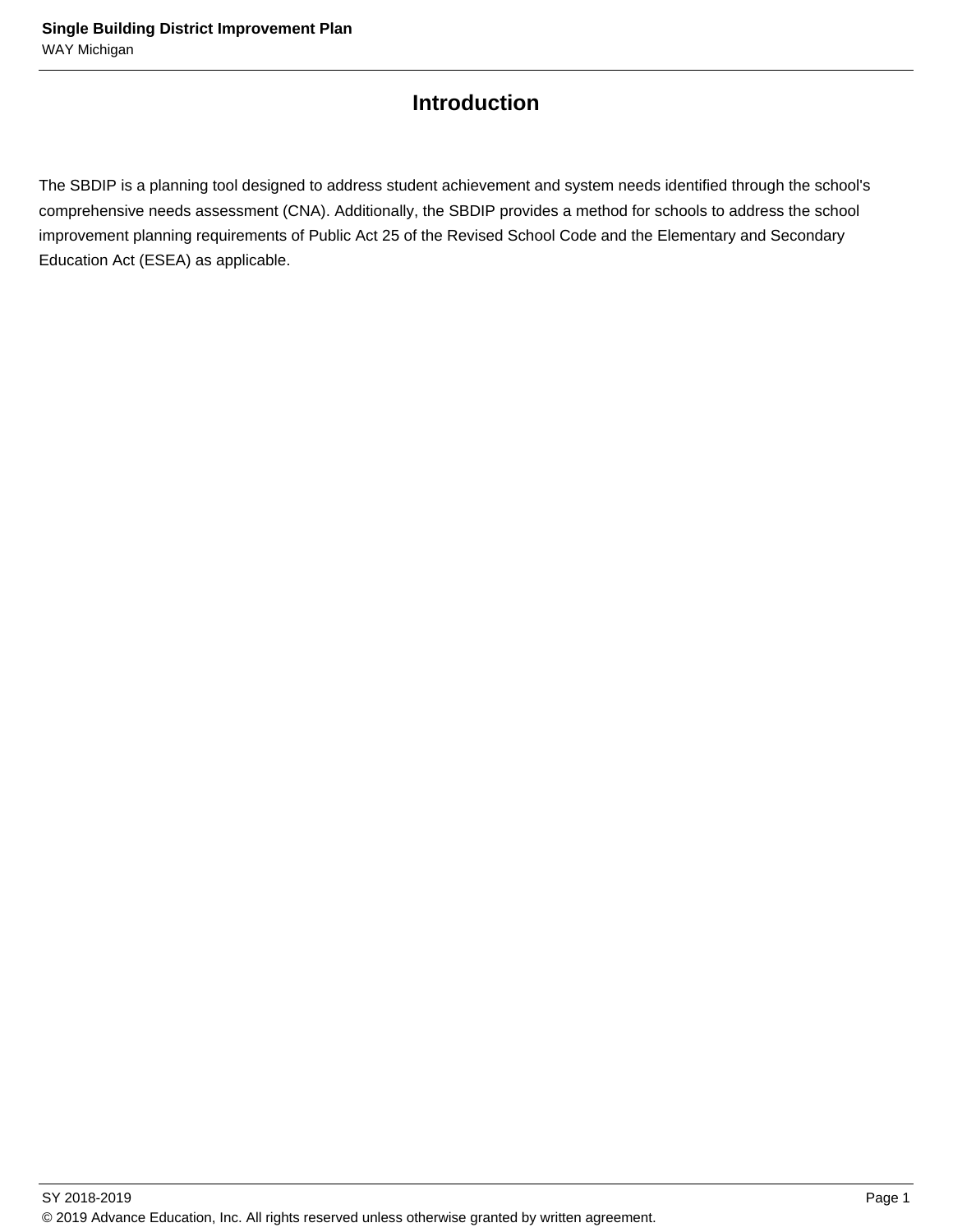# Introduction

The SBDIP is a planning tool designed to address student achievement and system needs identified through the school's comprehensive needs assessment (CNA). Additionally, the SBDIP provides a method for schools to address the school improvement planning requirements of Public Act 25 of the Revised School Code and the Elementary and Secondary Education Act (ESEA) as applicable.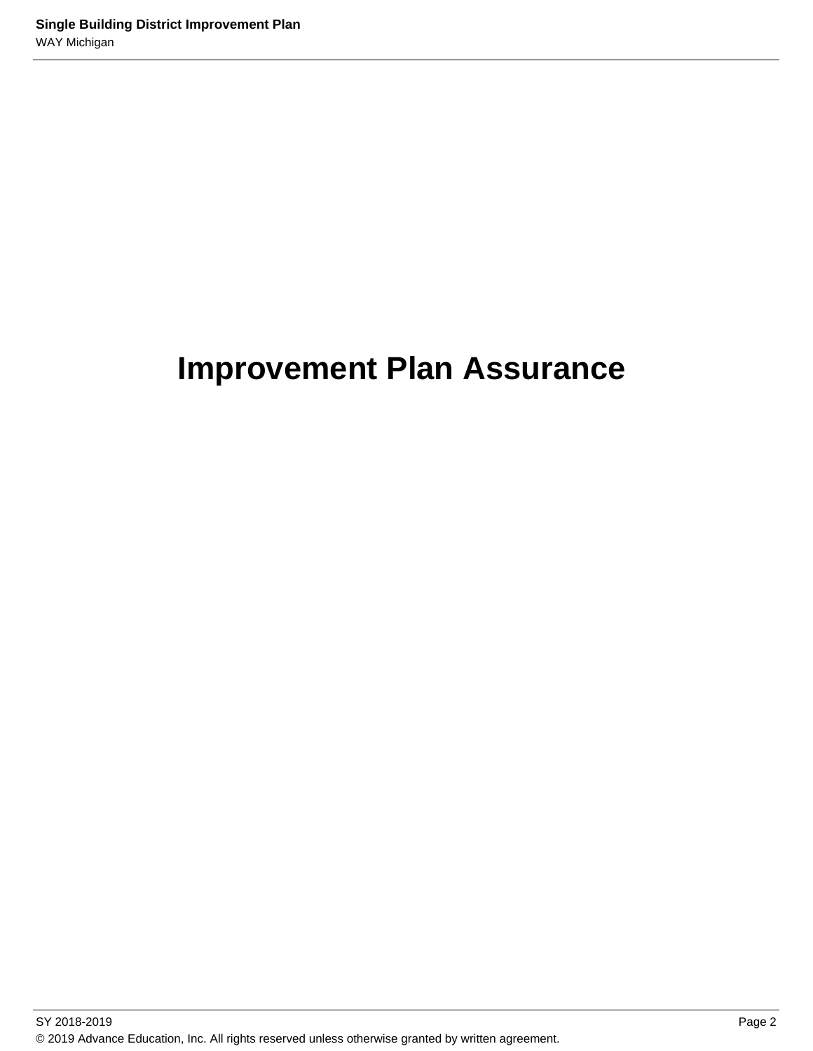# Improvement Plan Assurance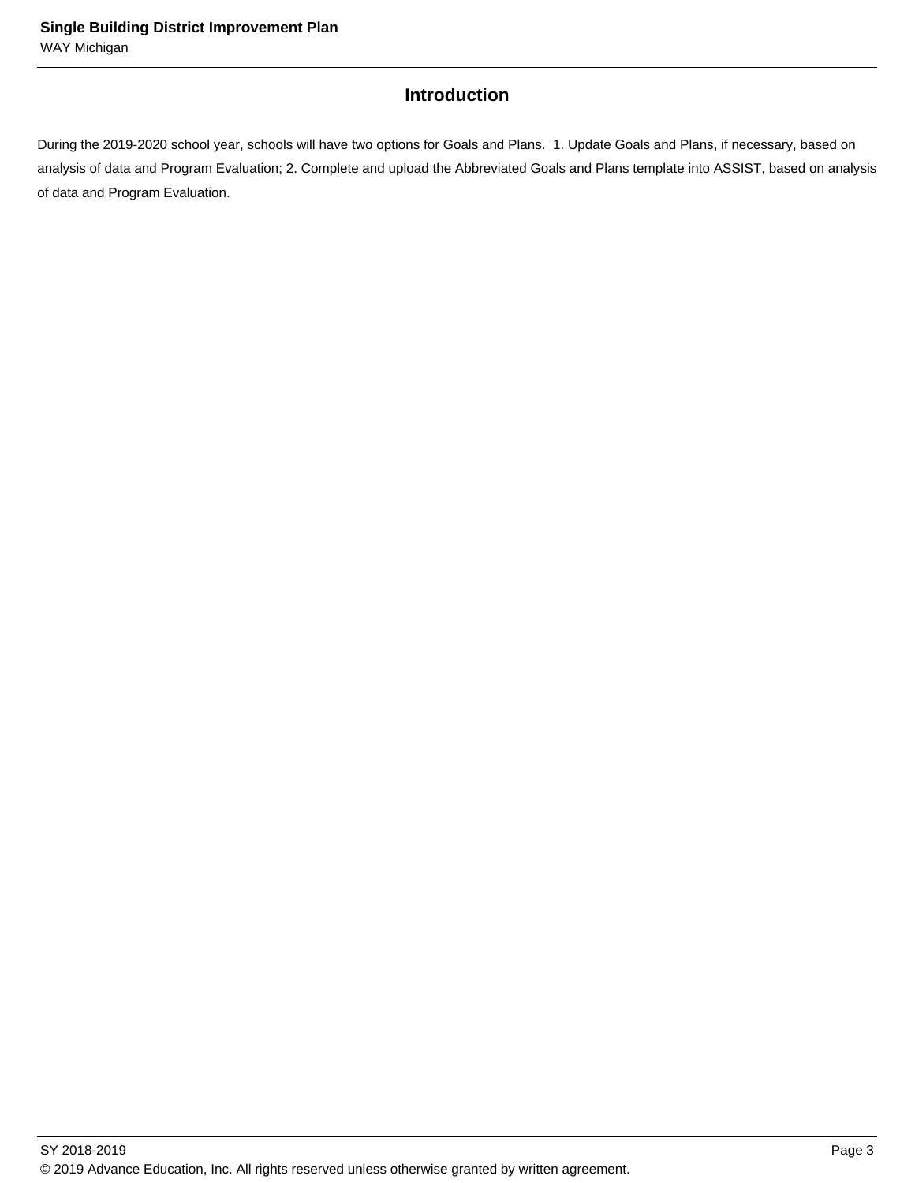## Introduction

During the 2019-2020 school year, schools will have two options for Goals and Plans.  1. Update Goals and Plans, if necessary, based on analysis of data and Program Evaluation; 2. Complete and upload the Abbreviated Goals and Plans template into ASSIST, based on analysis of data and Program Evaluation.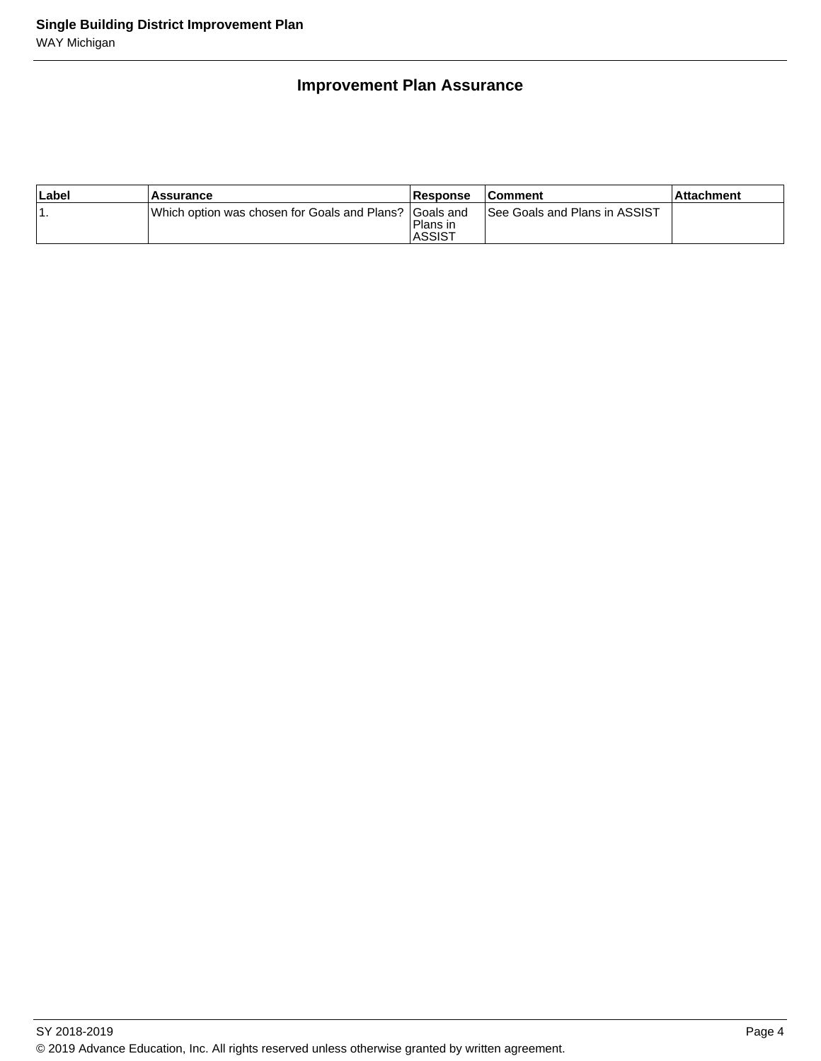## Improvement Plan Assurance

| Label | Assurance | Response | Comment | Attachment |
| --- | --- | --- | --- | --- |
| 1. | Which option was chosen for Goals and Plans? | Goals and Plans in ASSIST | See Goals and Plans in ASSIST | |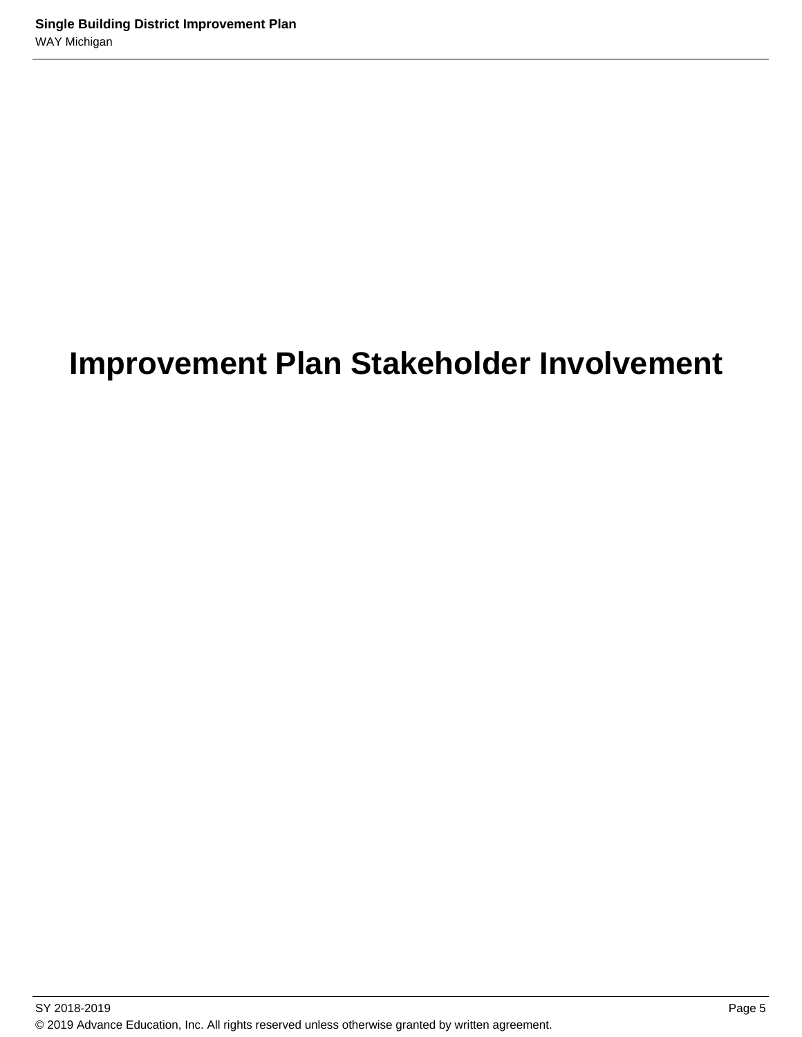# Improvement Plan Stakeholder Involvement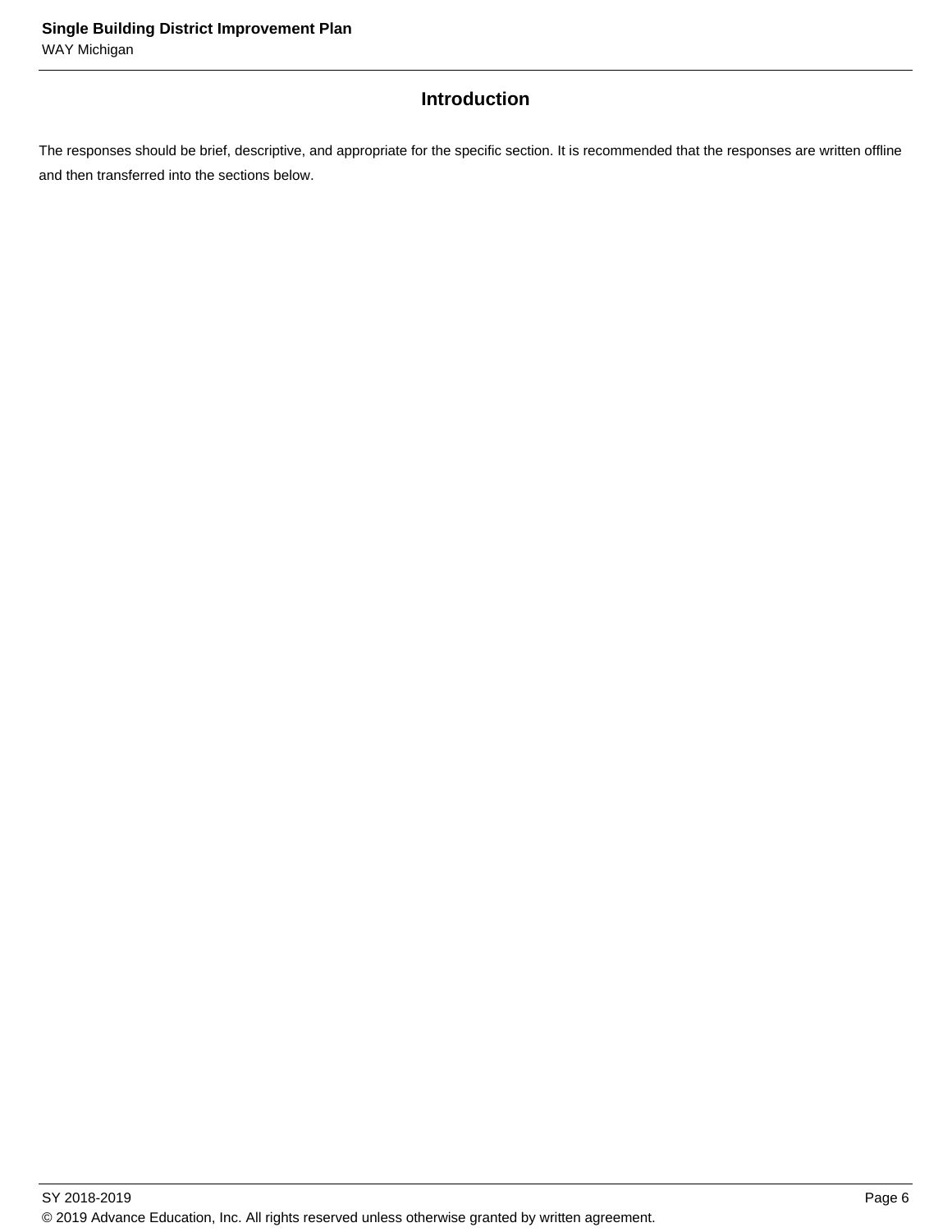## Introduction

The responses should be brief, descriptive, and appropriate for the specific section. It is recommended that the responses are written offline and then transferred into the sections below.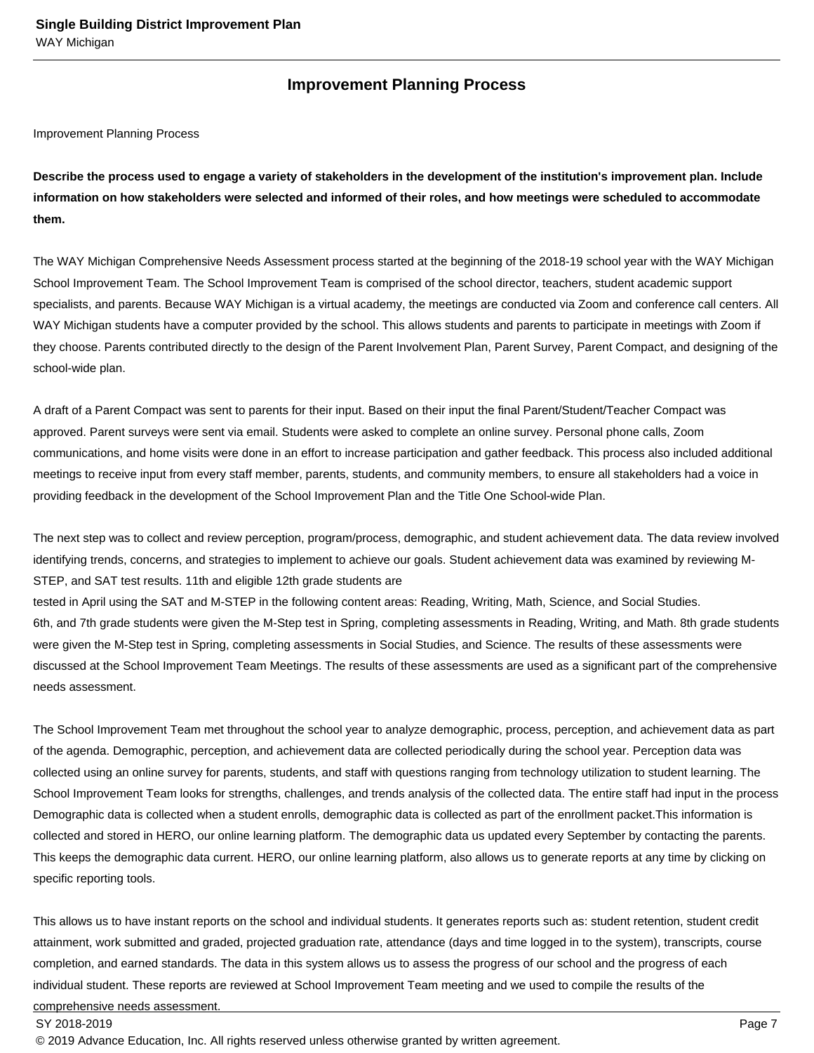## Improvement Planning Process

Improvement Planning Process

**Describe the process used to engage a variety of stakeholders in the development of the institution's improvement plan. Include information on how stakeholders were selected and informed of their roles, and how meetings were scheduled to accommodate them.**

The WAY Michigan Comprehensive Needs Assessment process started at the beginning of the 2018-19 school year with the WAY Michigan School Improvement Team. The School Improvement Team is comprised of the school director, teachers, student academic support specialists, and parents. Because WAY Michigan is a virtual academy, the meetings are conducted via Zoom and conference call centers. All WAY Michigan students have a computer provided by the school. This allows students and parents to participate in meetings with Zoom if they choose. Parents contributed directly to the design of the Parent Involvement Plan, Parent Survey, Parent Compact, and designing of the school-wide plan.

A draft of a Parent Compact was sent to parents for their input. Based on their input the final Parent/Student/Teacher Compact was approved. Parent surveys were sent via email. Students were asked to complete an online survey. Personal phone calls, Zoom communications, and home visits were done in an effort to increase participation and gather feedback. This process also included additional meetings to receive input from every staff member, parents, students, and community members, to ensure all stakeholders had a voice in providing feedback in the development of the School Improvement Plan and the Title One School-wide Plan.

The next step was to collect and review perception, program/process, demographic, and student achievement data. The data review involved identifying trends, concerns, and strategies to implement to achieve our goals. Student achievement data was examined by reviewing M-STEP, and SAT test results. 11th and eligible 12th grade students are
tested in April using the SAT and M-STEP in the following content areas: Reading, Writing, Math, Science, and Social Studies.
6th, and 7th grade students were given the M-Step test in Spring, completing assessments in Reading, Writing, and Math. 8th grade students were given the M-Step test in Spring, completing assessments in Social Studies, and Science. The results of these assessments were discussed at the School Improvement Team Meetings. The results of these assessments are used as a significant part of the comprehensive needs assessment.

The School Improvement Team met throughout the school year to analyze demographic, process, perception, and achievement data as part of the agenda. Demographic, perception, and achievement data are collected periodically during the school year. Perception data was collected using an online survey for parents, students, and staff with questions ranging from technology utilization to student learning. The School Improvement Team looks for strengths, challenges, and trends analysis of the collected data. The entire staff had input in the process Demographic data is collected when a student enrolls, demographic data is collected as part of the enrollment packet.This information is collected and stored in HERO, our online learning platform. The demographic data us updated every September by contacting the parents. This keeps the demographic data current. HERO, our online learning platform, also allows us to generate reports at any time by clicking on specific reporting tools.

This allows us to have instant reports on the school and individual students. It generates reports such as: student retention, student credit attainment, work submitted and graded, projected graduation rate, attendance (days and time logged in to the system), transcripts, course completion, and earned standards. The data in this system allows us to assess the progress of our school and the progress of each individual student. These reports are reviewed at School Improvement Team meeting and we used to compile the results of the comprehensive needs assessment.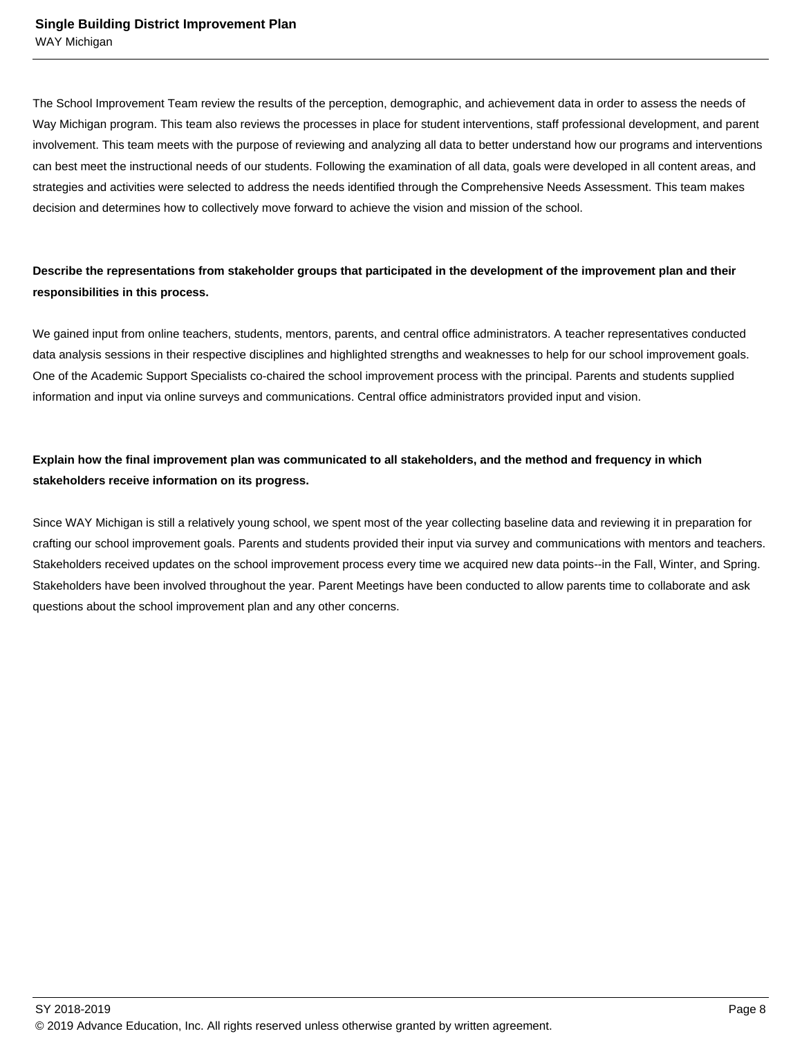The School Improvement Team review the results of the perception, demographic, and achievement data in order to assess the needs of Way Michigan program. This team also reviews the processes in place for student interventions, staff professional development, and parent involvement. This team meets with the purpose of reviewing and analyzing all data to better understand how our programs and interventions can best meet the instructional needs of our students. Following the examination of all data, goals were developed in all content areas, and strategies and activities were selected to address the needs identified through the Comprehensive Needs Assessment. This team makes decision and determines how to collectively move forward to achieve the vision and mission of the school.

**Describe the representations from stakeholder groups that participated in the development of the improvement plan and their responsibilities in this process.**

We gained input from online teachers, students, mentors, parents, and central office administrators. A teacher representatives conducted data analysis sessions in their respective disciplines and highlighted strengths and weaknesses to help for our school improvement goals. One of the Academic Support Specialists co-chaired the school improvement process with the principal. Parents and students supplied information and input via online surveys and communications. Central office administrators provided input and vision.

**Explain how the final improvement plan was communicated to all stakeholders, and the method and frequency in which stakeholders receive information on its progress.**

Since WAY Michigan is still a relatively young school, we spent most of the year collecting baseline data and reviewing it in preparation for crafting our school improvement goals. Parents and students provided their input via survey and communications with mentors and teachers. Stakeholders received updates on the school improvement process every time we acquired new data points--in the Fall, Winter, and Spring. Stakeholders have been involved throughout the year. Parent Meetings have been conducted to allow parents time to collaborate and ask questions about the school improvement plan and any other concerns.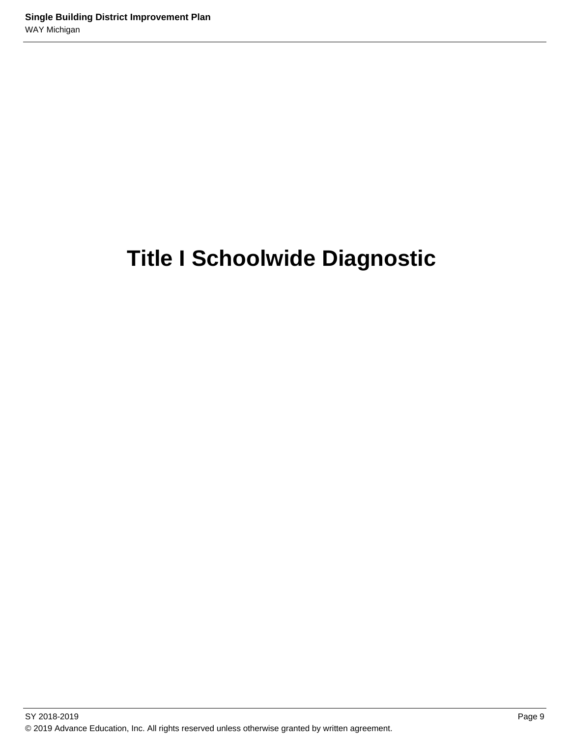# Title I Schoolwide Diagnostic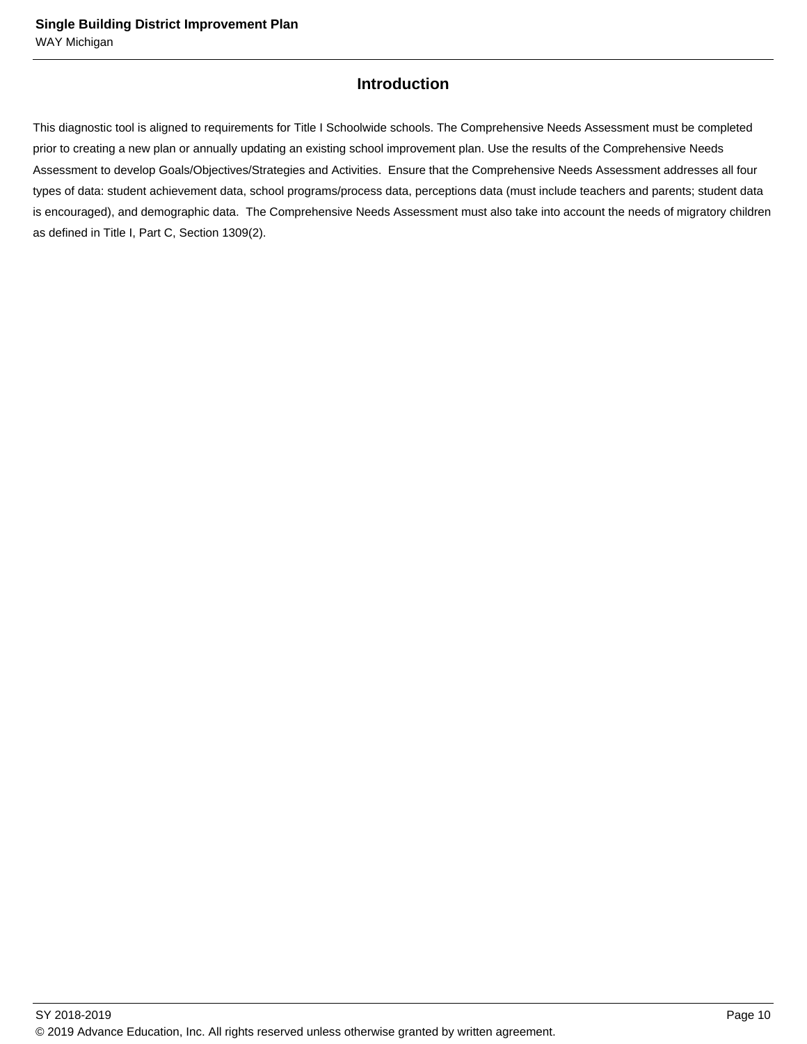## Introduction

This diagnostic tool is aligned to requirements for Title I Schoolwide schools. The Comprehensive Needs Assessment must be completed prior to creating a new plan or annually updating an existing school improvement plan. Use the results of the Comprehensive Needs Assessment to develop Goals/Objectives/Strategies and Activities. Ensure that the Comprehensive Needs Assessment addresses all four types of data: student achievement data, school programs/process data, perceptions data (must include teachers and parents; student data is encouraged), and demographic data. The Comprehensive Needs Assessment must also take into account the needs of migratory children as defined in Title I, Part C, Section 1309(2).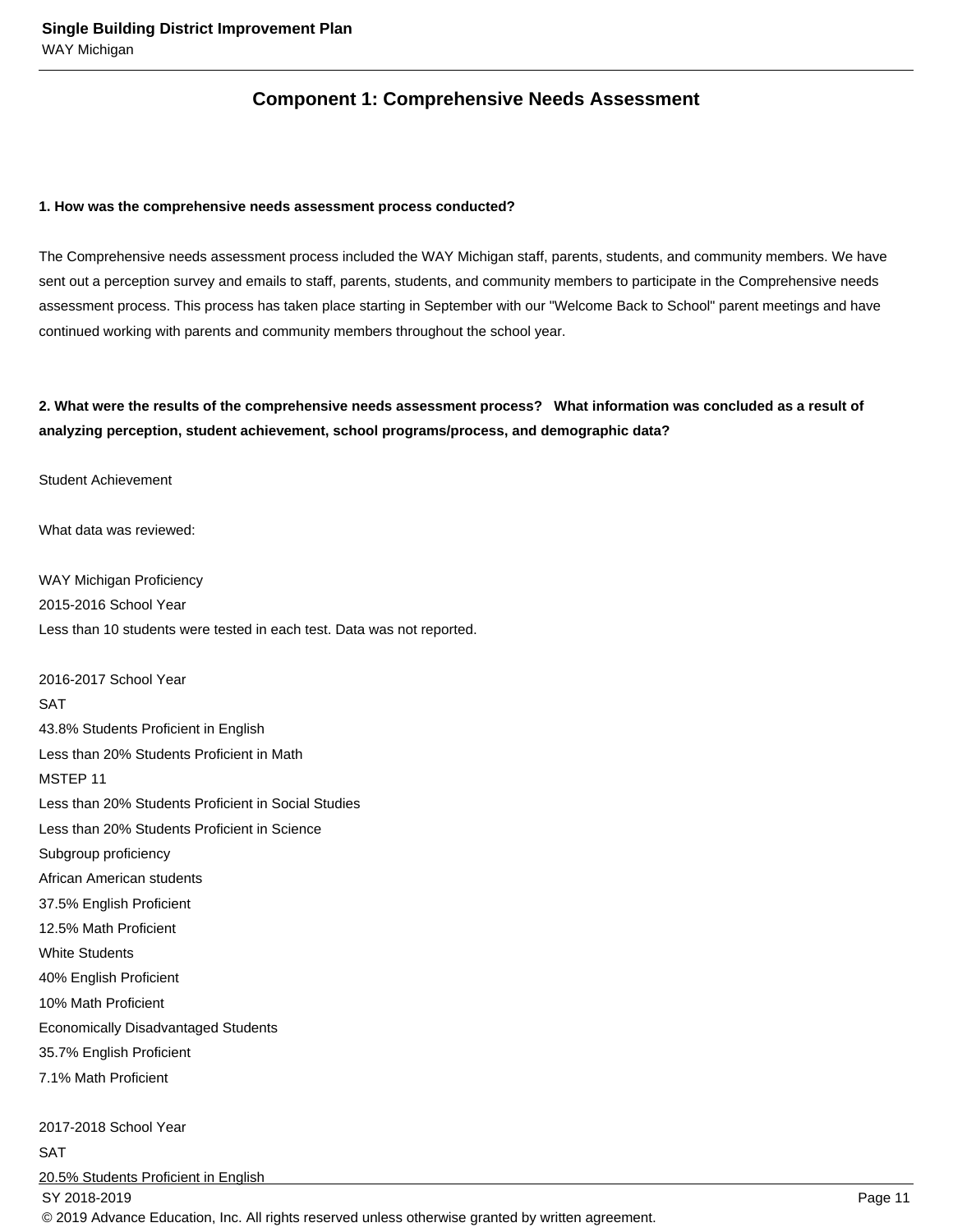## Component 1: Comprehensive Needs Assessment

**1. How was the comprehensive needs assessment process conducted?**

The Comprehensive needs assessment process included the WAY Michigan staff, parents, students, and community members. We have sent out a perception survey and emails to staff, parents, students, and community members to participate in the Comprehensive needs assessment process. This process has taken place starting in September with our "Welcome Back to School" parent meetings and have continued working with parents and community members throughout the school year.

**2. What were the results of the comprehensive needs assessment process? What information was concluded as a result of analyzing perception, student achievement, school programs/process, and demographic data?**

Student Achievement

What data was reviewed:

WAY Michigan Proficiency
2015-2016 School Year
Less than 10 students were tested in each test. Data was not reported.

2016-2017 School Year
SAT
43.8% Students Proficient in English
Less than 20% Students Proficient in Math
MSTEP 11
Less than 20% Students Proficient in Social Studies
Less than 20% Students Proficient in Science
Subgroup proficiency
African American students
37.5% English Proficient
12.5% Math Proficient
White Students
40% English Proficient
10% Math Proficient
Economically Disadvantaged Students
35.7% English Proficient
7.1% Math Proficient

2017-2018 School Year
SAT
20.5% Students Proficient in English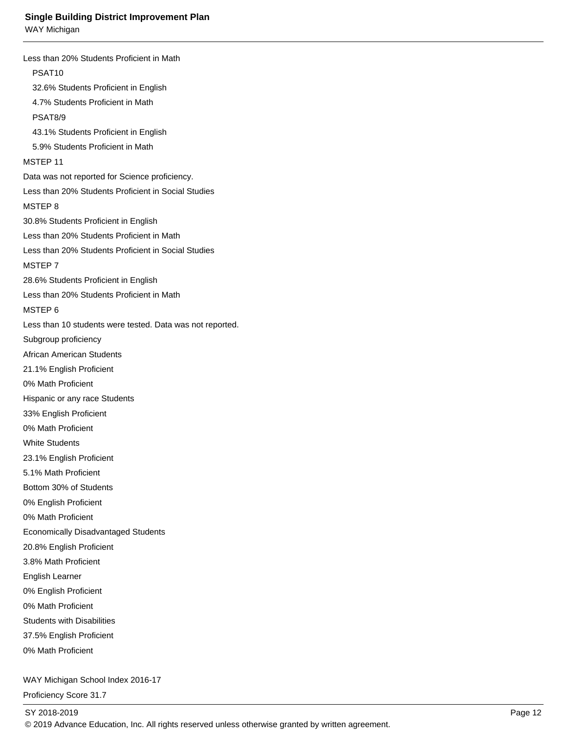Less than 20% Students Proficient in Math

PSAT10

32.6% Students Proficient in English

4.7% Students Proficient in Math

PSAT8/9

43.1% Students Proficient in English

5.9% Students Proficient in Math

MSTEP 11

Data was not reported for Science proficiency.

Less than 20% Students Proficient in Social Studies

MSTEP 8

30.8% Students Proficient in English

Less than 20% Students Proficient in Math

Less than 20% Students Proficient in Social Studies

MSTEP 7

28.6% Students Proficient in English

Less than 20% Students Proficient in Math

MSTEP 6

Less than 10 students were tested. Data was not reported.

Subgroup proficiency

African American Students

21.1% English Proficient

0% Math Proficient

Hispanic or any race Students

33% English Proficient

0% Math Proficient

White Students

23.1% English Proficient

5.1% Math Proficient

Bottom 30% of Students

0% English Proficient

0% Math Proficient

Economically Disadvantaged Students

20.8% English Proficient

3.8% Math Proficient

English Learner

0% English Proficient

0% Math Proficient

Students with Disabilities

37.5% English Proficient

0% Math Proficient

WAY Michigan School Index 2016-17

Proficiency Score 31.7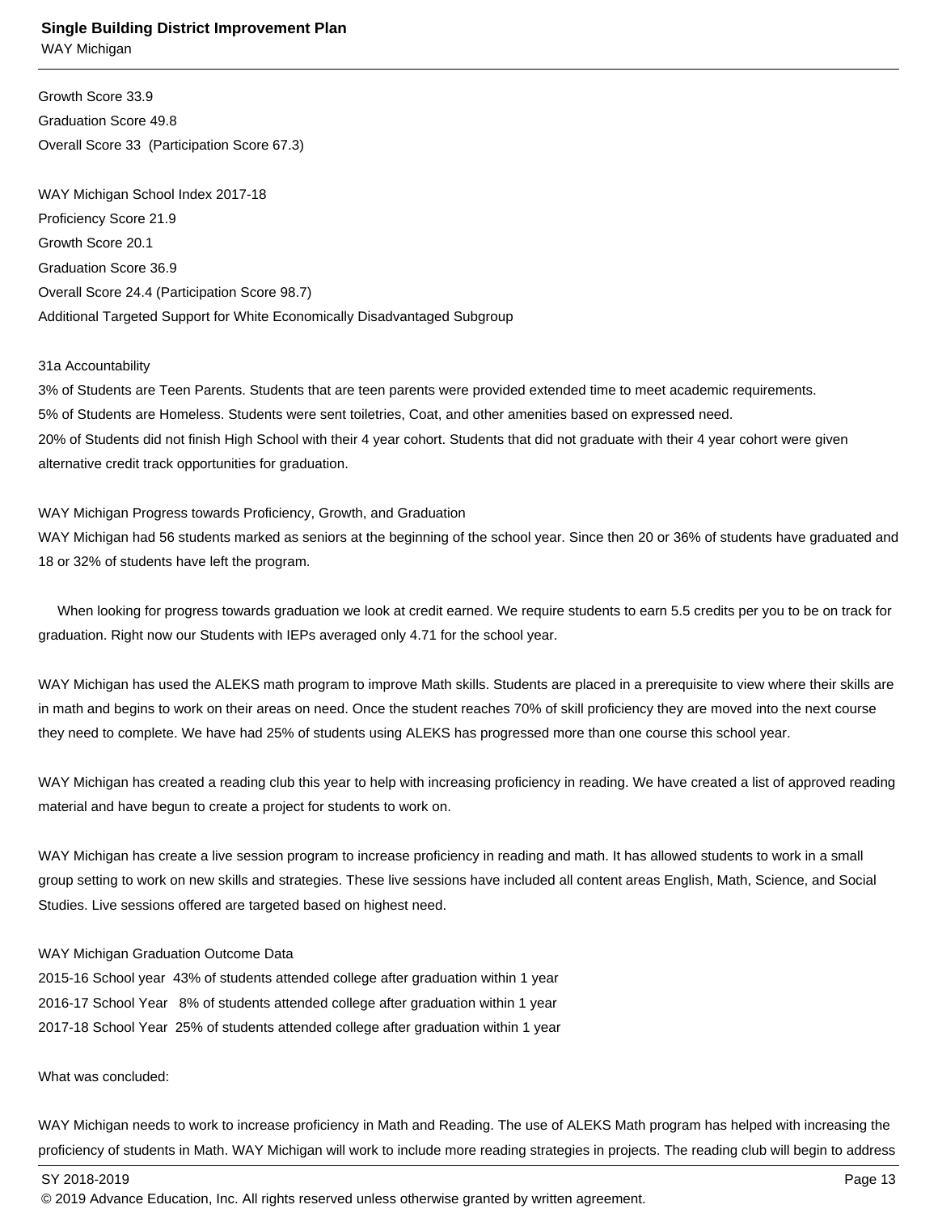Growth Score 33.9
Graduation Score 49.8
Overall Score 33  (Participation Score 67.3)

WAY Michigan School Index 2017-18
Proficiency Score 21.9
Growth Score 20.1
Graduation Score 36.9
Overall Score 24.4 (Participation Score 98.7)
Additional Targeted Support for White Economically Disadvantaged Subgroup

31a Accountability
3% of Students are Teen Parents. Students that are teen parents were provided extended time to meet academic requirements.
5% of Students are Homeless. Students were sent toiletries, Coat, and other amenities based on expressed need.
20% of Students did not finish High School with their 4 year cohort. Students that did not graduate with their 4 year cohort were given alternative credit track opportunities for graduation.

WAY Michigan Progress towards Proficiency, Growth, and Graduation
WAY Michigan had 56 students marked as seniors at the beginning of the school year. Since then 20 or 36% of students have graduated and 18 or 32% of students have left the program.

When looking for progress towards graduation we look at credit earned. We require students to earn 5.5 credits per you to be on track for graduation. Right now our Students with IEPs averaged only 4.71 for the school year.

WAY Michigan has used the ALEKS math program to improve Math skills. Students are placed in a prerequisite to view where their skills are in math and begins to work on their areas on need. Once the student reaches 70% of skill proficiency they are moved into the next course they need to complete. We have had 25% of students using ALEKS has progressed more than one course this school year.

WAY Michigan has created a reading club this year to help with increasing proficiency in reading. We have created a list of approved reading material and have begun to create a project for students to work on.

WAY Michigan has create a live session program to increase proficiency in reading and math. It has allowed students to work in a small group setting to work on new skills and strategies. These live sessions have included all content areas English, Math, Science, and Social Studies. Live sessions offered are targeted based on highest need.

WAY Michigan Graduation Outcome Data
2015-16 School year  43% of students attended college after graduation within 1 year
2016-17 School Year   8% of students attended college after graduation within 1 year
2017-18 School Year  25% of students attended college after graduation within 1 year

What was concluded:

WAY Michigan needs to work to increase proficiency in Math and Reading. The use of ALEKS Math program has helped with increasing the proficiency of students in Math. WAY Michigan will work to include more reading strategies in projects. The reading club will begin to address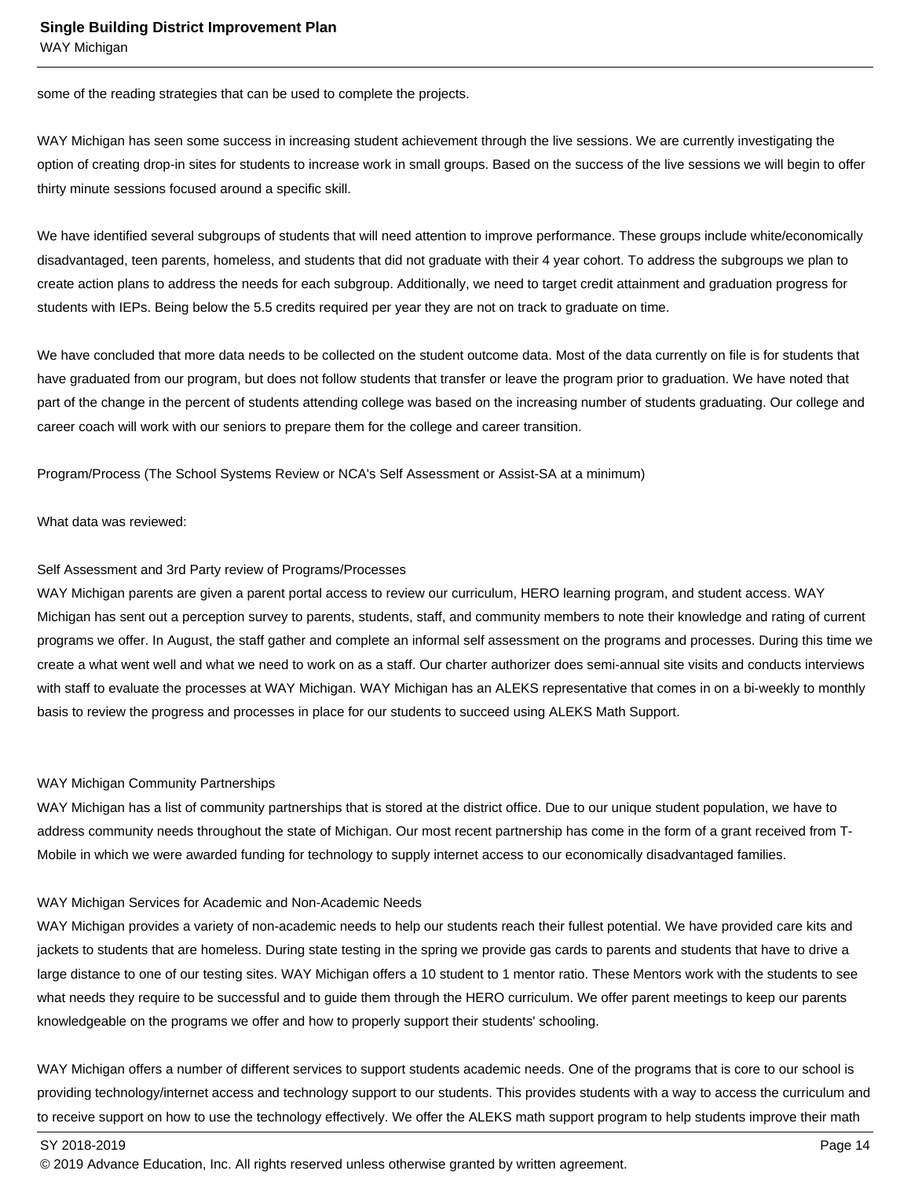some of the reading strategies that can be used to complete the projects.

WAY Michigan has seen some success in increasing student achievement through the live sessions. We are currently investigating the option of creating drop-in sites for students to increase work in small groups. Based on the success of the live sessions we will begin to offer thirty minute sessions focused around a specific skill.

We have identified several subgroups of students that will need attention to improve performance. These groups include white/economically disadvantaged, teen parents, homeless, and students that did not graduate with their 4 year cohort. To address the subgroups we plan to create action plans to address the needs for each subgroup. Additionally, we need to target credit attainment and graduation progress for students with IEPs. Being below the 5.5 credits required per year they are not on track to graduate on time.

We have concluded that more data needs to be collected on the student outcome data. Most of the data currently on file is for students that have graduated from our program, but does not follow students that transfer or leave the program prior to graduation. We have noted that part of the change in the percent of students attending college was based on the increasing number of students graduating. Our college and career coach will work with our seniors to prepare them for the college and career transition.

Program/Process (The School Systems Review or NCA's Self Assessment or Assist-SA at a minimum)

What data was reviewed:

Self Assessment and 3rd Party review of Programs/Processes
WAY Michigan parents are given a parent portal access to review our curriculum, HERO learning program, and student access. WAY Michigan has sent out a perception survey to parents, students, staff, and community members to note their knowledge and rating of current programs we offer. In August, the staff gather and complete an informal self assessment on the programs and processes. During this time we create a what went well and what we need to work on as a staff. Our charter authorizer does semi-annual site visits and conducts interviews with staff to evaluate the processes at WAY Michigan. WAY Michigan has an ALEKS representative that comes in on a bi-weekly to monthly basis to review the progress and processes in place for our students to succeed using ALEKS Math Support.

WAY Michigan Community Partnerships
WAY Michigan has a list of community partnerships that is stored at the district office. Due to our unique student population, we have to address community needs throughout the state of Michigan. Our most recent partnership has come in the form of a grant received from T-Mobile in which we were awarded funding for technology to supply internet access to our economically disadvantaged families.

WAY Michigan Services for Academic and Non-Academic Needs
WAY Michigan provides a variety of non-academic needs to help our students reach their fullest potential. We have provided care kits and jackets to students that are homeless. During state testing in the spring we provide gas cards to parents and students that have to drive a large distance to one of our testing sites. WAY Michigan offers a 10 student to 1 mentor ratio. These Mentors work with the students to see what needs they require to be successful and to guide them through the HERO curriculum. We offer parent meetings to keep our parents knowledgeable on the programs we offer and how to properly support their students' schooling.

WAY Michigan offers a number of different services to support students academic needs. One of the programs that is core to our school is providing technology/internet access and technology support to our students. This provides students with a way to access the curriculum and to receive support on how to use the technology effectively. We offer the ALEKS math support program to help students improve their math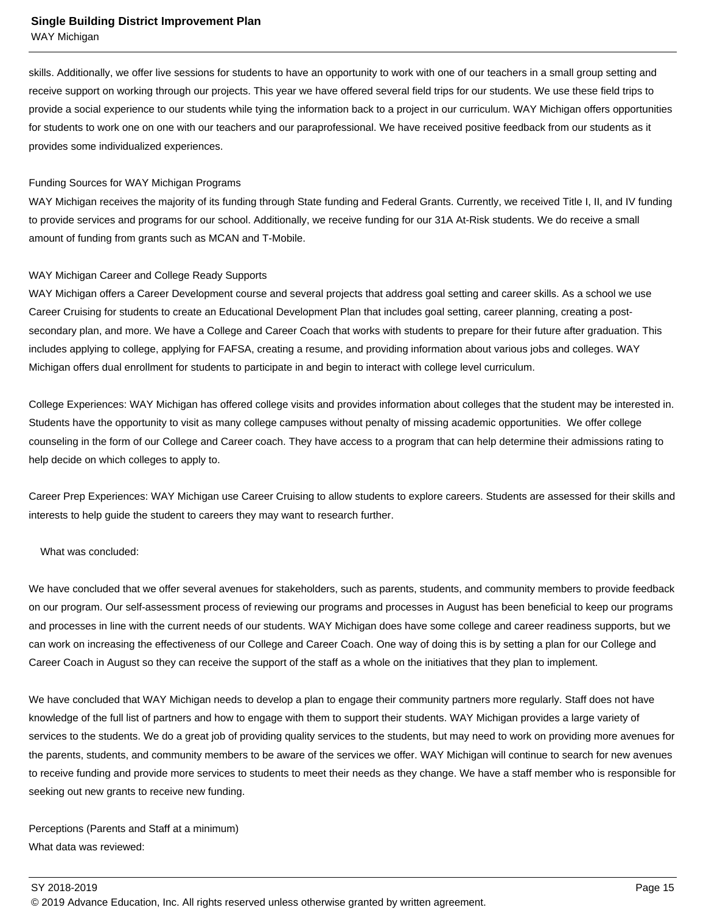skills. Additionally, we offer live sessions for students to have an opportunity to work with one of our teachers in a small group setting and receive support on working through our projects. This year we have offered several field trips for our students. We use these field trips to provide a social experience to our students while tying the information back to a project in our curriculum. WAY Michigan offers opportunities for students to work one on one with our teachers and our paraprofessional. We have received positive feedback from our students as it provides some individualized experiences.

Funding Sources for WAY Michigan Programs
WAY Michigan receives the majority of its funding through State funding and Federal Grants. Currently, we received Title I, II, and IV funding to provide services and programs for our school. Additionally, we receive funding for our 31A At-Risk students. We do receive a small amount of funding from grants such as MCAN and T-Mobile.

WAY Michigan Career and College Ready Supports
WAY Michigan offers a Career Development course and several projects that address goal setting and career skills. As a school we use Career Cruising for students to create an Educational Development Plan that includes goal setting, career planning, creating a post-secondary plan, and more. We have a College and Career Coach that works with students to prepare for their future after graduation. This includes applying to college, applying for FAFSA, creating a resume, and providing information about various jobs and colleges. WAY Michigan offers dual enrollment for students to participate in and begin to interact with college level curriculum.

College Experiences: WAY Michigan has offered college visits and provides information about colleges that the student may be interested in. Students have the opportunity to visit as many college campuses without penalty of missing academic opportunities. We offer college counseling in the form of our College and Career coach. They have access to a program that can help determine their admissions rating to help decide on which colleges to apply to.

Career Prep Experiences: WAY Michigan use Career Cruising to allow students to explore careers. Students are assessed for their skills and interests to help guide the student to careers they may want to research further.

What was concluded:

We have concluded that we offer several avenues for stakeholders, such as parents, students, and community members to provide feedback on our program. Our self-assessment process of reviewing our programs and processes in August has been beneficial to keep our programs and processes in line with the current needs of our students. WAY Michigan does have some college and career readiness supports, but we can work on increasing the effectiveness of our College and Career Coach. One way of doing this is by setting a plan for our College and Career Coach in August so they can receive the support of the staff as a whole on the initiatives that they plan to implement.

We have concluded that WAY Michigan needs to develop a plan to engage their community partners more regularly. Staff does not have knowledge of the full list of partners and how to engage with them to support their students. WAY Michigan provides a large variety of services to the students. We do a great job of providing quality services to the students, but may need to work on providing more avenues for the parents, students, and community members to be aware of the services we offer. WAY Michigan will continue to search for new avenues to receive funding and provide more services to students to meet their needs as they change. We have a staff member who is responsible for seeking out new grants to receive new funding.

Perceptions (Parents and Staff at a minimum)
What data was reviewed: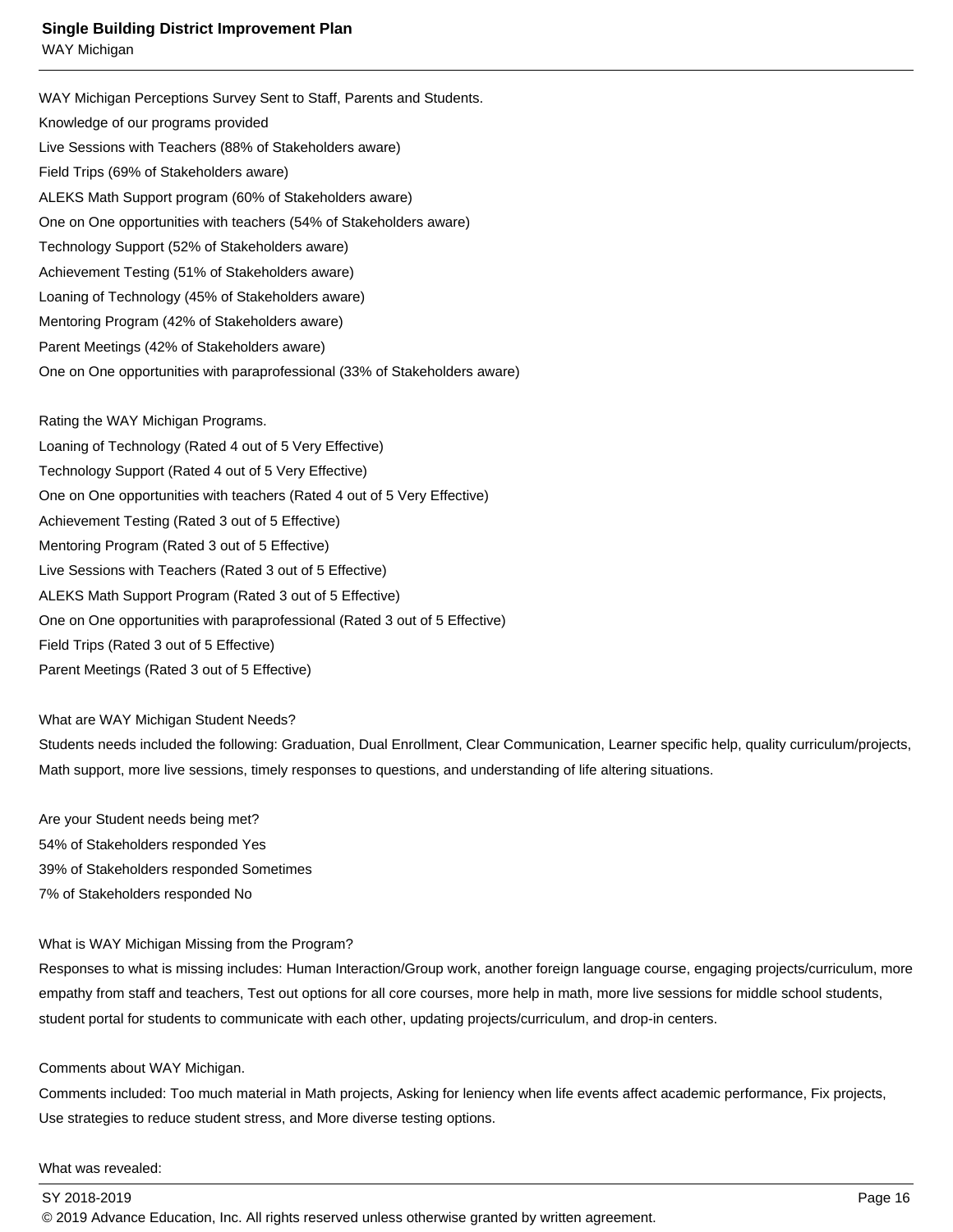WAY Michigan Perceptions Survey Sent to Staff, Parents and Students.

Knowledge of our programs provided

Live Sessions with Teachers (88% of Stakeholders aware)

Field Trips (69% of Stakeholders aware)

ALEKS Math Support program (60% of Stakeholders aware)

One on One opportunities with teachers (54% of Stakeholders aware)

Technology Support (52% of Stakeholders aware)

Achievement Testing (51% of Stakeholders aware)

Loaning of Technology (45% of Stakeholders aware)

Mentoring Program (42% of Stakeholders aware)

Parent Meetings (42% of Stakeholders aware)

One on One opportunities with paraprofessional (33% of Stakeholders aware)

Rating the WAY Michigan Programs.

Loaning of Technology (Rated 4 out of 5 Very Effective)

Technology Support (Rated 4 out of 5 Very Effective)

One on One opportunities with teachers (Rated 4 out of 5 Very Effective)

Achievement Testing (Rated 3 out of 5 Effective)

Mentoring Program (Rated 3 out of 5 Effective)

Live Sessions with Teachers (Rated 3 out of 5 Effective)

ALEKS Math Support Program (Rated 3 out of 5 Effective)

One on One opportunities with paraprofessional (Rated 3 out of 5 Effective)

Field Trips (Rated 3 out of 5 Effective)

Parent Meetings (Rated 3 out of 5 Effective)

What are WAY Michigan Student Needs?

Students needs included the following: Graduation, Dual Enrollment, Clear Communication, Learner specific help, quality curriculum/projects, Math support, more live sessions, timely responses to questions, and understanding of life altering situations.

Are your Student needs being met?

54% of Stakeholders responded Yes

39% of Stakeholders responded Sometimes

7% of Stakeholders responded No

What is WAY Michigan Missing from the Program?

Responses to what is missing includes: Human Interaction/Group work, another foreign language course, engaging projects/curriculum, more empathy from staff and teachers, Test out options for all core courses, more help in math, more live sessions for middle school students, student portal for students to communicate with each other, updating projects/curriculum, and drop-in centers.

Comments about WAY Michigan.

Comments included: Too much material in Math projects, Asking for leniency when life events affect academic performance, Fix projects, Use strategies to reduce student stress, and More diverse testing options.

What was revealed: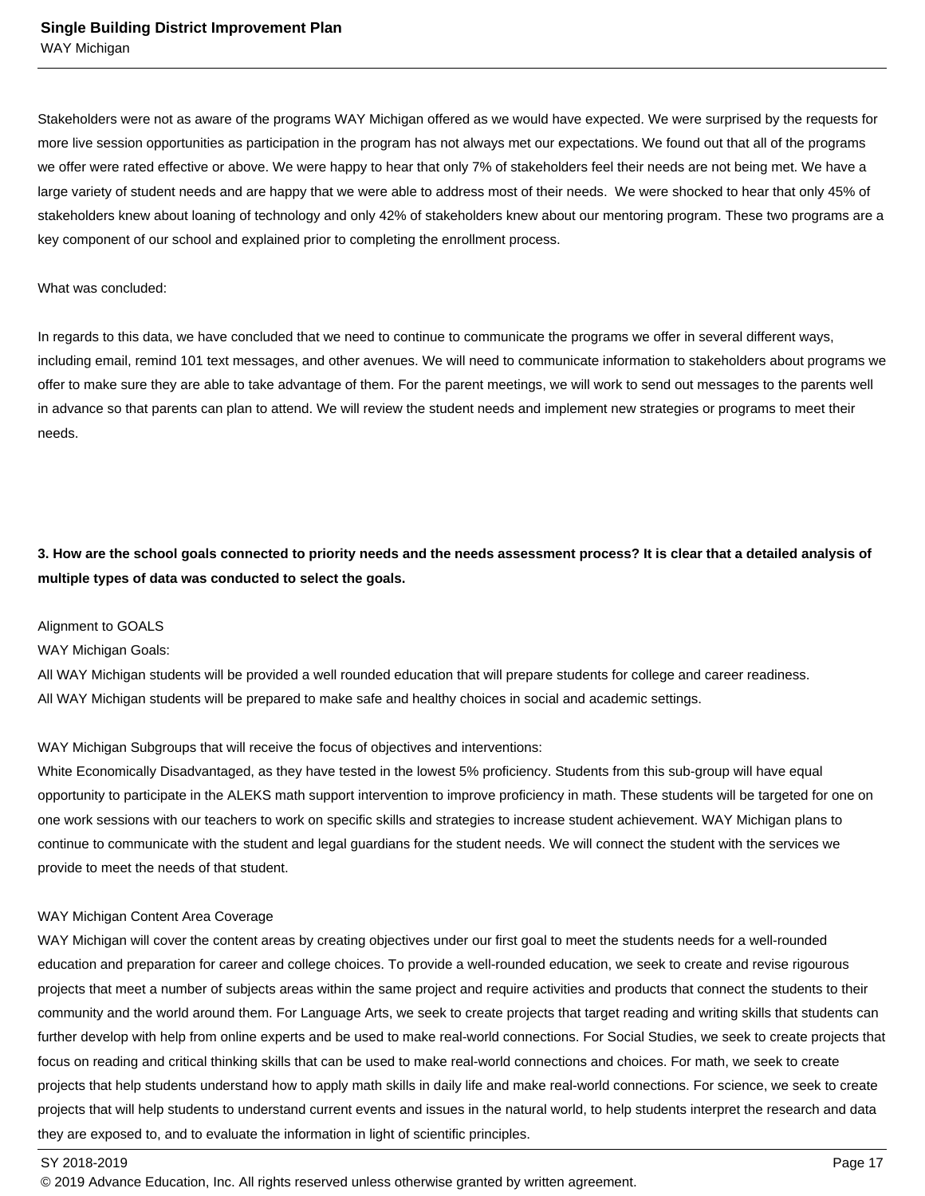Stakeholders were not as aware of the programs WAY Michigan offered as we would have expected. We were surprised by the requests for more live session opportunities as participation in the program has not always met our expectations. We found out that all of the programs we offer were rated effective or above. We were happy to hear that only 7% of stakeholders feel their needs are not being met. We have a large variety of student needs and are happy that we were able to address most of their needs.  We were shocked to hear that only 45% of stakeholders knew about loaning of technology and only 42% of stakeholders knew about our mentoring program. These two programs are a key component of our school and explained prior to completing the enrollment process.

What was concluded:

In regards to this data, we have concluded that we need to continue to communicate the programs we offer in several different ways, including email, remind 101 text messages, and other avenues. We will need to communicate information to stakeholders about programs we offer to make sure they are able to take advantage of them. For the parent meetings, we will work to send out messages to the parents well in advance so that parents can plan to attend. We will review the student needs and implement new strategies or programs to meet their needs.

**3. How are the school goals connected to priority needs and the needs assessment process? It is clear that a detailed analysis of multiple types of data was conducted to select the goals.**

Alignment to GOALS
WAY Michigan Goals:
All WAY Michigan students will be provided a well rounded education that will prepare students for college and career readiness.
All WAY Michigan students will be prepared to make safe and healthy choices in social and academic settings.

WAY Michigan Subgroups that will receive the focus of objectives and interventions:
White Economically Disadvantaged, as they have tested in the lowest 5% proficiency. Students from this sub-group will have equal opportunity to participate in the ALEKS math support intervention to improve proficiency in math. These students will be targeted for one on one work sessions with our teachers to work on specific skills and strategies to increase student achievement. WAY Michigan plans to continue to communicate with the student and legal guardians for the student needs. We will connect the student with the services we provide to meet the needs of that student.

WAY Michigan Content Area Coverage
WAY Michigan will cover the content areas by creating objectives under our first goal to meet the students needs for a well-rounded education and preparation for career and college choices. To provide a well-rounded education, we seek to create and revise rigourous projects that meet a number of subjects areas within the same project and require activities and products that connect the students to their community and the world around them. For Language Arts, we seek to create projects that target reading and writing skills that students can further develop with help from online experts and be used to make real-world connections. For Social Studies, we seek to create projects that focus on reading and critical thinking skills that can be used to make real-world connections and choices. For math, we seek to create projects that help students understand how to apply math skills in daily life and make real-world connections. For science, we seek to create projects that will help students to understand current events and issues in the natural world, to help students interpret the research and data they are exposed to, and to evaluate the information in light of scientific principles.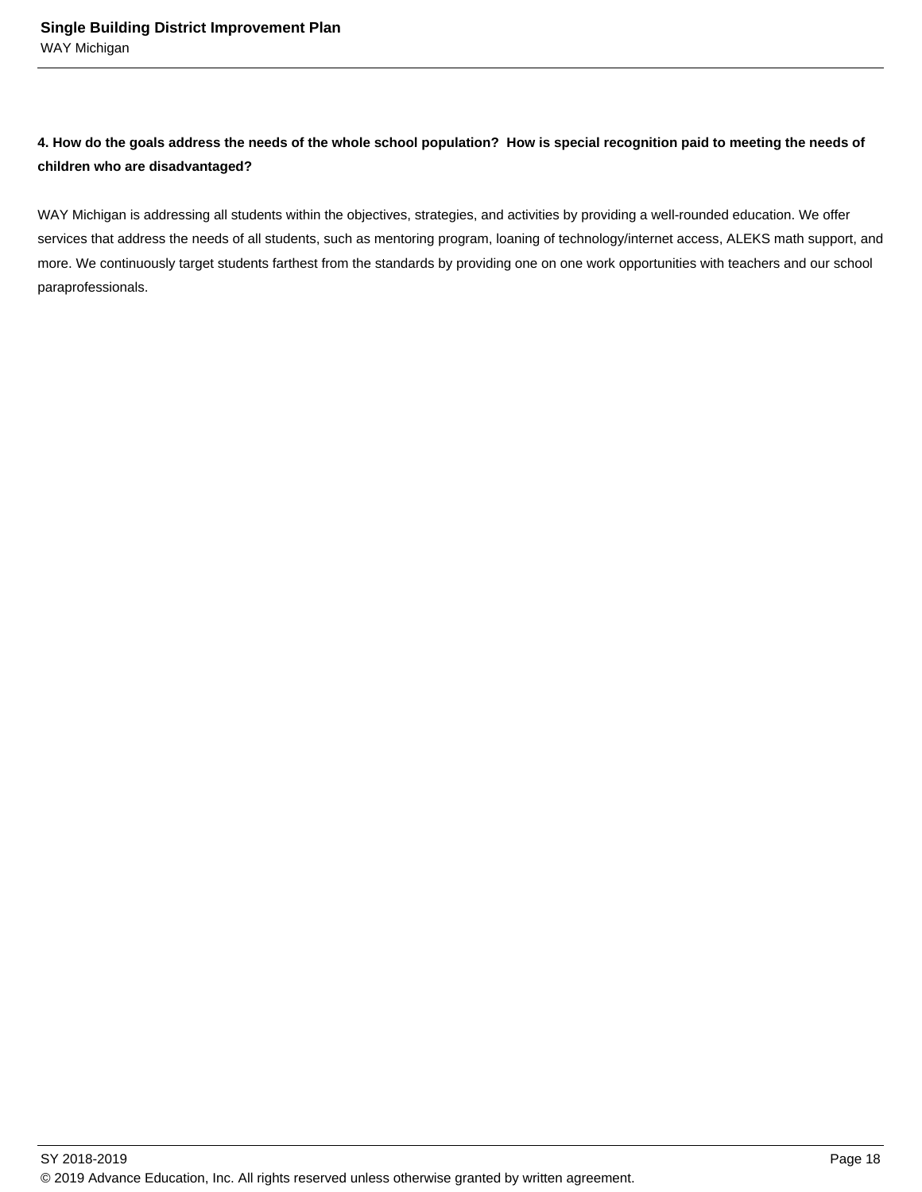**4. How do the goals address the needs of the whole school population? How is special recognition paid to meeting the needs of children who are disadvantaged?**

WAY Michigan is addressing all students within the objectives, strategies, and activities by providing a well-rounded education. We offer services that address the needs of all students, such as mentoring program, loaning of technology/internet access, ALEKS math support, and more. We continuously target students farthest from the standards by providing one on one work opportunities with teachers and our school paraprofessionals.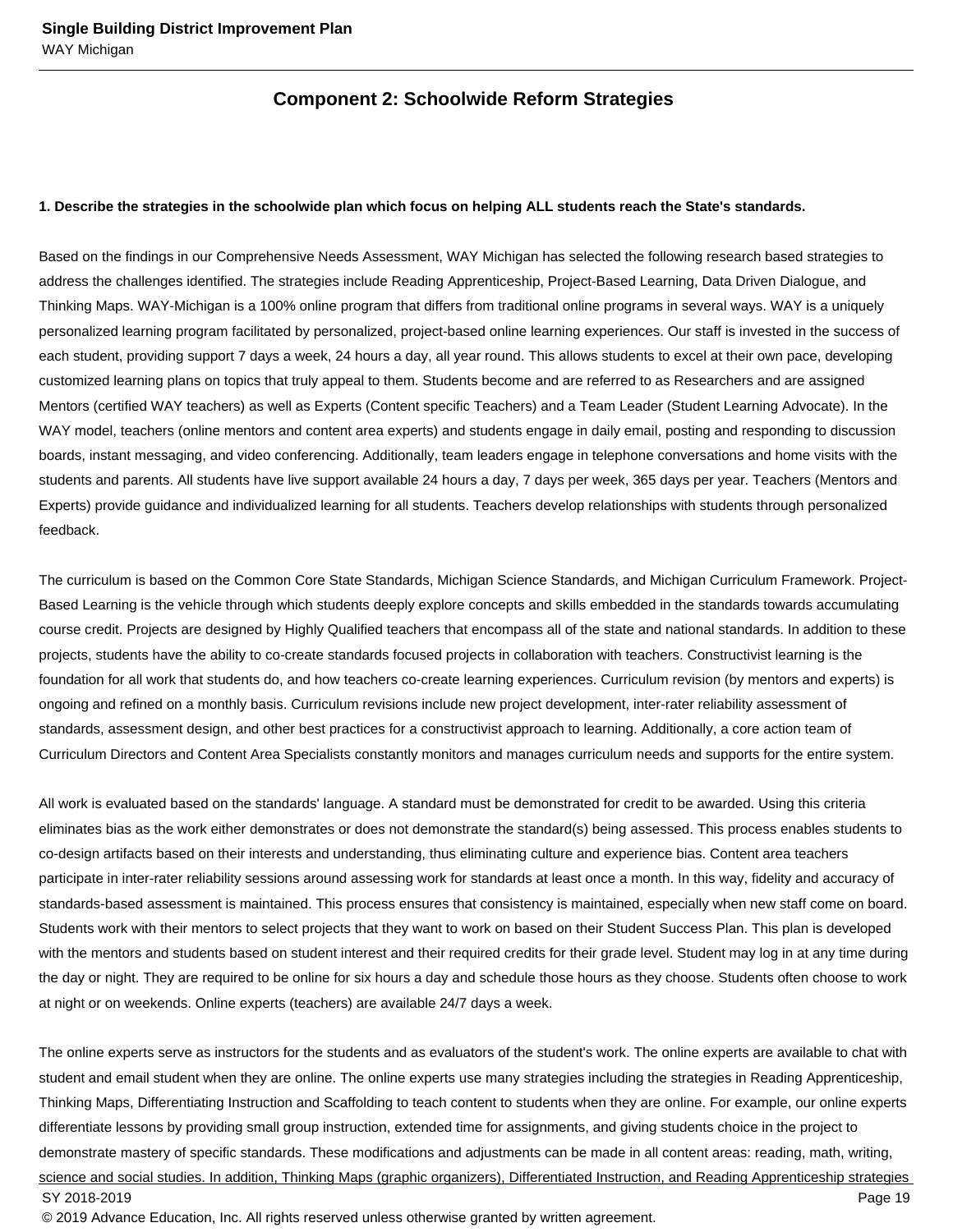## Component 2: Schoolwide Reform Strategies

**1. Describe the strategies in the schoolwide plan which focus on helping ALL students reach the State's standards.**

Based on the findings in our Comprehensive Needs Assessment, WAY Michigan has selected the following research based strategies to address the challenges identified. The strategies include Reading Apprenticeship, Project-Based Learning, Data Driven Dialogue, and Thinking Maps. WAY-Michigan is a 100% online program that differs from traditional online programs in several ways. WAY is a uniquely personalized learning program facilitated by personalized, project-based online learning experiences. Our staff is invested in the success of each student, providing support 7 days a week, 24 hours a day, all year round. This allows students to excel at their own pace, developing customized learning plans on topics that truly appeal to them. Students become and are referred to as Researchers and are assigned Mentors (certified WAY teachers) as well as Experts (Content specific Teachers) and a Team Leader (Student Learning Advocate). In the WAY model, teachers (online mentors and content area experts) and students engage in daily email, posting and responding to discussion boards, instant messaging, and video conferencing. Additionally, team leaders engage in telephone conversations and home visits with the students and parents. All students have live support available 24 hours a day, 7 days per week, 365 days per year. Teachers (Mentors and Experts) provide guidance and individualized learning for all students. Teachers develop relationships with students through personalized feedback.

The curriculum is based on the Common Core State Standards, Michigan Science Standards, and Michigan Curriculum Framework. Project-Based Learning is the vehicle through which students deeply explore concepts and skills embedded in the standards towards accumulating course credit. Projects are designed by Highly Qualified teachers that encompass all of the state and national standards. In addition to these projects, students have the ability to co-create standards focused projects in collaboration with teachers. Constructivist learning is the foundation for all work that students do, and how teachers co-create learning experiences. Curriculum revision (by mentors and experts) is ongoing and refined on a monthly basis. Curriculum revisions include new project development, inter-rater reliability assessment of standards, assessment design, and other best practices for a constructivist approach to learning. Additionally, a core action team of Curriculum Directors and Content Area Specialists constantly monitors and manages curriculum needs and supports for the entire system.

All work is evaluated based on the standards' language. A standard must be demonstrated for credit to be awarded. Using this criteria eliminates bias as the work either demonstrates or does not demonstrate the standard(s) being assessed. This process enables students to co-design artifacts based on their interests and understanding, thus eliminating culture and experience bias. Content area teachers participate in inter-rater reliability sessions around assessing work for standards at least once a month. In this way, fidelity and accuracy of standards-based assessment is maintained. This process ensures that consistency is maintained, especially when new staff come on board. Students work with their mentors to select projects that they want to work on based on their Student Success Plan. This plan is developed with the mentors and students based on student interest and their required credits for their grade level. Student may log in at any time during the day or night. They are required to be online for six hours a day and schedule those hours as they choose. Students often choose to work at night or on weekends. Online experts (teachers) are available 24/7 days a week.

The online experts serve as instructors for the students and as evaluators of the student's work. The online experts are available to chat with student and email student when they are online. The online experts use many strategies including the strategies in Reading Apprenticeship, Thinking Maps, Differentiating Instruction and Scaffolding to teach content to students when they are online. For example, our online experts differentiate lessons by providing small group instruction, extended time for assignments, and giving students choice in the project to demonstrate mastery of specific standards. These modifications and adjustments can be made in all content areas: reading, math, writing, science and social studies. In addition, Thinking Maps (graphic organizers), Differentiated Instruction, and Reading Apprenticeship strategies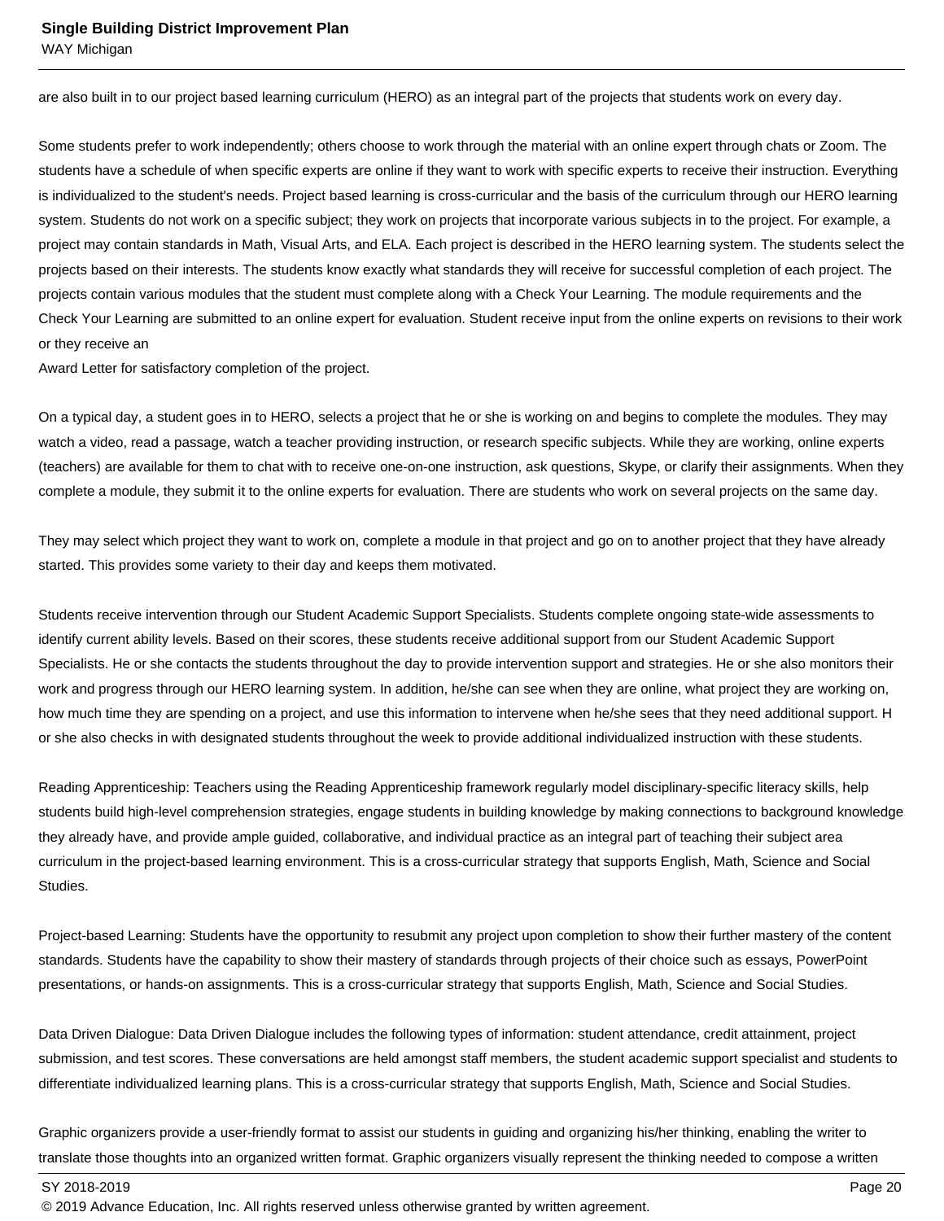are also built in to our project based learning curriculum (HERO) as an integral part of the projects that students work on every day.

Some students prefer to work independently; others choose to work through the material with an online expert through chats or Zoom. The students have a schedule of when specific experts are online if they want to work with specific experts to receive their instruction. Everything is individualized to the student's needs. Project based learning is cross-curricular and the basis of the curriculum through our HERO learning system. Students do not work on a specific subject; they work on projects that incorporate various subjects in to the project. For example, a project may contain standards in Math, Visual Arts, and ELA. Each project is described in the HERO learning system. The students select the projects based on their interests. The students know exactly what standards they will receive for successful completion of each project. The projects contain various modules that the student must complete along with a Check Your Learning. The module requirements and the Check Your Learning are submitted to an online expert for evaluation. Student receive input from the online experts on revisions to their work or they receive an
Award Letter for satisfactory completion of the project.

On a typical day, a student goes in to HERO, selects a project that he or she is working on and begins to complete the modules. They may watch a video, read a passage, watch a teacher providing instruction, or research specific subjects. While they are working, online experts (teachers) are available for them to chat with to receive one-on-one instruction, ask questions, Skype, or clarify their assignments. When they complete a module, they submit it to the online experts for evaluation. There are students who work on several projects on the same day.

They may select which project they want to work on, complete a module in that project and go on to another project that they have already started. This provides some variety to their day and keeps them motivated.

Students receive intervention through our Student Academic Support Specialists. Students complete ongoing state-wide assessments to identify current ability levels. Based on their scores, these students receive additional support from our Student Academic Support Specialists. He or she contacts the students throughout the day to provide intervention support and strategies. He or she also monitors their work and progress through our HERO learning system. In addition, he/she can see when they are online, what project they are working on, how much time they are spending on a project, and use this information to intervene when he/she sees that they need additional support. H or she also checks in with designated students throughout the week to provide additional individualized instruction with these students.

Reading Apprenticeship: Teachers using the Reading Apprenticeship framework regularly model disciplinary-specific literacy skills, help students build high-level comprehension strategies, engage students in building knowledge by making connections to background knowledge they already have, and provide ample guided, collaborative, and individual practice as an integral part of teaching their subject area curriculum in the project-based learning environment. This is a cross-curricular strategy that supports English, Math, Science and Social Studies.

Project-based Learning: Students have the opportunity to resubmit any project upon completion to show their further mastery of the content standards. Students have the capability to show their mastery of standards through projects of their choice such as essays, PowerPoint presentations, or hands-on assignments. This is a cross-curricular strategy that supports English, Math, Science and Social Studies.

Data Driven Dialogue: Data Driven Dialogue includes the following types of information: student attendance, credit attainment, project submission, and test scores. These conversations are held amongst staff members, the student academic support specialist and students to differentiate individualized learning plans. This is a cross-curricular strategy that supports English, Math, Science and Social Studies.

Graphic organizers provide a user-friendly format to assist our students in guiding and organizing his/her thinking, enabling the writer to translate those thoughts into an organized written format. Graphic organizers visually represent the thinking needed to compose a written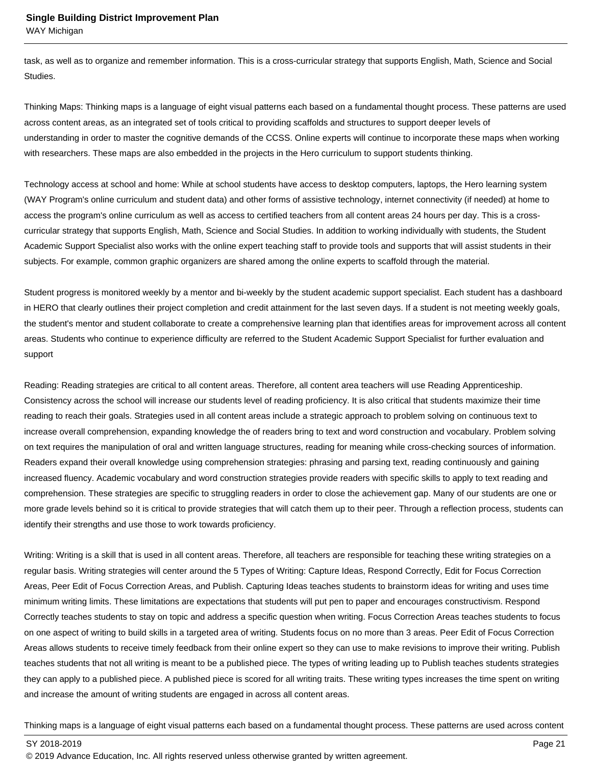task, as well as to organize and remember information. This is a cross-curricular strategy that supports English, Math, Science and Social Studies.

Thinking Maps: Thinking maps is a language of eight visual patterns each based on a fundamental thought process. These patterns are used across content areas, as an integrated set of tools critical to providing scaffolds and structures to support deeper levels of understanding in order to master the cognitive demands of the CCSS. Online experts will continue to incorporate these maps when working with researchers. These maps are also embedded in the projects in the Hero curriculum to support students thinking.

Technology access at school and home: While at school students have access to desktop computers, laptops, the Hero learning system (WAY Program's online curriculum and student data) and other forms of assistive technology, internet connectivity (if needed) at home to access the program's online curriculum as well as access to certified teachers from all content areas 24 hours per day. This is a cross-curricular strategy that supports English, Math, Science and Social Studies. In addition to working individually with students, the Student Academic Support Specialist also works with the online expert teaching staff to provide tools and supports that will assist students in their subjects. For example, common graphic organizers are shared among the online experts to scaffold through the material.

Student progress is monitored weekly by a mentor and bi-weekly by the student academic support specialist. Each student has a dashboard in HERO that clearly outlines their project completion and credit attainment for the last seven days. If a student is not meeting weekly goals, the student's mentor and student collaborate to create a comprehensive learning plan that identifies areas for improvement across all content areas. Students who continue to experience difficulty are referred to the Student Academic Support Specialist for further evaluation and support

Reading: Reading strategies are critical to all content areas. Therefore, all content area teachers will use Reading Apprenticeship. Consistency across the school will increase our students level of reading proficiency. It is also critical that students maximize their time reading to reach their goals. Strategies used in all content areas include a strategic approach to problem solving on continuous text to increase overall comprehension, expanding knowledge the of readers bring to text and word construction and vocabulary. Problem solving on text requires the manipulation of oral and written language structures, reading for meaning while cross-checking sources of information. Readers expand their overall knowledge using comprehension strategies: phrasing and parsing text, reading continuously and gaining increased fluency. Academic vocabulary and word construction strategies provide readers with specific skills to apply to text reading and comprehension. These strategies are specific to struggling readers in order to close the achievement gap. Many of our students are one or more grade levels behind so it is critical to provide strategies that will catch them up to their peer. Through a reflection process, students can identify their strengths and use those to work towards proficiency.

Writing: Writing is a skill that is used in all content areas. Therefore, all teachers are responsible for teaching these writing strategies on a regular basis. Writing strategies will center around the 5 Types of Writing: Capture Ideas, Respond Correctly, Edit for Focus Correction Areas, Peer Edit of Focus Correction Areas, and Publish. Capturing Ideas teaches students to brainstorm ideas for writing and uses time minimum writing limits. These limitations are expectations that students will put pen to paper and encourages constructivism. Respond Correctly teaches students to stay on topic and address a specific question when writing. Focus Correction Areas teaches students to focus on one aspect of writing to build skills in a targeted area of writing. Students focus on no more than 3 areas. Peer Edit of Focus Correction Areas allows students to receive timely feedback from their online expert so they can use to make revisions to improve their writing. Publish teaches students that not all writing is meant to be a published piece. The types of writing leading up to Publish teaches students strategies they can apply to a published piece. A published piece is scored for all writing traits. These writing types increases the time spent on writing and increase the amount of writing students are engaged in across all content areas.

Thinking maps is a language of eight visual patterns each based on a fundamental thought process. These patterns are used across content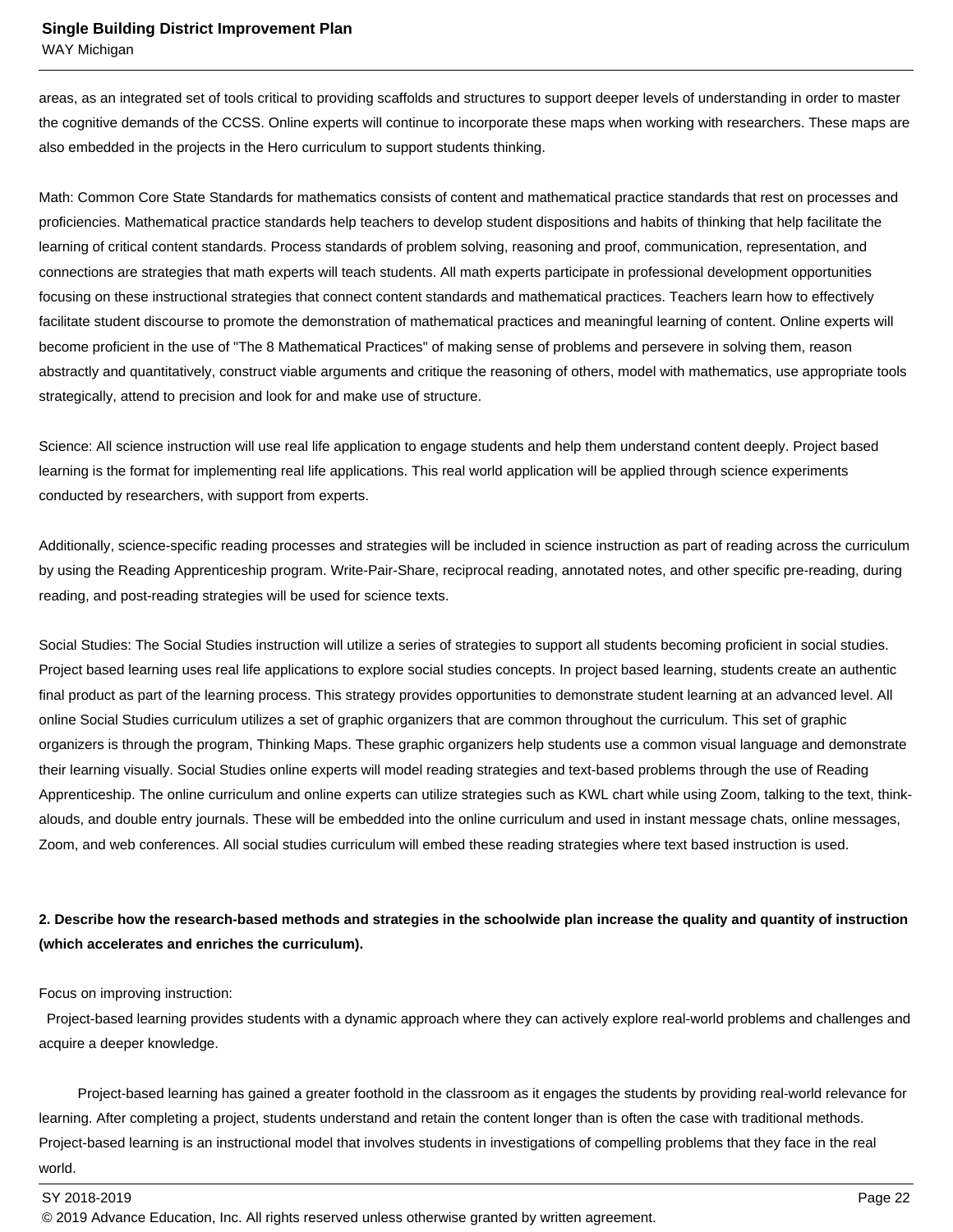areas, as an integrated set of tools critical to providing scaffolds and structures to support deeper levels of understanding in order to master the cognitive demands of the CCSS. Online experts will continue to incorporate these maps when working with researchers. These maps are also embedded in the projects in the Hero curriculum to support students thinking.

Math: Common Core State Standards for mathematics consists of content and mathematical practice standards that rest on processes and proficiencies. Mathematical practice standards help teachers to develop student dispositions and habits of thinking that help facilitate the learning of critical content standards. Process standards of problem solving, reasoning and proof, communication, representation, and connections are strategies that math experts will teach students. All math experts participate in professional development opportunities focusing on these instructional strategies that connect content standards and mathematical practices. Teachers learn how to effectively facilitate student discourse to promote the demonstration of mathematical practices and meaningful learning of content. Online experts will become proficient in the use of "The 8 Mathematical Practices" of making sense of problems and persevere in solving them, reason abstractly and quantitatively, construct viable arguments and critique the reasoning of others, model with mathematics, use appropriate tools strategically, attend to precision and look for and make use of structure.

Science: All science instruction will use real life application to engage students and help them understand content deeply. Project based learning is the format for implementing real life applications. This real world application will be applied through science experiments conducted by researchers, with support from experts.

Additionally, science-specific reading processes and strategies will be included in science instruction as part of reading across the curriculum by using the Reading Apprenticeship program. Write-Pair-Share, reciprocal reading, annotated notes, and other specific pre-reading, during reading, and post-reading strategies will be used for science texts.

Social Studies: The Social Studies instruction will utilize a series of strategies to support all students becoming proficient in social studies. Project based learning uses real life applications to explore social studies concepts. In project based learning, students create an authentic final product as part of the learning process. This strategy provides opportunities to demonstrate student learning at an advanced level. All online Social Studies curriculum utilizes a set of graphic organizers that are common throughout the curriculum. This set of graphic organizers is through the program, Thinking Maps. These graphic organizers help students use a common visual language and demonstrate their learning visually. Social Studies online experts will model reading strategies and text-based problems through the use of Reading Apprenticeship. The online curriculum and online experts can utilize strategies such as KWL chart while using Zoom, talking to the text, think-alouds, and double entry journals. These will be embedded into the online curriculum and used in instant message chats, online messages, Zoom, and web conferences. All social studies curriculum will embed these reading strategies where text based instruction is used.

**2. Describe how the research-based methods and strategies in the schoolwide plan increase the quality and quantity of instruction (which accelerates and enriches the curriculum).**

Focus on improving instruction:

Project-based learning provides students with a dynamic approach where they can actively explore real-world problems and challenges and acquire a deeper knowledge.

Project-based learning has gained a greater foothold in the classroom as it engages the students by providing real-world relevance for learning. After completing a project, students understand and retain the content longer than is often the case with traditional methods. Project-based learning is an instructional model that involves students in investigations of compelling problems that they face in the real world.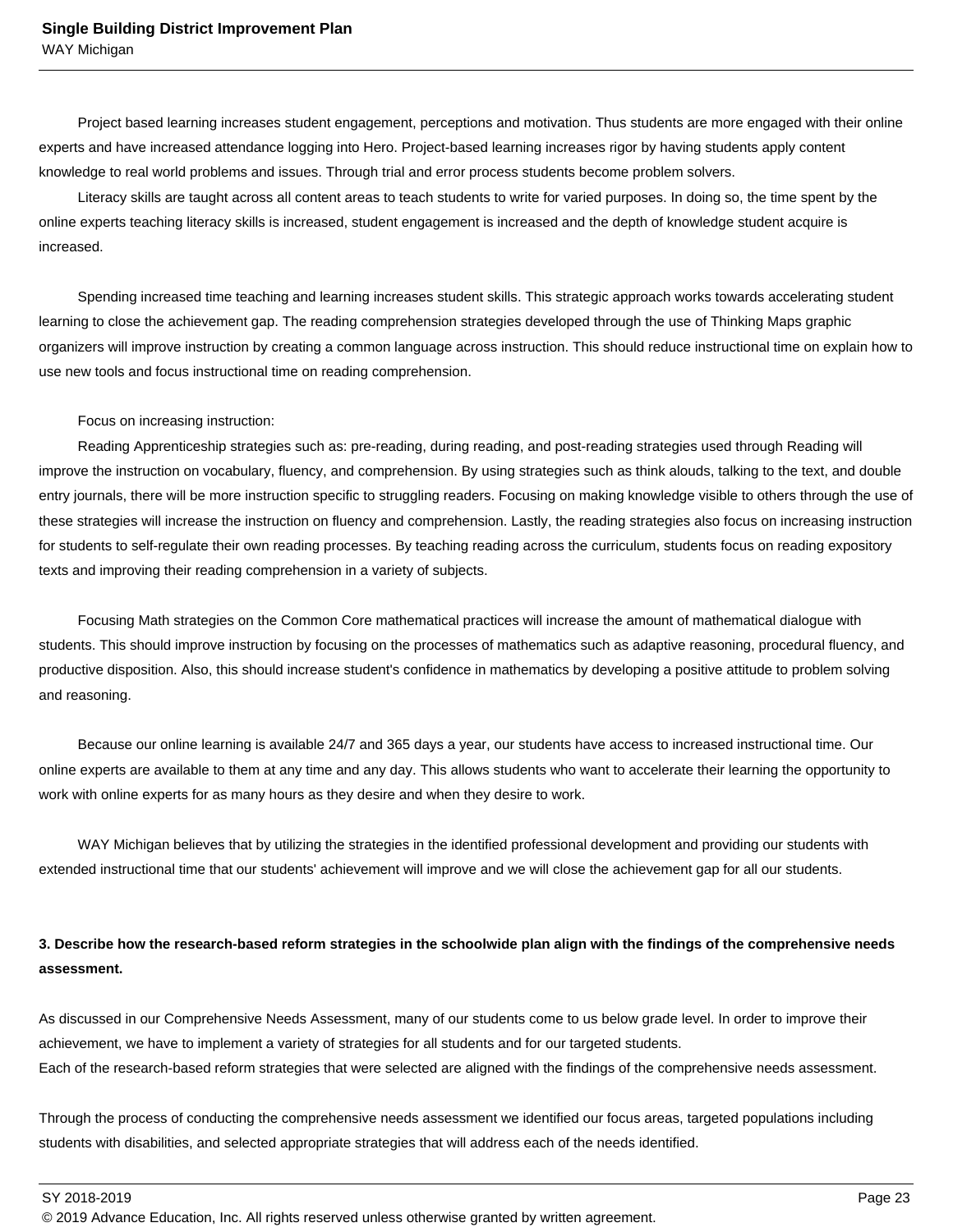Project based learning increases student engagement, perceptions and motivation. Thus students are more engaged with their online experts and have increased attendance logging into Hero. Project-based learning increases rigor by having students apply content knowledge to real world problems and issues. Through trial and error process students become problem solvers.

Literacy skills are taught across all content areas to teach students to write for varied purposes. In doing so, the time spent by the online experts teaching literacy skills is increased, student engagement is increased and the depth of knowledge student acquire is increased.

Spending increased time teaching and learning increases student skills. This strategic approach works towards accelerating student learning to close the achievement gap. The reading comprehension strategies developed through the use of Thinking Maps graphic organizers will improve instruction by creating a common language across instruction. This should reduce instructional time on explain how to use new tools and focus instructional time on reading comprehension.

Focus on increasing instruction:

Reading Apprenticeship strategies such as: pre-reading, during reading, and post-reading strategies used through Reading will improve the instruction on vocabulary, fluency, and comprehension. By using strategies such as think alouds, talking to the text, and double entry journals, there will be more instruction specific to struggling readers. Focusing on making knowledge visible to others through the use of these strategies will increase the instruction on fluency and comprehension. Lastly, the reading strategies also focus on increasing instruction for students to self-regulate their own reading processes. By teaching reading across the curriculum, students focus on reading expository texts and improving their reading comprehension in a variety of subjects.

Focusing Math strategies on the Common Core mathematical practices will increase the amount of mathematical dialogue with students. This should improve instruction by focusing on the processes of mathematics such as adaptive reasoning, procedural fluency, and productive disposition. Also, this should increase student's confidence in mathematics by developing a positive attitude to problem solving and reasoning.

Because our online learning is available 24/7 and 365 days a year, our students have access to increased instructional time. Our online experts are available to them at any time and any day. This allows students who want to accelerate their learning the opportunity to work with online experts for as many hours as they desire and when they desire to work.

WAY Michigan believes that by utilizing the strategies in the identified professional development and providing our students with extended instructional time that our students' achievement will improve and we will close the achievement gap for all our students.

**3. Describe how the research-based reform strategies in the schoolwide plan align with the findings of the comprehensive needs assessment.**

As discussed in our Comprehensive Needs Assessment, many of our students come to us below grade level. In order to improve their achievement, we have to implement a variety of strategies for all students and for our targeted students.
Each of the research-based reform strategies that were selected are aligned with the findings of the comprehensive needs assessment.

Through the process of conducting the comprehensive needs assessment we identified our focus areas, targeted populations including students with disabilities, and selected appropriate strategies that will address each of the needs identified.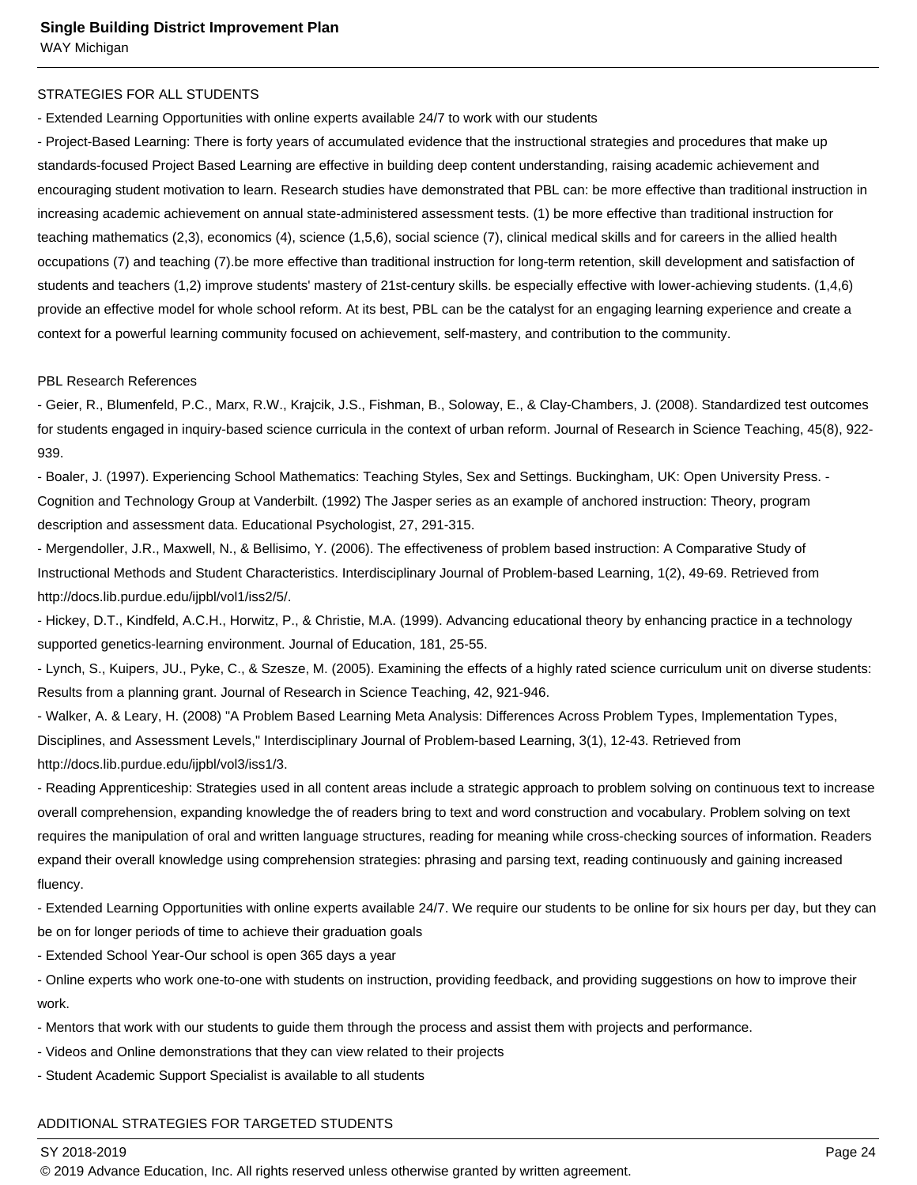STRATEGIES FOR ALL STUDENTS

- Extended Learning Opportunities with online experts available 24/7 to work with our students
- Project-Based Learning: There is forty years of accumulated evidence that the instructional strategies and procedures that make up standards-focused Project Based Learning are effective in building deep content understanding, raising academic achievement and encouraging student motivation to learn. Research studies have demonstrated that PBL can: be more effective than traditional instruction in increasing academic achievement on annual state-administered assessment tests. (1) be more effective than traditional instruction for teaching mathematics (2,3), economics (4), science (1,5,6), social science (7), clinical medical skills and for careers in the allied health occupations (7) and teaching (7).be more effective than traditional instruction for long-term retention, skill development and satisfaction of students and teachers (1,2) improve students' mastery of 21st-century skills. be especially effective with lower-achieving students. (1,4,6) provide an effective model for whole school reform. At its best, PBL can be the catalyst for an engaging learning experience and create a context for a powerful learning community focused on achievement, self-mastery, and contribution to the community.

PBL Research References

- Geier, R., Blumenfeld, P.C., Marx, R.W., Krajcik, J.S., Fishman, B., Soloway, E., & Clay-Chambers, J. (2008). Standardized test outcomes for students engaged in inquiry-based science curricula in the context of urban reform. Journal of Research in Science Teaching, 45(8), 922-939.
- Boaler, J. (1997). Experiencing School Mathematics: Teaching Styles, Sex and Settings. Buckingham, UK: Open University Press. - Cognition and Technology Group at Vanderbilt. (1992) The Jasper series as an example of anchored instruction: Theory, program description and assessment data. Educational Psychologist, 27, 291-315.
- Mergendoller, J.R., Maxwell, N., & Bellisimo, Y. (2006). The effectiveness of problem based instruction: A Comparative Study of Instructional Methods and Student Characteristics. Interdisciplinary Journal of Problem-based Learning, 1(2), 49-69. Retrieved from http://docs.lib.purdue.edu/ijpbl/vol1/iss2/5/.
- Hickey, D.T., Kindfeld, A.C.H., Horwitz, P., & Christie, M.A. (1999). Advancing educational theory by enhancing practice in a technology supported genetics-learning environment. Journal of Education, 181, 25-55.
- Lynch, S., Kuipers, JU., Pyke, C., & Szesze, M. (2005). Examining the effects of a highly rated science curriculum unit on diverse students: Results from a planning grant. Journal of Research in Science Teaching, 42, 921-946.
- Walker, A. & Leary, H. (2008) "A Problem Based Learning Meta Analysis: Differences Across Problem Types, Implementation Types, Disciplines, and Assessment Levels," Interdisciplinary Journal of Problem-based Learning, 3(1), 12-43. Retrieved from http://docs.lib.purdue.edu/ijpbl/vol3/iss1/3.
- Reading Apprenticeship: Strategies used in all content areas include a strategic approach to problem solving on continuous text to increase overall comprehension, expanding knowledge the of readers bring to text and word construction and vocabulary. Problem solving on text requires the manipulation of oral and written language structures, reading for meaning while cross-checking sources of information. Readers expand their overall knowledge using comprehension strategies: phrasing and parsing text, reading continuously and gaining increased fluency.
- Extended Learning Opportunities with online experts available 24/7. We require our students to be online for six hours per day, but they can be on for longer periods of time to achieve their graduation goals
- Extended School Year-Our school is open 365 days a year
- Online experts who work one-to-one with students on instruction, providing feedback, and providing suggestions on how to improve their work.
- Mentors that work with our students to guide them through the process and assist them with projects and performance.
- Videos and Online demonstrations that they can view related to their projects
- Student Academic Support Specialist is available to all students

ADDITIONAL STRATEGIES FOR TARGETED STUDENTS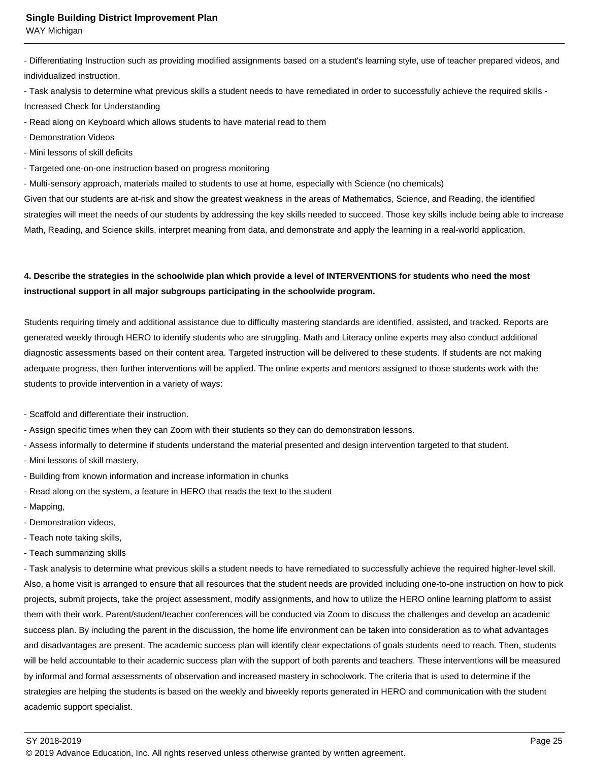- Differentiating Instruction such as providing modified assignments based on a student's learning style, use of teacher prepared videos, and individualized instruction.
- Task analysis to determine what previous skills a student needs to have remediated in order to successfully achieve the required skills - Increased Check for Understanding
- Read along on Keyboard which allows students to have material read to them
- Demonstration Videos
- Mini lessons of skill deficits
- Targeted one-on-one instruction based on progress monitoring
- Multi-sensory approach, materials mailed to students to use at home, especially with Science (no chemicals)

Given that our students are at-risk and show the greatest weakness in the areas of Mathematics, Science, and Reading, the identified strategies will meet the needs of our students by addressing the key skills needed to succeed. Those key skills include being able to increase Math, Reading, and Science skills, interpret meaning from data, and demonstrate and apply the learning in a real-world application.

**4. Describe the strategies in the schoolwide plan which provide a level of INTERVENTIONS for students who need the most instructional support in all major subgroups participating in the schoolwide program.**

Students requiring timely and additional assistance due to difficulty mastering standards are identified, assisted, and tracked. Reports are generated weekly through HERO to identify students who are struggling. Math and Literacy online experts may also conduct additional diagnostic assessments based on their content area. Targeted instruction will be delivered to these students. If students are not making adequate progress, then further interventions will be applied. The online experts and mentors assigned to those students work with the students to provide intervention in a variety of ways:

- Scaffold and differentiate their instruction.
- Assign specific times when they can Zoom with their students so they can do demonstration lessons.
- Assess informally to determine if students understand the material presented and design intervention targeted to that student.
- Mini lessons of skill mastery,
- Building from known information and increase information in chunks
- Read along on the system, a feature in HERO that reads the text to the student
- Mapping,
- Demonstration videos,
- Teach note taking skills,
- Teach summarizing skills
- Task analysis to determine what previous skills a student needs to have remediated to successfully achieve the required higher-level skill.

Also, a home visit is arranged to ensure that all resources that the student needs are provided including one-to-one instruction on how to pick projects, submit projects, take the project assessment, modify assignments, and how to utilize the HERO online learning platform to assist them with their work. Parent/student/teacher conferences will be conducted via Zoom to discuss the challenges and develop an academic success plan. By including the parent in the discussion, the home life environment can be taken into consideration as to what advantages and disadvantages are present. The academic success plan will identify clear expectations of goals students need to reach. Then, students will be held accountable to their academic success plan with the support of both parents and teachers. These interventions will be measured by informal and formal assessments of observation and increased mastery in schoolwork. The criteria that is used to determine if the strategies are helping the students is based on the weekly and biweekly reports generated in HERO and communication with the student academic support specialist.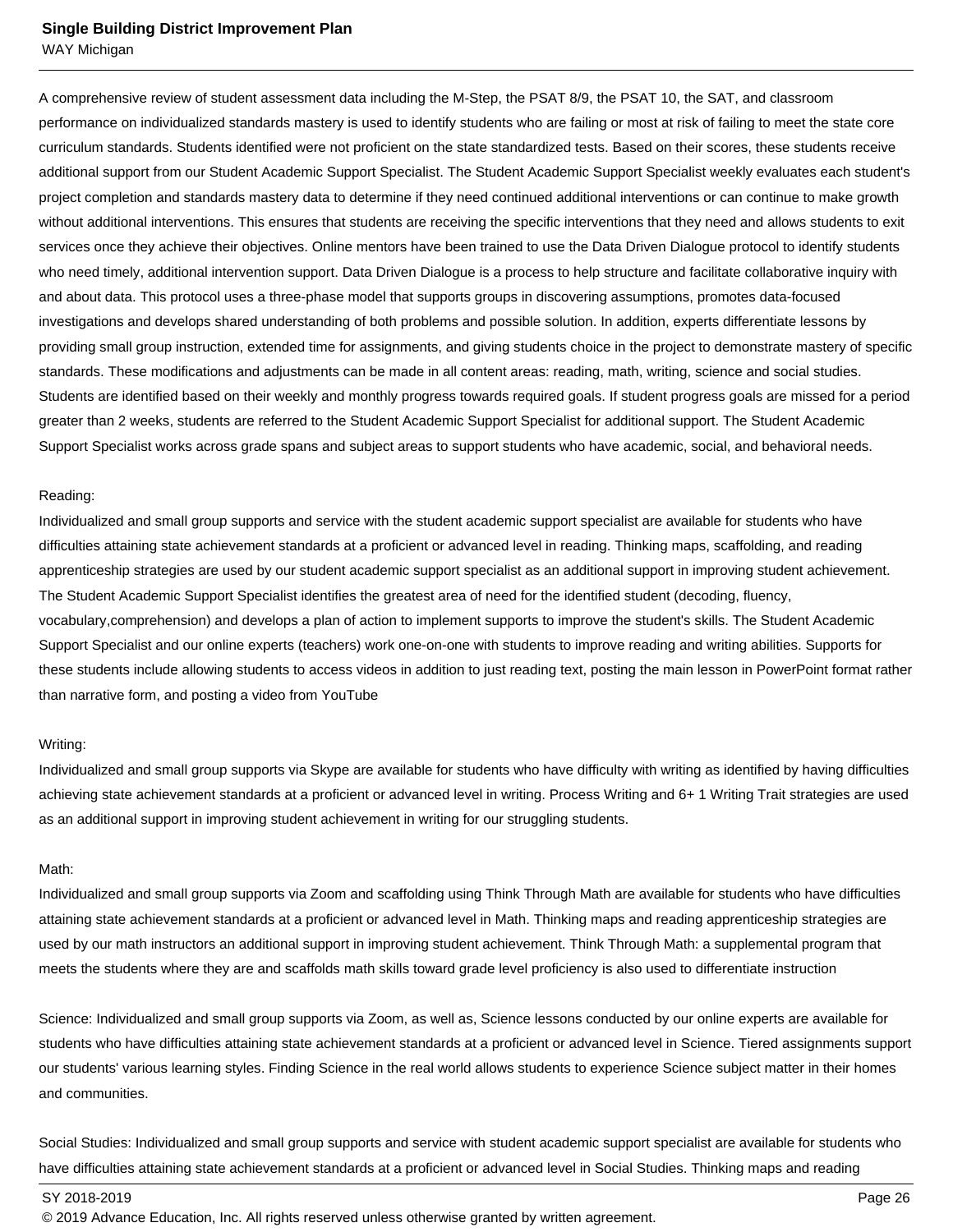A comprehensive review of student assessment data including the M-Step, the PSAT 8/9, the PSAT 10, the SAT, and classroom performance on individualized standards mastery is used to identify students who are failing or most at risk of failing to meet the state core curriculum standards. Students identified were not proficient on the state standardized tests. Based on their scores, these students receive additional support from our Student Academic Support Specialist. The Student Academic Support Specialist weekly evaluates each student's project completion and standards mastery data to determine if they need continued additional interventions or can continue to make growth without additional interventions. This ensures that students are receiving the specific interventions that they need and allows students to exit services once they achieve their objectives. Online mentors have been trained to use the Data Driven Dialogue protocol to identify students who need timely, additional intervention support. Data Driven Dialogue is a process to help structure and facilitate collaborative inquiry with and about data. This protocol uses a three-phase model that supports groups in discovering assumptions, promotes data-focused investigations and develops shared understanding of both problems and possible solution. In addition, experts differentiate lessons by providing small group instruction, extended time for assignments, and giving students choice in the project to demonstrate mastery of specific standards. These modifications and adjustments can be made in all content areas: reading, math, writing, science and social studies. Students are identified based on their weekly and monthly progress towards required goals. If student progress goals are missed for a period greater than 2 weeks, students are referred to the Student Academic Support Specialist for additional support. The Student Academic Support Specialist works across grade spans and subject areas to support students who have academic, social, and behavioral needs.

Reading:
Individualized and small group supports and service with the student academic support specialist are available for students who have difficulties attaining state achievement standards at a proficient or advanced level in reading. Thinking maps, scaffolding, and reading apprenticeship strategies are used by our student academic support specialist as an additional support in improving student achievement. The Student Academic Support Specialist identifies the greatest area of need for the identified student (decoding, fluency, vocabulary,comprehension) and develops a plan of action to implement supports to improve the student's skills. The Student Academic Support Specialist and our online experts (teachers) work one-on-one with students to improve reading and writing abilities. Supports for these students include allowing students to access videos in addition to just reading text, posting the main lesson in PowerPoint format rather than narrative form, and posting a video from YouTube

Writing:
Individualized and small group supports via Skype are available for students who have difficulty with writing as identified by having difficulties achieving state achievement standards at a proficient or advanced level in writing. Process Writing and 6+ 1 Writing Trait strategies are used as an additional support in improving student achievement in writing for our struggling students.

Math:
Individualized and small group supports via Zoom and scaffolding using Think Through Math are available for students who have difficulties attaining state achievement standards at a proficient or advanced level in Math. Thinking maps and reading apprenticeship strategies are used by our math instructors an additional support in improving student achievement. Think Through Math: a supplemental program that meets the students where they are and scaffolds math skills toward grade level proficiency is also used to differentiate instruction

Science: Individualized and small group supports via Zoom, as well as, Science lessons conducted by our online experts are available for students who have difficulties attaining state achievement standards at a proficient or advanced level in Science. Tiered assignments support our students' various learning styles. Finding Science in the real world allows students to experience Science subject matter in their homes and communities.

Social Studies: Individualized and small group supports and service with student academic support specialist are available for students who have difficulties attaining state achievement standards at a proficient or advanced level in Social Studies. Thinking maps and reading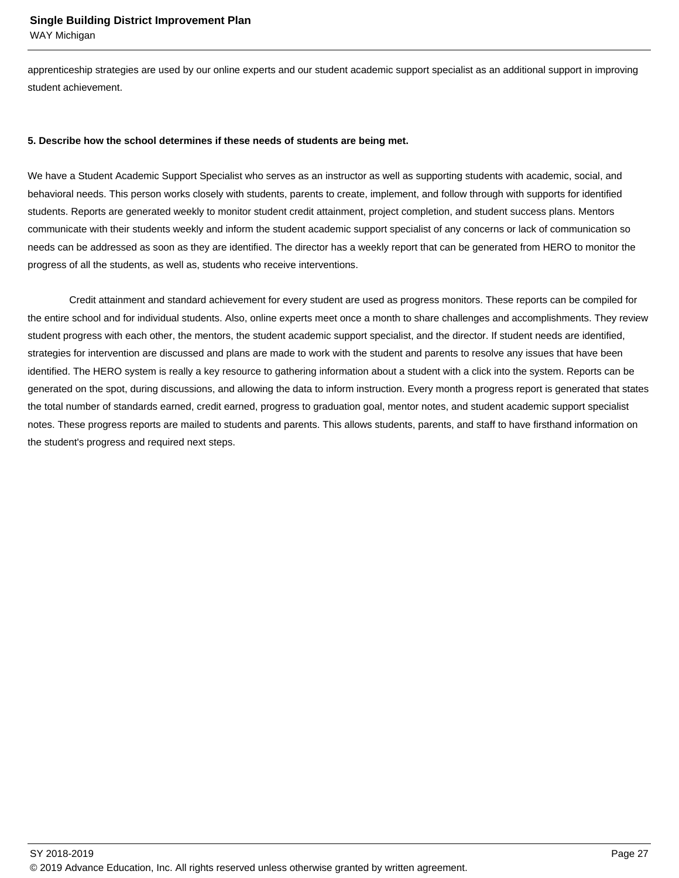apprenticeship strategies are used by our online experts and our student academic support specialist as an additional support in improving student achievement.

**5. Describe how the school determines if these needs of students are being met.**

We have a Student Academic Support Specialist who serves as an instructor as well as supporting students with academic, social, and behavioral needs. This person works closely with students, parents to create, implement, and follow through with supports for identified students. Reports are generated weekly to monitor student credit attainment, project completion, and student success plans. Mentors communicate with their students weekly and inform the student academic support specialist of any concerns or lack of communication so needs can be addressed as soon as they are identified. The director has a weekly report that can be generated from HERO to monitor the progress of all the students, as well as, students who receive interventions.

Credit attainment and standard achievement for every student are used as progress monitors. These reports can be compiled for the entire school and for individual students. Also, online experts meet once a month to share challenges and accomplishments. They review student progress with each other, the mentors, the student academic support specialist, and the director. If student needs are identified, strategies for intervention are discussed and plans are made to work with the student and parents to resolve any issues that have been identified. The HERO system is really a key resource to gathering information about a student with a click into the system. Reports can be generated on the spot, during discussions, and allowing the data to inform instruction. Every month a progress report is generated that states the total number of standards earned, credit earned, progress to graduation goal, mentor notes, and student academic support specialist notes. These progress reports are mailed to students and parents. This allows students, parents, and staff to have firsthand information on the student's progress and required next steps.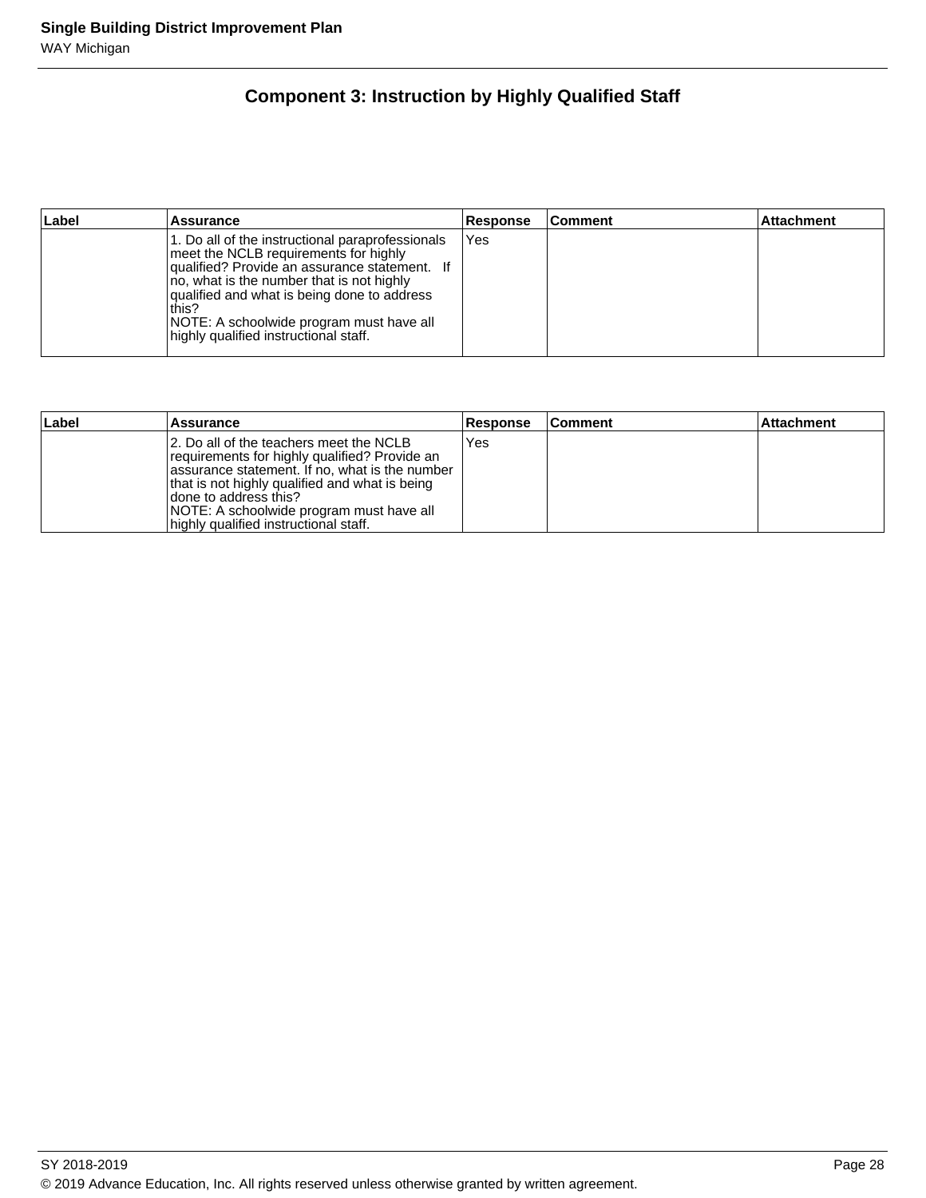## Component 3: Instruction by Highly Qualified Staff

| Label | Assurance | Response | Comment | Attachment |
| --- | --- | --- | --- | --- |
| | 1. Do all of the instructional paraprofessionals meet the NCLB requirements for highly qualified? Provide an assurance statement. If no, what is the number that is not highly qualified and what is being done to address this?<br>NOTE: A schoolwide program must have all highly qualified instructional staff. | Yes | | |

| Label | Assurance | Response | Comment | Attachment |
| --- | --- | --- | --- | --- |
| | 2. Do all of the teachers meet the NCLB requirements for highly qualified? Provide an assurance statement. If no, what is the number that is not highly qualified and what is being done to address this?<br>NOTE: A schoolwide program must have all highly qualified instructional staff. | Yes | | |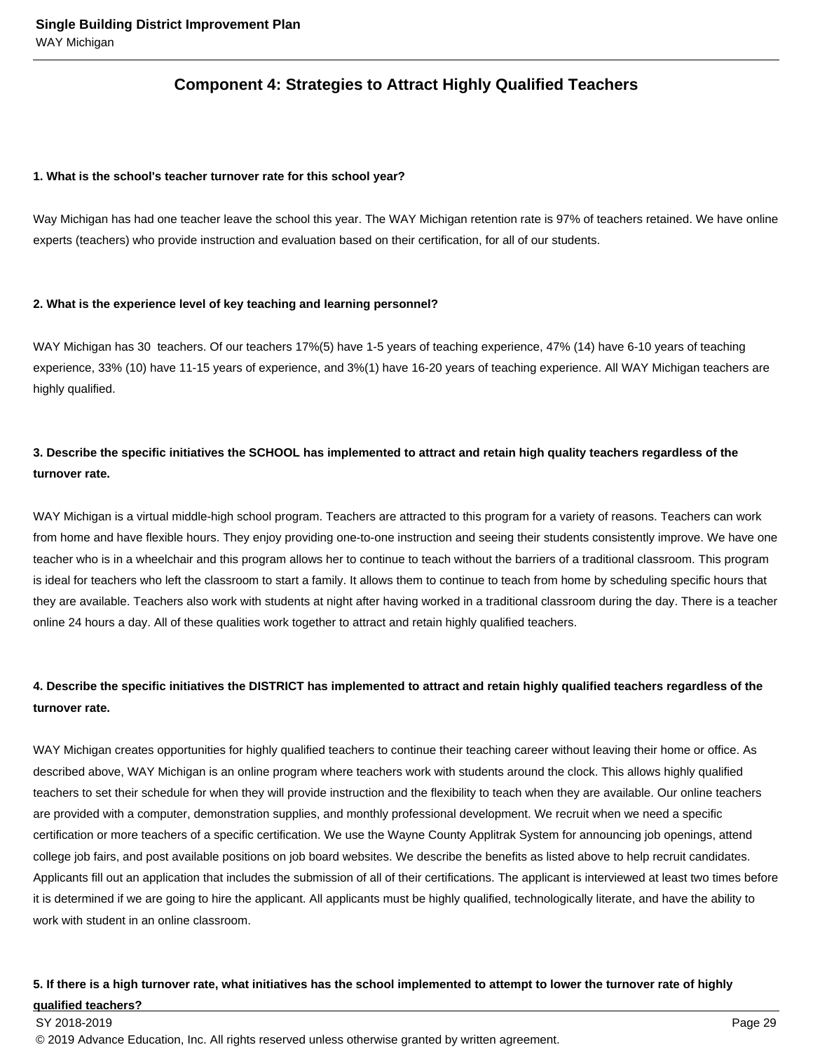## Component 4: Strategies to Attract Highly Qualified Teachers

**1. What is the school's teacher turnover rate for this school year?**

Way Michigan has had one teacher leave the school this year. The WAY Michigan retention rate is 97% of teachers retained. We have online experts (teachers) who provide instruction and evaluation based on their certification, for all of our students.

**2. What is the experience level of key teaching and learning personnel?**

WAY Michigan has 30 teachers. Of our teachers 17%(5) have 1-5 years of teaching experience, 47% (14) have 6-10 years of teaching experience, 33% (10) have 11-15 years of experience, and 3%(1) have 16-20 years of teaching experience. All WAY Michigan teachers are highly qualified.

**3. Describe the specific initiatives the SCHOOL has implemented to attract and retain high quality teachers regardless of the turnover rate.**

WAY Michigan is a virtual middle-high school program. Teachers are attracted to this program for a variety of reasons. Teachers can work from home and have flexible hours. They enjoy providing one-to-one instruction and seeing their students consistently improve. We have one teacher who is in a wheelchair and this program allows her to continue to teach without the barriers of a traditional classroom. This program is ideal for teachers who left the classroom to start a family. It allows them to continue to teach from home by scheduling specific hours that they are available. Teachers also work with students at night after having worked in a traditional classroom during the day. There is a teacher online 24 hours a day. All of these qualities work together to attract and retain highly qualified teachers.

**4. Describe the specific initiatives the DISTRICT has implemented to attract and retain highly qualified teachers regardless of the turnover rate.**

WAY Michigan creates opportunities for highly qualified teachers to continue their teaching career without leaving their home or office. As described above, WAY Michigan is an online program where teachers work with students around the clock. This allows highly qualified teachers to set their schedule for when they will provide instruction and the flexibility to teach when they are available. Our online teachers are provided with a computer, demonstration supplies, and monthly professional development. We recruit when we need a specific certification or more teachers of a specific certification. We use the Wayne County Applitrak System for announcing job openings, attend college job fairs, and post available positions on job board websites. We describe the benefits as listed above to help recruit candidates. Applicants fill out an application that includes the submission of all of their certifications. The applicant is interviewed at least two times before it is determined if we are going to hire the applicant. All applicants must be highly qualified, technologically literate, and have the ability to work with student in an online classroom.

**5. If there is a high turnover rate, what initiatives has the school implemented to attempt to lower the turnover rate of highly qualified teachers?**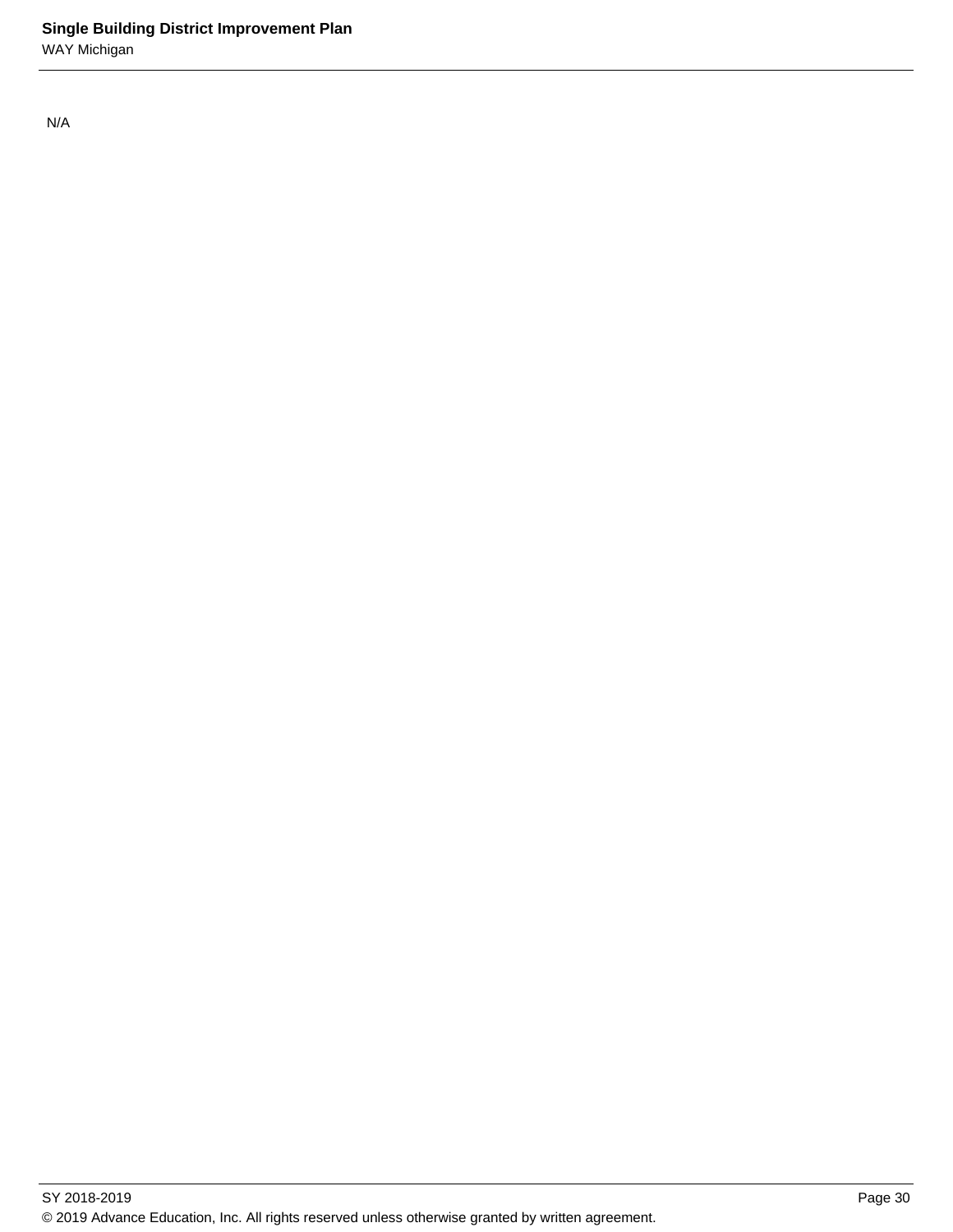N/A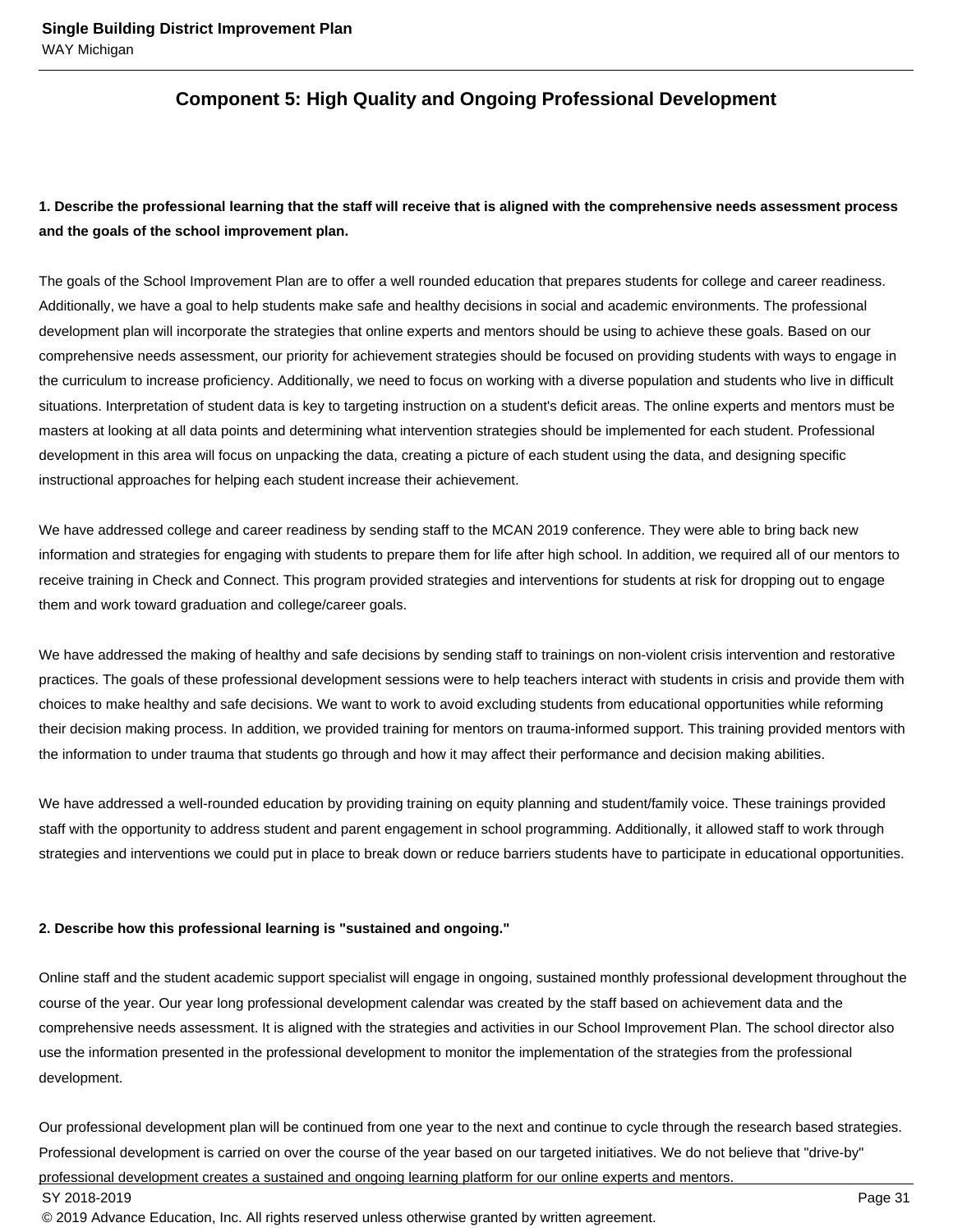## Component 5: High Quality and Ongoing Professional Development

**1. Describe the professional learning that the staff will receive that is aligned with the comprehensive needs assessment process and the goals of the school improvement plan.**

The goals of the School Improvement Plan are to offer a well rounded education that prepares students for college and career readiness. Additionally, we have a goal to help students make safe and healthy decisions in social and academic environments. The professional development plan will incorporate the strategies that online experts and mentors should be using to achieve these goals. Based on our comprehensive needs assessment, our priority for achievement strategies should be focused on providing students with ways to engage in the curriculum to increase proficiency. Additionally, we need to focus on working with a diverse population and students who live in difficult situations. Interpretation of student data is key to targeting instruction on a student's deficit areas. The online experts and mentors must be masters at looking at all data points and determining what intervention strategies should be implemented for each student. Professional development in this area will focus on unpacking the data, creating a picture of each student using the data, and designing specific instructional approaches for helping each student increase their achievement.

We have addressed college and career readiness by sending staff to the MCAN 2019 conference. They were able to bring back new information and strategies for engaging with students to prepare them for life after high school. In addition, we required all of our mentors to receive training in Check and Connect. This program provided strategies and interventions for students at risk for dropping out to engage them and work toward graduation and college/career goals.

We have addressed the making of healthy and safe decisions by sending staff to trainings on non-violent crisis intervention and restorative practices. The goals of these professional development sessions were to help teachers interact with students in crisis and provide them with choices to make healthy and safe decisions. We want to work to avoid excluding students from educational opportunities while reforming their decision making process. In addition, we provided training for mentors on trauma-informed support. This training provided mentors with the information to under trauma that students go through and how it may affect their performance and decision making abilities.

We have addressed a well-rounded education by providing training on equity planning and student/family voice. These trainings provided staff with the opportunity to address student and parent engagement in school programming. Additionally, it allowed staff to work through strategies and interventions we could put in place to break down or reduce barriers students have to participate in educational opportunities.

**2. Describe how this professional learning is "sustained and ongoing."**

Online staff and the student academic support specialist will engage in ongoing, sustained monthly professional development throughout the course of the year. Our year long professional development calendar was created by the staff based on achievement data and the comprehensive needs assessment. It is aligned with the strategies and activities in our School Improvement Plan. The school director also use the information presented in the professional development to monitor the implementation of the strategies from the professional development.

Our professional development plan will be continued from one year to the next and continue to cycle through the research based strategies. Professional development is carried on over the course of the year based on our targeted initiatives. We do not believe that "drive-by" professional development creates a sustained and ongoing learning platform for our online experts and mentors.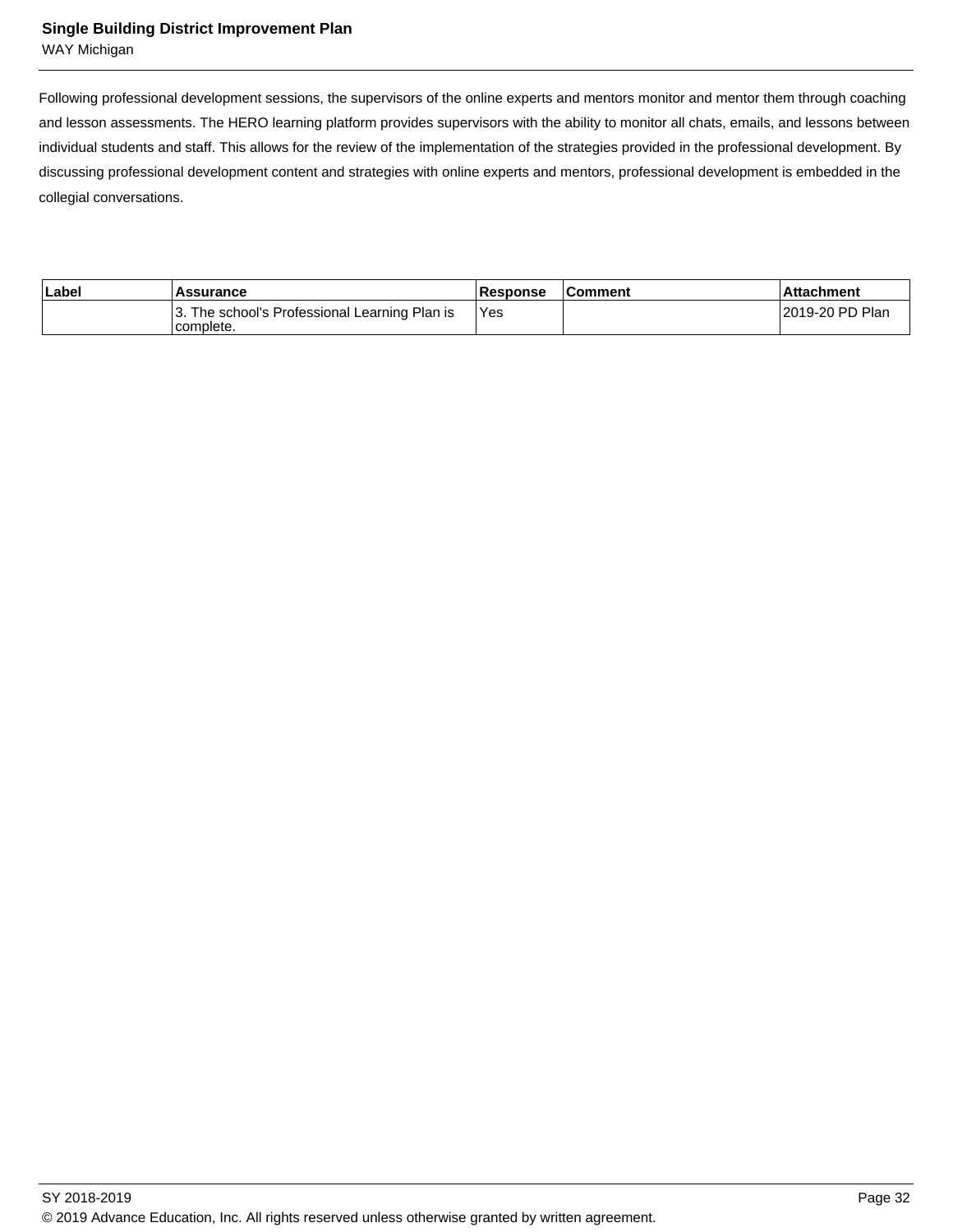Following professional development sessions, the supervisors of the online experts and mentors monitor and mentor them through coaching and lesson assessments. The HERO learning platform provides supervisors with the ability to monitor all chats, emails, and lessons between individual students and staff. This allows for the review of the implementation of the strategies provided in the professional development. By discussing professional development content and strategies with online experts and mentors, professional development is embedded in the collegial conversations.

| Label | Assurance | Response | Comment | Attachment |
|---|---|---|---|---|
| | 3. The school's Professional Learning Plan is complete. | Yes | | 2019-20 PD Plan |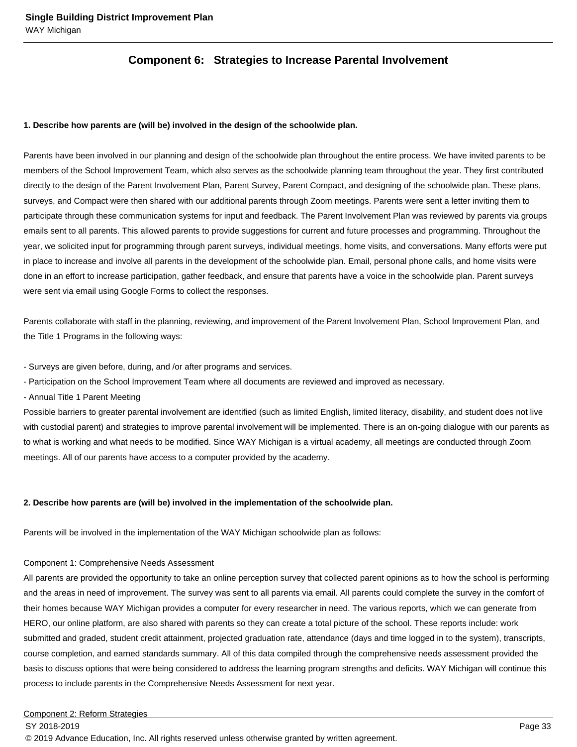## Component 6: Strategies to Increase Parental Involvement

**1. Describe how parents are (will be) involved in the design of the schoolwide plan.**

Parents have been involved in our planning and design of the schoolwide plan throughout the entire process. We have invited parents to be members of the School Improvement Team, which also serves as the schoolwide planning team throughout the year. They first contributed directly to the design of the Parent Involvement Plan, Parent Survey, Parent Compact, and designing of the schoolwide plan. These plans, surveys, and Compact were then shared with our additional parents through Zoom meetings. Parents were sent a letter inviting them to participate through these communication systems for input and feedback. The Parent Involvement Plan was reviewed by parents via groups emails sent to all parents. This allowed parents to provide suggestions for current and future processes and programming. Throughout the year, we solicited input for programming through parent surveys, individual meetings, home visits, and conversations. Many efforts were put in place to increase and involve all parents in the development of the schoolwide plan. Email, personal phone calls, and home visits were done in an effort to increase participation, gather feedback, and ensure that parents have a voice in the schoolwide plan. Parent surveys were sent via email using Google Forms to collect the responses.

Parents collaborate with staff in the planning, reviewing, and improvement of the Parent Involvement Plan, School Improvement Plan, and the Title 1 Programs in the following ways:

- Surveys are given before, during, and /or after programs and services.
- Participation on the School Improvement Team where all documents are reviewed and improved as necessary.
- Annual Title 1 Parent Meeting

Possible barriers to greater parental involvement are identified (such as limited English, limited literacy, disability, and student does not live with custodial parent) and strategies to improve parental involvement will be implemented. There is an on-going dialogue with our parents as to what is working and what needs to be modified. Since WAY Michigan is a virtual academy, all meetings are conducted through Zoom meetings. All of our parents have access to a computer provided by the academy.

**2. Describe how parents are (will be) involved in the implementation of the schoolwide plan.**

Parents will be involved in the implementation of the WAY Michigan schoolwide plan as follows:

Component 1: Comprehensive Needs Assessment
All parents are provided the opportunity to take an online perception survey that collected parent opinions as to how the school is performing and the areas in need of improvement. The survey was sent to all parents via email. All parents could complete the survey in the comfort of their homes because WAY Michigan provides a computer for every researcher in need. The various reports, which we can generate from HERO, our online platform, are also shared with parents so they can create a total picture of the school. These reports include: work submitted and graded, student credit attainment, projected graduation rate, attendance (days and time logged in to the system), transcripts, course completion, and earned standards summary. All of this data compiled through the comprehensive needs assessment provided the basis to discuss options that were being considered to address the learning program strengths and deficits. WAY Michigan will continue this process to include parents in the Comprehensive Needs Assessment for next year.

Component 2: Reform Strategies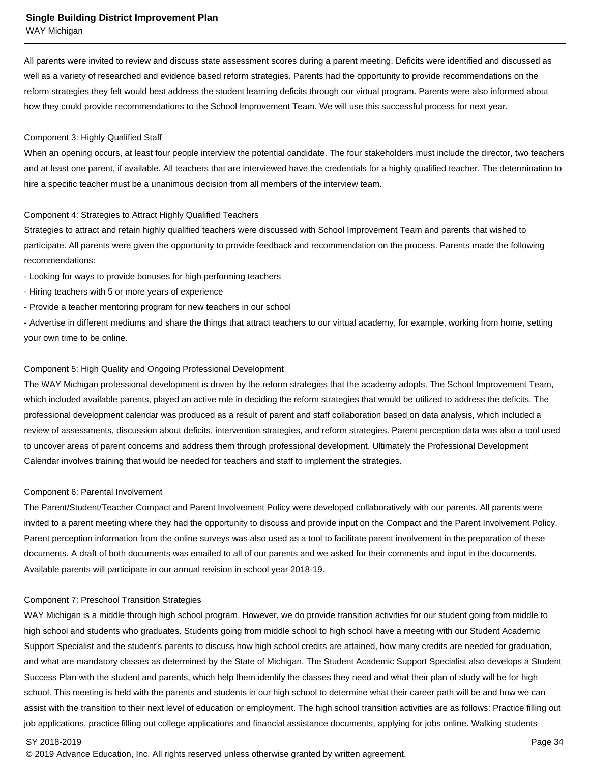All parents were invited to review and discuss state assessment scores during a parent meeting. Deficits were identified and discussed as well as a variety of researched and evidence based reform strategies. Parents had the opportunity to provide recommendations on the reform strategies they felt would best address the student learning deficits through our virtual program. Parents were also informed about how they could provide recommendations to the School Improvement Team. We will use this successful process for next year.

Component 3: Highly Qualified Staff
When an opening occurs, at least four people interview the potential candidate. The four stakeholders must include the director, two teachers and at least one parent, if available. All teachers that are interviewed have the credentials for a highly qualified teacher. The determination to hire a specific teacher must be a unanimous decision from all members of the interview team.

Component 4: Strategies to Attract Highly Qualified Teachers
Strategies to attract and retain highly qualified teachers were discussed with School Improvement Team and parents that wished to participate. All parents were given the opportunity to provide feedback and recommendation on the process. Parents made the following recommendations:
- Looking for ways to provide bonuses for high performing teachers
- Hiring teachers with 5 or more years of experience
- Provide a teacher mentoring program for new teachers in our school
- Advertise in different mediums and share the things that attract teachers to our virtual academy, for example, working from home, setting your own time to be online.

Component 5: High Quality and Ongoing Professional Development
The WAY Michigan professional development is driven by the reform strategies that the academy adopts. The School Improvement Team, which included available parents, played an active role in deciding the reform strategies that would be utilized to address the deficits. The professional development calendar was produced as a result of parent and staff collaboration based on data analysis, which included a review of assessments, discussion about deficits, intervention strategies, and reform strategies. Parent perception data was also a tool used to uncover areas of parent concerns and address them through professional development. Ultimately the Professional Development Calendar involves training that would be needed for teachers and staff to implement the strategies.

Component 6: Parental Involvement
The Parent/Student/Teacher Compact and Parent Involvement Policy were developed collaboratively with our parents. All parents were invited to a parent meeting where they had the opportunity to discuss and provide input on the Compact and the Parent Involvement Policy. Parent perception information from the online surveys was also used as a tool to facilitate parent involvement in the preparation of these documents. A draft of both documents was emailed to all of our parents and we asked for their comments and input in the documents. Available parents will participate in our annual revision in school year 2018-19.

Component 7: Preschool Transition Strategies
WAY Michigan is a middle through high school program. However, we do provide transition activities for our student going from middle to high school and students who graduates. Students going from middle school to high school have a meeting with our Student Academic Support Specialist and the student's parents to discuss how high school credits are attained, how many credits are needed for graduation, and what are mandatory classes as determined by the State of Michigan. The Student Academic Support Specialist also develops a Student Success Plan with the student and parents, which help them identify the classes they need and what their plan of study will be for high school. This meeting is held with the parents and students in our high school to determine what their career path will be and how we can assist with the transition to their next level of education or employment. The high school transition activities are as follows: Practice filling out job applications, practice filling out college applications and financial assistance documents, applying for jobs online. Walking students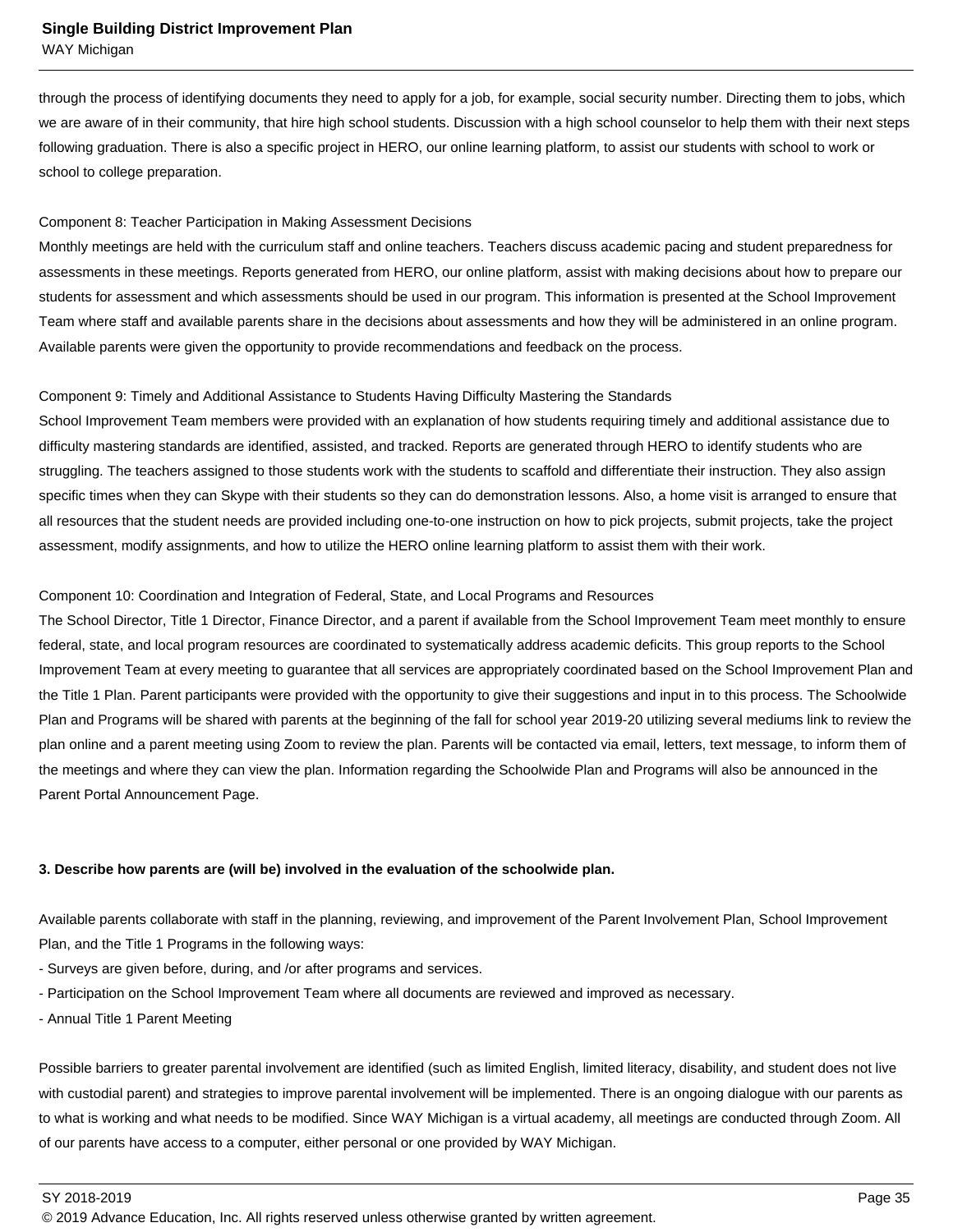through the process of identifying documents they need to apply for a job, for example, social security number. Directing them to jobs, which we are aware of in their community, that hire high school students. Discussion with a high school counselor to help them with their next steps following graduation. There is also a specific project in HERO, our online learning platform, to assist our students with school to work or school to college preparation.

Component 8: Teacher Participation in Making Assessment Decisions
Monthly meetings are held with the curriculum staff and online teachers. Teachers discuss academic pacing and student preparedness for assessments in these meetings. Reports generated from HERO, our online platform, assist with making decisions about how to prepare our students for assessment and which assessments should be used in our program. This information is presented at the School Improvement Team where staff and available parents share in the decisions about assessments and how they will be administered in an online program. Available parents were given the opportunity to provide recommendations and feedback on the process.

Component 9: Timely and Additional Assistance to Students Having Difficulty Mastering the Standards
School Improvement Team members were provided with an explanation of how students requiring timely and additional assistance due to difficulty mastering standards are identified, assisted, and tracked. Reports are generated through HERO to identify students who are struggling. The teachers assigned to those students work with the students to scaffold and differentiate their instruction. They also assign specific times when they can Skype with their students so they can do demonstration lessons. Also, a home visit is arranged to ensure that all resources that the student needs are provided including one-to-one instruction on how to pick projects, submit projects, take the project assessment, modify assignments, and how to utilize the HERO online learning platform to assist them with their work.

Component 10: Coordination and Integration of Federal, State, and Local Programs and Resources
The School Director, Title 1 Director, Finance Director, and a parent if available from the School Improvement Team meet monthly to ensure federal, state, and local program resources are coordinated to systematically address academic deficits. This group reports to the School Improvement Team at every meeting to guarantee that all services are appropriately coordinated based on the School Improvement Plan and the Title 1 Plan. Parent participants were provided with the opportunity to give their suggestions and input in to this process. The Schoolwide Plan and Programs will be shared with parents at the beginning of the fall for school year 2019-20 utilizing several mediums link to review the plan online and a parent meeting using Zoom to review the plan. Parents will be contacted via email, letters, text message, to inform them of the meetings and where they can view the plan. Information regarding the Schoolwide Plan and Programs will also be announced in the Parent Portal Announcement Page.

**3. Describe how parents are (will be) involved in the evaluation of the schoolwide plan.**

Available parents collaborate with staff in the planning, reviewing, and improvement of the Parent Involvement Plan, School Improvement Plan, and the Title 1 Programs in the following ways:
- Surveys are given before, during, and /or after programs and services.
- Participation on the School Improvement Team where all documents are reviewed and improved as necessary.
- Annual Title 1 Parent Meeting

Possible barriers to greater parental involvement are identified (such as limited English, limited literacy, disability, and student does not live with custodial parent) and strategies to improve parental involvement will be implemented. There is an ongoing dialogue with our parents as to what is working and what needs to be modified. Since WAY Michigan is a virtual academy, all meetings are conducted through Zoom. All of our parents have access to a computer, either personal or one provided by WAY Michigan.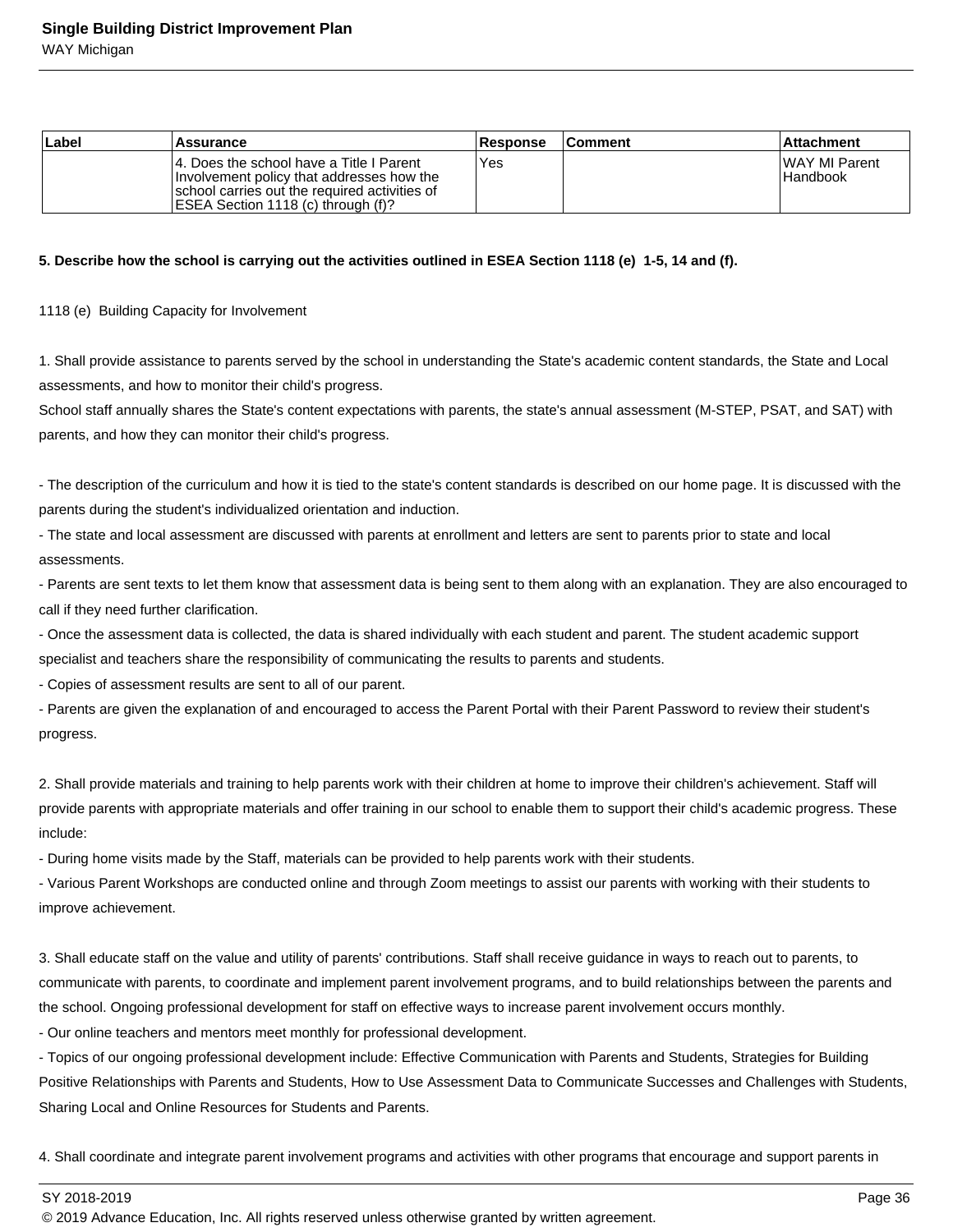| Label | Assurance | Response | Comment | Attachment |
|---|---|---|---|---|
| | 4. Does the school have a Title I Parent Involvement policy that addresses how the school carries out the required activities of ESEA Section 1118 (c) through (f)? | Yes | | WAY MI Parent Handbook |

**5. Describe how the school is carrying out the activities outlined in ESEA Section 1118 (e) 1-5, 14 and (f).**

1118 (e) Building Capacity for Involvement

1. Shall provide assistance to parents served by the school in understanding the State's academic content standards, the State and Local assessments, and how to monitor their child's progress.
School staff annually shares the State's content expectations with parents, the state's annual assessment (M-STEP, PSAT, and SAT) with parents, and how they can monitor their child's progress.

- The description of the curriculum and how it is tied to the state's content standards is described on our home page. It is discussed with the parents during the student's individualized orientation and induction.
- The state and local assessment are discussed with parents at enrollment and letters are sent to parents prior to state and local assessments.
- Parents are sent texts to let them know that assessment data is being sent to them along with an explanation. They are also encouraged to call if they need further clarification.
- Once the assessment data is collected, the data is shared individually with each student and parent. The student academic support specialist and teachers share the responsibility of communicating the results to parents and students.
- Copies of assessment results are sent to all of our parent.
- Parents are given the explanation of and encouraged to access the Parent Portal with their Parent Password to review their student's progress.

2. Shall provide materials and training to help parents work with their children at home to improve their children's achievement. Staff will provide parents with appropriate materials and offer training in our school to enable them to support their child's academic progress. These include:
- During home visits made by the Staff, materials can be provided to help parents work with their students.
- Various Parent Workshops are conducted online and through Zoom meetings to assist our parents with working with their students to improve achievement.

3. Shall educate staff on the value and utility of parents' contributions. Staff shall receive guidance in ways to reach out to parents, to communicate with parents, to coordinate and implement parent involvement programs, and to build relationships between the parents and the school. Ongoing professional development for staff on effective ways to increase parent involvement occurs monthly.
- Our online teachers and mentors meet monthly for professional development.
- Topics of our ongoing professional development include: Effective Communication with Parents and Students, Strategies for Building Positive Relationships with Parents and Students, How to Use Assessment Data to Communicate Successes and Challenges with Students, Sharing Local and Online Resources for Students and Parents.

4. Shall coordinate and integrate parent involvement programs and activities with other programs that encourage and support parents in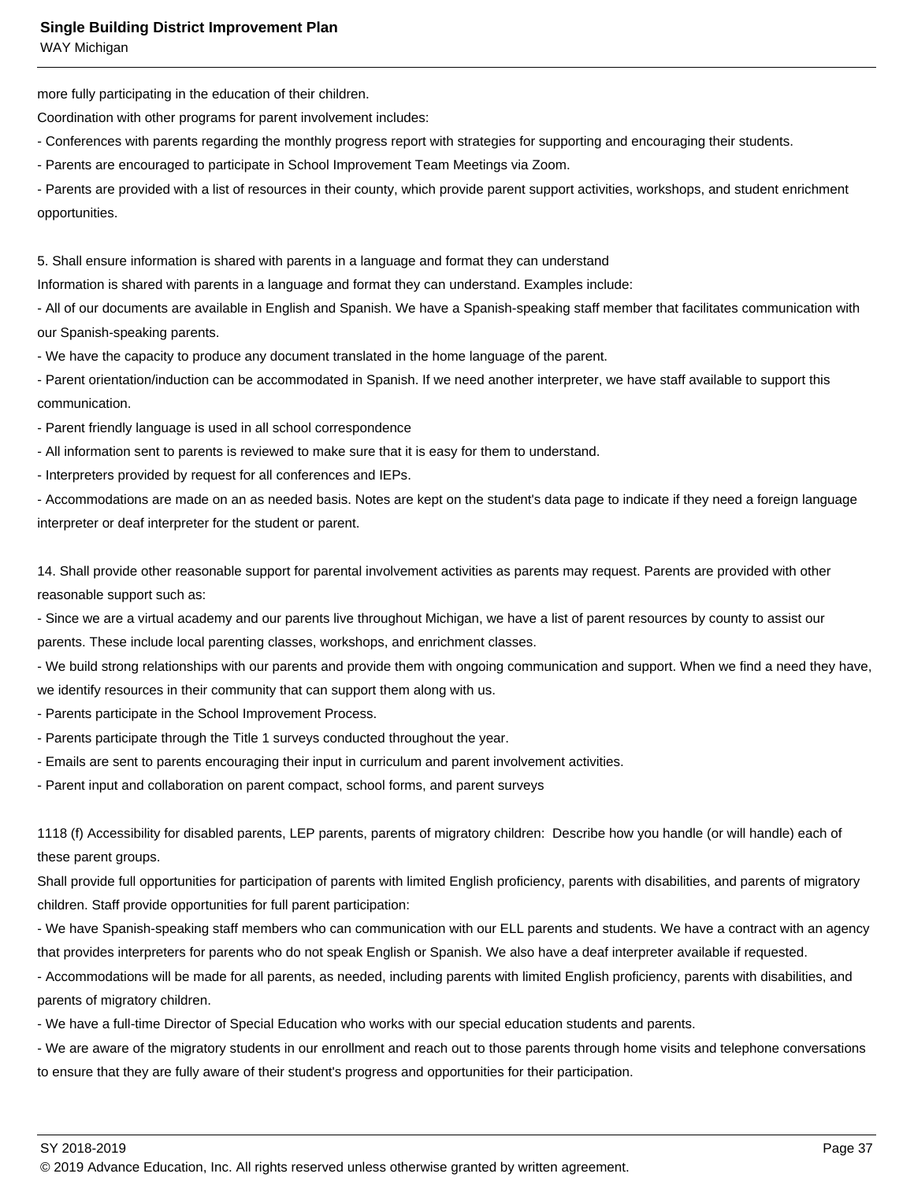more fully participating in the education of their children.

Coordination with other programs for parent involvement includes:

- Conferences with parents regarding the monthly progress report with strategies for supporting and encouraging their students.
- Parents are encouraged to participate in School Improvement Team Meetings via Zoom.
- Parents are provided with a list of resources in their county, which provide parent support activities, workshops, and student enrichment opportunities.

5. Shall ensure information is shared with parents in a language and format they can understand

Information is shared with parents in a language and format they can understand. Examples include:

- All of our documents are available in English and Spanish. We have a Spanish-speaking staff member that facilitates communication with our Spanish-speaking parents.
- We have the capacity to produce any document translated in the home language of the parent.
- Parent orientation/induction can be accommodated in Spanish. If we need another interpreter, we have staff available to support this communication.
- Parent friendly language is used in all school correspondence
- All information sent to parents is reviewed to make sure that it is easy for them to understand.
- Interpreters provided by request for all conferences and IEPs.
- Accommodations are made on an as needed basis. Notes are kept on the student's data page to indicate if they need a foreign language interpreter or deaf interpreter for the student or parent.

14. Shall provide other reasonable support for parental involvement activities as parents may request. Parents are provided with other reasonable support such as:

- Since we are a virtual academy and our parents live throughout Michigan, we have a list of parent resources by county to assist our parents. These include local parenting classes, workshops, and enrichment classes.
- We build strong relationships with our parents and provide them with ongoing communication and support. When we find a need they have, we identify resources in their community that can support them along with us.
- Parents participate in the School Improvement Process.
- Parents participate through the Title 1 surveys conducted throughout the year.
- Emails are sent to parents encouraging their input in curriculum and parent involvement activities.
- Parent input and collaboration on parent compact, school forms, and parent surveys

1118 (f) Accessibility for disabled parents, LEP parents, parents of migratory children: Describe how you handle (or will handle) each of these parent groups.

Shall provide full opportunities for participation of parents with limited English proficiency, parents with disabilities, and parents of migratory children. Staff provide opportunities for full parent participation:

- We have Spanish-speaking staff members who can communication with our ELL parents and students. We have a contract with an agency that provides interpreters for parents who do not speak English or Spanish. We also have a deaf interpreter available if requested.
- Accommodations will be made for all parents, as needed, including parents with limited English proficiency, parents with disabilities, and parents of migratory children.
- We have a full-time Director of Special Education who works with our special education students and parents.
- We are aware of the migratory students in our enrollment and reach out to those parents through home visits and telephone conversations to ensure that they are fully aware of their student's progress and opportunities for their participation.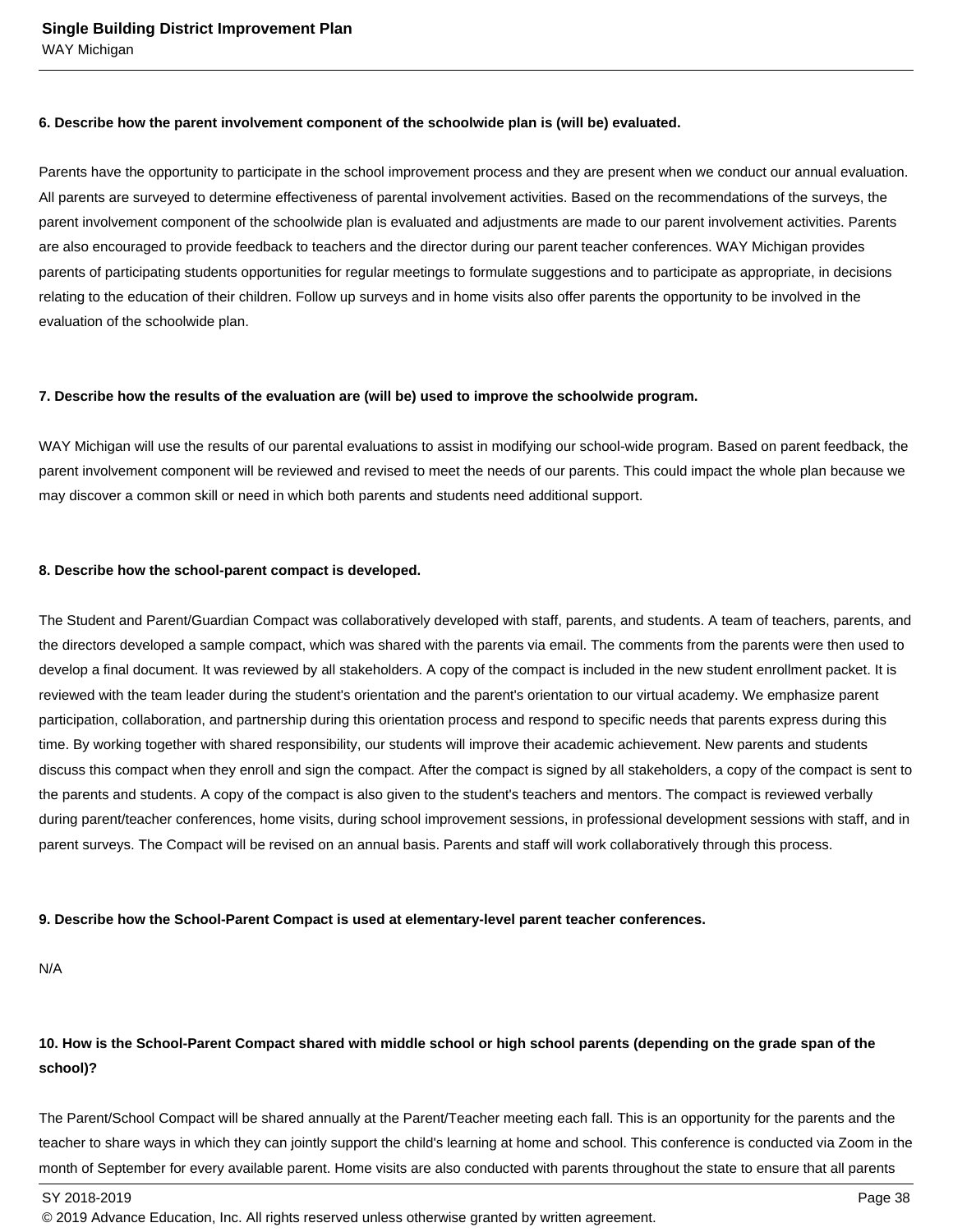**6. Describe how the parent involvement component of the schoolwide plan is (will be) evaluated.**

Parents have the opportunity to participate in the school improvement process and they are present when we conduct our annual evaluation. All parents are surveyed to determine effectiveness of parental involvement activities. Based on the recommendations of the surveys, the parent involvement component of the schoolwide plan is evaluated and adjustments are made to our parent involvement activities. Parents are also encouraged to provide feedback to teachers and the director during our parent teacher conferences. WAY Michigan provides parents of participating students opportunities for regular meetings to formulate suggestions and to participate as appropriate, in decisions relating to the education of their children. Follow up surveys and in home visits also offer parents the opportunity to be involved in the evaluation of the schoolwide plan.

**7. Describe how the results of the evaluation are (will be) used to improve the schoolwide program.**

WAY Michigan will use the results of our parental evaluations to assist in modifying our school-wide program. Based on parent feedback, the parent involvement component will be reviewed and revised to meet the needs of our parents. This could impact the whole plan because we may discover a common skill or need in which both parents and students need additional support.

**8. Describe how the school-parent compact is developed.**

The Student and Parent/Guardian Compact was collaboratively developed with staff, parents, and students. A team of teachers, parents, and the directors developed a sample compact, which was shared with the parents via email. The comments from the parents were then used to develop a final document. It was reviewed by all stakeholders. A copy of the compact is included in the new student enrollment packet. It is reviewed with the team leader during the student's orientation and the parent's orientation to our virtual academy. We emphasize parent participation, collaboration, and partnership during this orientation process and respond to specific needs that parents express during this time. By working together with shared responsibility, our students will improve their academic achievement. New parents and students discuss this compact when they enroll and sign the compact. After the compact is signed by all stakeholders, a copy of the compact is sent to the parents and students. A copy of the compact is also given to the student's teachers and mentors. The compact is reviewed verbally during parent/teacher conferences, home visits, during school improvement sessions, in professional development sessions with staff, and in parent surveys. The Compact will be revised on an annual basis. Parents and staff will work collaboratively through this process.

**9. Describe how the School-Parent Compact is used at elementary-level parent teacher conferences.**

N/A

**10. How is the School-Parent Compact shared with middle school or high school parents (depending on the grade span of the school)?**

The Parent/School Compact will be shared annually at the Parent/Teacher meeting each fall. This is an opportunity for the parents and the teacher to share ways in which they can jointly support the child's learning at home and school. This conference is conducted via Zoom in the month of September for every available parent. Home visits are also conducted with parents throughout the state to ensure that all parents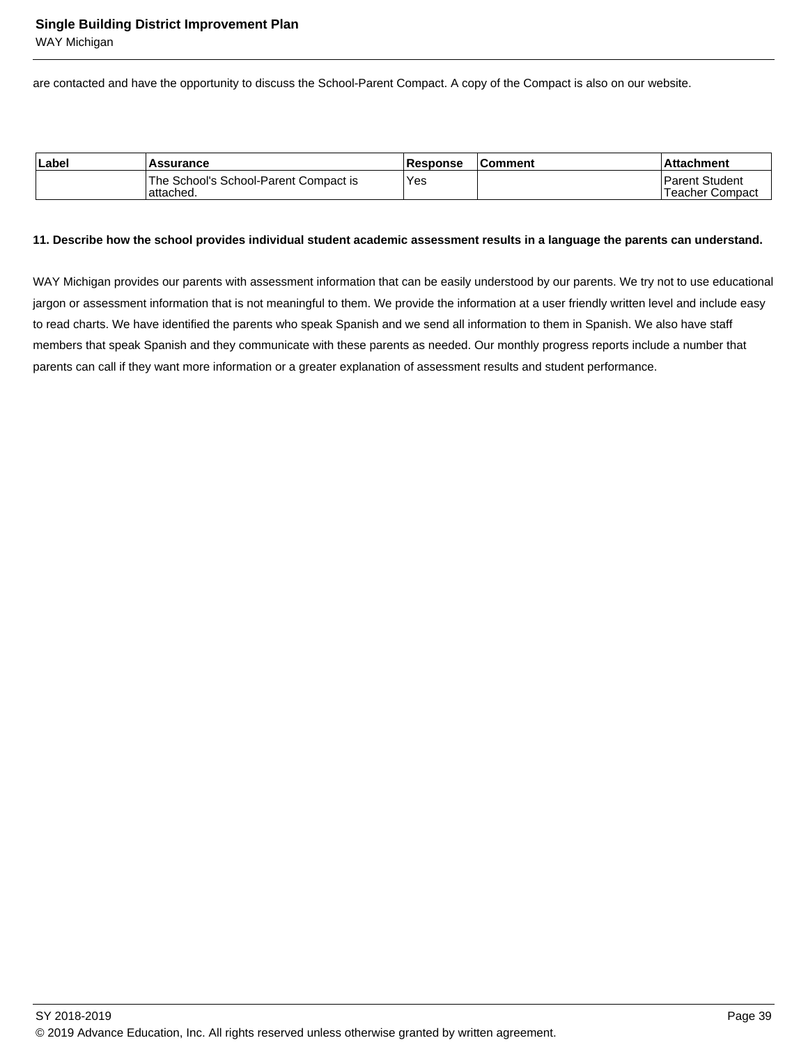are contacted and have the opportunity to discuss the School-Parent Compact. A copy of the Compact is also on our website.

| Label | Assurance | Response | Comment | Attachment |
|---|---|---|---|---|
| | The School's School-Parent Compact is attached. | Yes | | Parent Student Teacher Compact |

**11. Describe how the school provides individual student academic assessment results in a language the parents can understand.**

WAY Michigan provides our parents with assessment information that can be easily understood by our parents. We try not to use educational jargon or assessment information that is not meaningful to them. We provide the information at a user friendly written level and include easy to read charts. We have identified the parents who speak Spanish and we send all information to them in Spanish. We also have staff members that speak Spanish and they communicate with these parents as needed. Our monthly progress reports include a number that parents can call if they want more information or a greater explanation of assessment results and student performance.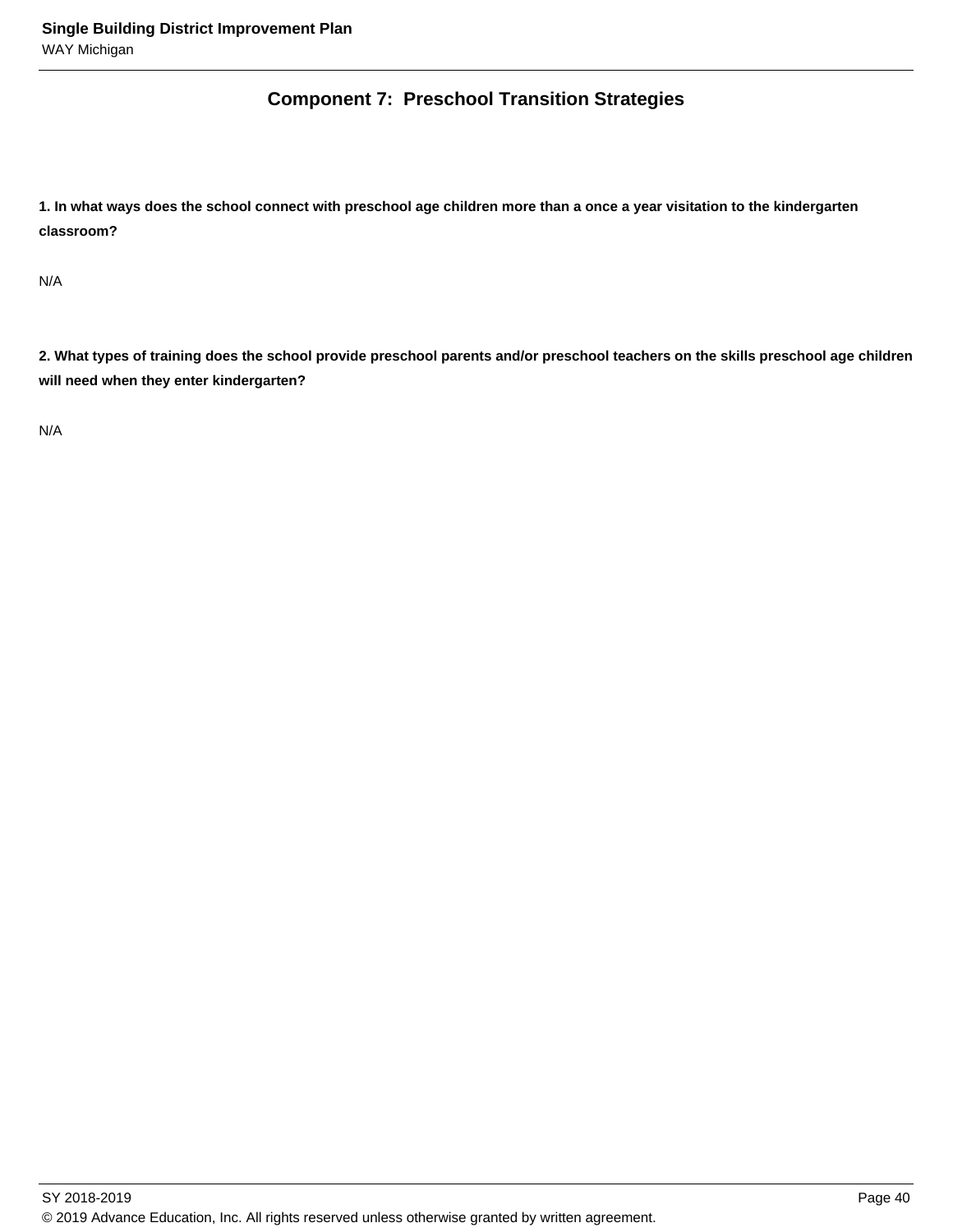## Component 7: Preschool Transition Strategies

**1. In what ways does the school connect with preschool age children more than a once a year visitation to the kindergarten classroom?**

N/A

**2. What types of training does the school provide preschool parents and/or preschool teachers on the skills preschool age children will need when they enter kindergarten?**

N/A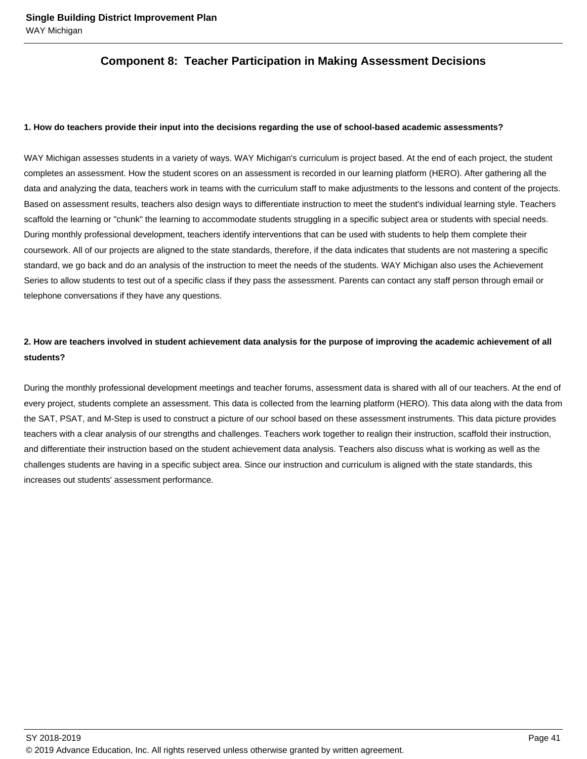## Component 8: Teacher Participation in Making Assessment Decisions

**1. How do teachers provide their input into the decisions regarding the use of school-based academic assessments?**

WAY Michigan assesses students in a variety of ways. WAY Michigan's curriculum is project based. At the end of each project, the student completes an assessment. How the student scores on an assessment is recorded in our learning platform (HERO). After gathering all the data and analyzing the data, teachers work in teams with the curriculum staff to make adjustments to the lessons and content of the projects. Based on assessment results, teachers also design ways to differentiate instruction to meet the student's individual learning style. Teachers scaffold the learning or "chunk" the learning to accommodate students struggling in a specific subject area or students with special needs. During monthly professional development, teachers identify interventions that can be used with students to help them complete their coursework. All of our projects are aligned to the state standards, therefore, if the data indicates that students are not mastering a specific standard, we go back and do an analysis of the instruction to meet the needs of the students. WAY Michigan also uses the Achievement Series to allow students to test out of a specific class if they pass the assessment. Parents can contact any staff person through email or telephone conversations if they have any questions.

**2. How are teachers involved in student achievement data analysis for the purpose of improving the academic achievement of all students?**

During the monthly professional development meetings and teacher forums, assessment data is shared with all of our teachers. At the end of every project, students complete an assessment. This data is collected from the learning platform (HERO). This data along with the data from the SAT, PSAT, and M-Step is used to construct a picture of our school based on these assessment instruments. This data picture provides teachers with a clear analysis of our strengths and challenges. Teachers work together to realign their instruction, scaffold their instruction, and differentiate their instruction based on the student achievement data analysis. Teachers also discuss what is working as well as the challenges students are having in a specific subject area. Since our instruction and curriculum is aligned with the state standards, this increases out students' assessment performance.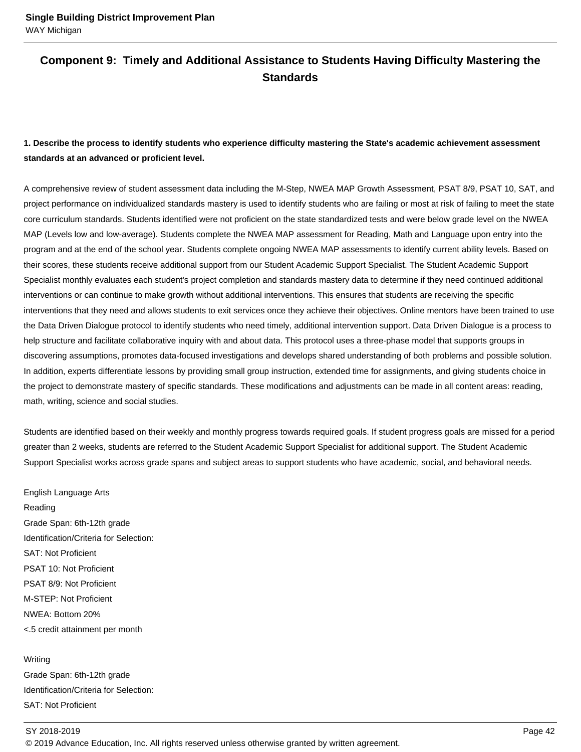## Component 9: Timely and Additional Assistance to Students Having Difficulty Mastering the Standards

**1. Describe the process to identify students who experience difficulty mastering the State's academic achievement assessment standards at an advanced or proficient level.**

A comprehensive review of student assessment data including the M-Step, NWEA MAP Growth Assessment, PSAT 8/9, PSAT 10, SAT, and project performance on individualized standards mastery is used to identify students who are failing or most at risk of failing to meet the state core curriculum standards. Students identified were not proficient on the state standardized tests and were below grade level on the NWEA MAP (Levels low and low-average). Students complete the NWEA MAP assessment for Reading, Math and Language upon entry into the program and at the end of the school year. Students complete ongoing NWEA MAP assessments to identify current ability levels. Based on their scores, these students receive additional support from our Student Academic Support Specialist. The Student Academic Support Specialist monthly evaluates each student's project completion and standards mastery data to determine if they need continued additional interventions or can continue to make growth without additional interventions. This ensures that students are receiving the specific interventions that they need and allows students to exit services once they achieve their objectives. Online mentors have been trained to use the Data Driven Dialogue protocol to identify students who need timely, additional intervention support. Data Driven Dialogue is a process to help structure and facilitate collaborative inquiry with and about data. This protocol uses a three-phase model that supports groups in discovering assumptions, promotes data-focused investigations and develops shared understanding of both problems and possible solution. In addition, experts differentiate lessons by providing small group instruction, extended time for assignments, and giving students choice in the project to demonstrate mastery of specific standards. These modifications and adjustments can be made in all content areas: reading, math, writing, science and social studies.

Students are identified based on their weekly and monthly progress towards required goals. If student progress goals are missed for a period greater than 2 weeks, students are referred to the Student Academic Support Specialist for additional support. The Student Academic Support Specialist works across grade spans and subject areas to support students who have academic, social, and behavioral needs.

English Language Arts
Reading
Grade Span: 6th-12th grade
Identification/Criteria for Selection:
SAT: Not Proficient
PSAT 10: Not Proficient
PSAT 8/9: Not Proficient
M-STEP: Not Proficient
NWEA: Bottom 20%
<.5 credit attainment per month

Writing
Grade Span: 6th-12th grade
Identification/Criteria for Selection:
SAT: Not Proficient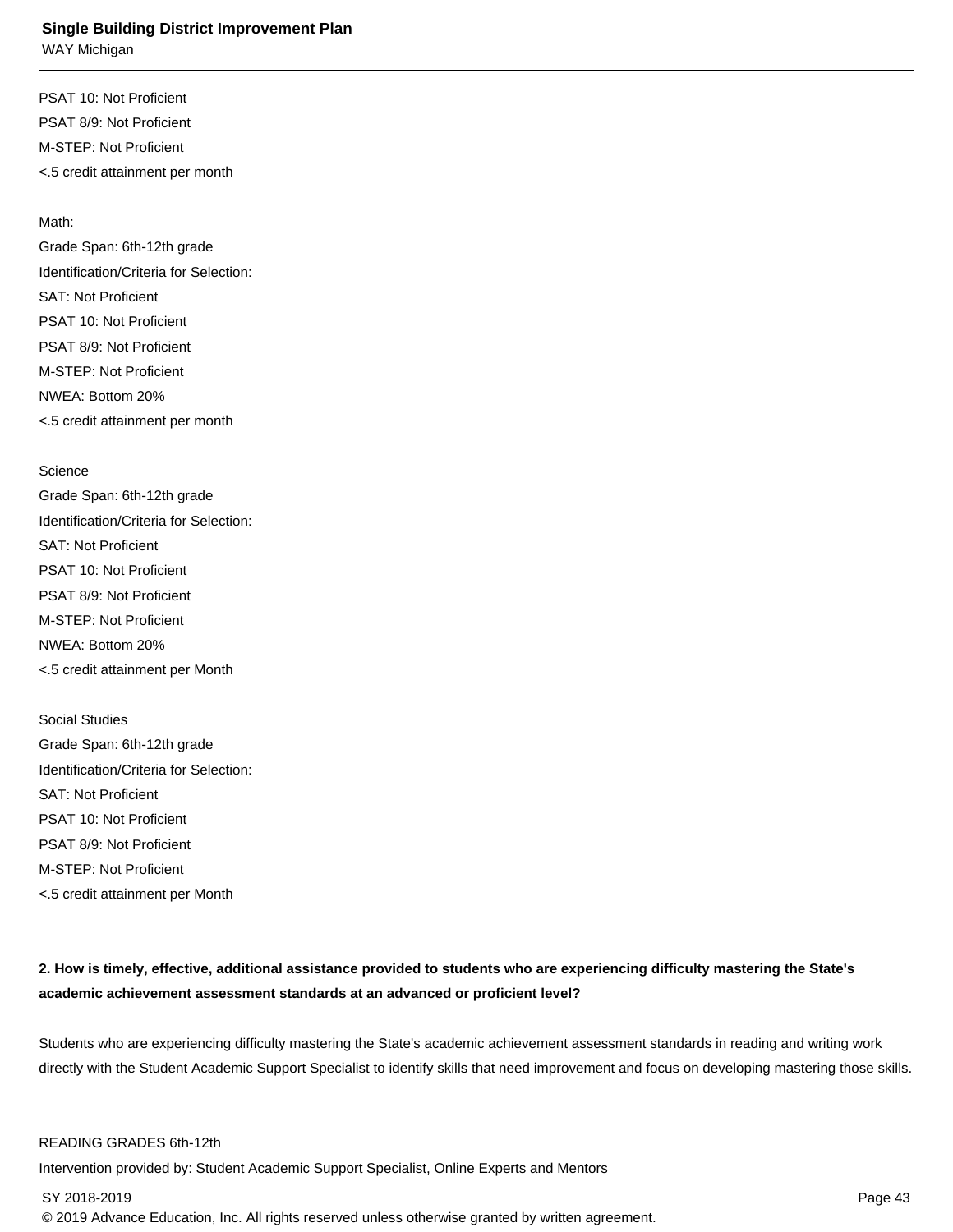PSAT 10: Not Proficient

PSAT 8/9: Not Proficient

M-STEP: Not Proficient

<.5 credit attainment per month

Math:

Grade Span: 6th-12th grade

Identification/Criteria for Selection:

SAT: Not Proficient

PSAT 10: Not Proficient

PSAT 8/9: Not Proficient

M-STEP: Not Proficient

NWEA: Bottom 20%

<.5 credit attainment per month

Science

Grade Span: 6th-12th grade

Identification/Criteria for Selection:

SAT: Not Proficient

PSAT 10: Not Proficient

PSAT 8/9: Not Proficient

M-STEP: Not Proficient

NWEA: Bottom 20%

<.5 credit attainment per Month

Social Studies

Grade Span: 6th-12th grade

Identification/Criteria for Selection:

SAT: Not Proficient

PSAT 10: Not Proficient

PSAT 8/9: Not Proficient

M-STEP: Not Proficient

<.5 credit attainment per Month

**2. How is timely, effective, additional assistance provided to students who are experiencing difficulty mastering the State's academic achievement assessment standards at an advanced or proficient level?**

Students who are experiencing difficulty mastering the State's academic achievement assessment standards in reading and writing work directly with the Student Academic Support Specialist to identify skills that need improvement and focus on developing mastering those skills.

READING GRADES 6th-12th

Intervention provided by: Student Academic Support Specialist, Online Experts and Mentors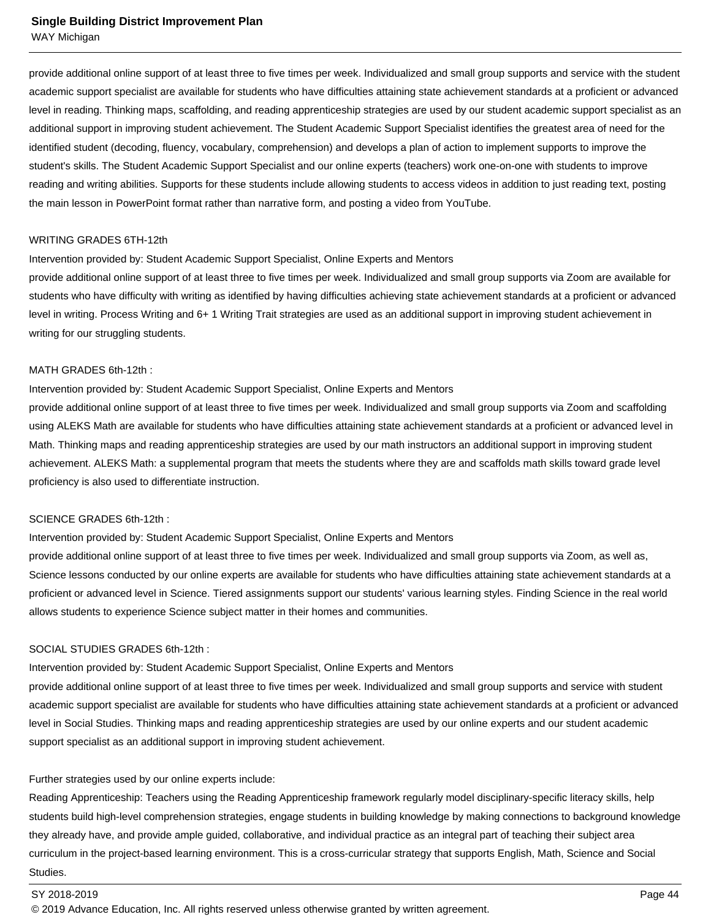provide additional online support of at least three to five times per week. Individualized and small group supports and service with the student academic support specialist are available for students who have difficulties attaining state achievement standards at a proficient or advanced level in reading. Thinking maps, scaffolding, and reading apprenticeship strategies are used by our student academic support specialist as an additional support in improving student achievement. The Student Academic Support Specialist identifies the greatest area of need for the identified student (decoding, fluency, vocabulary, comprehension) and develops a plan of action to implement supports to improve the student's skills. The Student Academic Support Specialist and our online experts (teachers) work one-on-one with students to improve reading and writing abilities. Supports for these students include allowing students to access videos in addition to just reading text, posting the main lesson in PowerPoint format rather than narrative form, and posting a video from YouTube.

WRITING GRADES 6TH-12th
Intervention provided by: Student Academic Support Specialist, Online Experts and Mentors
provide additional online support of at least three to five times per week. Individualized and small group supports via Zoom are available for students who have difficulty with writing as identified by having difficulties achieving state achievement standards at a proficient or advanced level in writing. Process Writing and 6+ 1 Writing Trait strategies are used as an additional support in improving student achievement in writing for our struggling students.

MATH GRADES 6th-12th :
Intervention provided by: Student Academic Support Specialist, Online Experts and Mentors
provide additional online support of at least three to five times per week. Individualized and small group supports via Zoom and scaffolding using ALEKS Math are available for students who have difficulties attaining state achievement standards at a proficient or advanced level in Math. Thinking maps and reading apprenticeship strategies are used by our math instructors an additional support in improving student achievement. ALEKS Math: a supplemental program that meets the students where they are and scaffolds math skills toward grade level proficiency is also used to differentiate instruction.

SCIENCE GRADES 6th-12th :
Intervention provided by: Student Academic Support Specialist, Online Experts and Mentors
provide additional online support of at least three to five times per week. Individualized and small group supports via Zoom, as well as, Science lessons conducted by our online experts are available for students who have difficulties attaining state achievement standards at a proficient or advanced level in Science. Tiered assignments support our students' various learning styles. Finding Science in the real world allows students to experience Science subject matter in their homes and communities.

SOCIAL STUDIES GRADES 6th-12th :
Intervention provided by: Student Academic Support Specialist, Online Experts and Mentors
provide additional online support of at least three to five times per week. Individualized and small group supports and service with student academic support specialist are available for students who have difficulties attaining state achievement standards at a proficient or advanced level in Social Studies. Thinking maps and reading apprenticeship strategies are used by our online experts and our student academic support specialist as an additional support in improving student achievement.

Further strategies used by our online experts include:
Reading Apprenticeship: Teachers using the Reading Apprenticeship framework regularly model disciplinary-specific literacy skills, help students build high-level comprehension strategies, engage students in building knowledge by making connections to background knowledge they already have, and provide ample guided, collaborative, and individual practice as an integral part of teaching their subject area curriculum in the project-based learning environment. This is a cross-curricular strategy that supports English, Math, Science and Social Studies.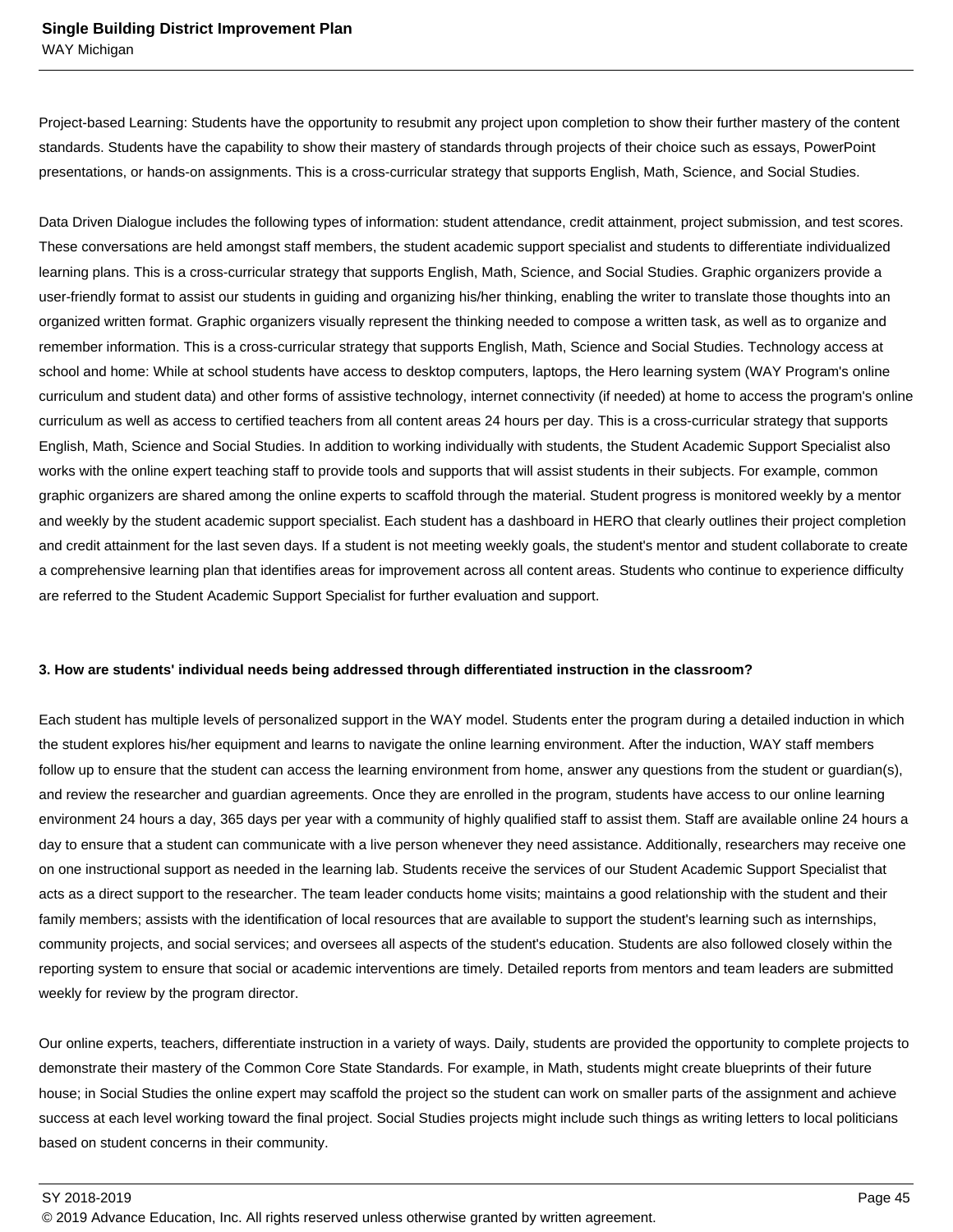Project-based Learning: Students have the opportunity to resubmit any project upon completion to show their further mastery of the content standards. Students have the capability to show their mastery of standards through projects of their choice such as essays, PowerPoint presentations, or hands-on assignments. This is a cross-curricular strategy that supports English, Math, Science, and Social Studies.

Data Driven Dialogue includes the following types of information: student attendance, credit attainment, project submission, and test scores. These conversations are held amongst staff members, the student academic support specialist and students to differentiate individualized learning plans. This is a cross-curricular strategy that supports English, Math, Science, and Social Studies. Graphic organizers provide a user-friendly format to assist our students in guiding and organizing his/her thinking, enabling the writer to translate those thoughts into an organized written format. Graphic organizers visually represent the thinking needed to compose a written task, as well as to organize and remember information. This is a cross-curricular strategy that supports English, Math, Science and Social Studies. Technology access at school and home: While at school students have access to desktop computers, laptops, the Hero learning system (WAY Program's online curriculum and student data) and other forms of assistive technology, internet connectivity (if needed) at home to access the program's online curriculum as well as access to certified teachers from all content areas 24 hours per day. This is a cross-curricular strategy that supports English, Math, Science and Social Studies. In addition to working individually with students, the Student Academic Support Specialist also works with the online expert teaching staff to provide tools and supports that will assist students in their subjects. For example, common graphic organizers are shared among the online experts to scaffold through the material. Student progress is monitored weekly by a mentor and weekly by the student academic support specialist. Each student has a dashboard in HERO that clearly outlines their project completion and credit attainment for the last seven days. If a student is not meeting weekly goals, the student's mentor and student collaborate to create a comprehensive learning plan that identifies areas for improvement across all content areas. Students who continue to experience difficulty are referred to the Student Academic Support Specialist for further evaluation and support.

**3. How are students' individual needs being addressed through differentiated instruction in the classroom?**

Each student has multiple levels of personalized support in the WAY model. Students enter the program during a detailed induction in which the student explores his/her equipment and learns to navigate the online learning environment. After the induction, WAY staff members follow up to ensure that the student can access the learning environment from home, answer any questions from the student or guardian(s), and review the researcher and guardian agreements. Once they are enrolled in the program, students have access to our online learning environment 24 hours a day, 365 days per year with a community of highly qualified staff to assist them. Staff are available online 24 hours a day to ensure that a student can communicate with a live person whenever they need assistance. Additionally, researchers may receive one on one instructional support as needed in the learning lab. Students receive the services of our Student Academic Support Specialist that acts as a direct support to the researcher. The team leader conducts home visits; maintains a good relationship with the student and their family members; assists with the identification of local resources that are available to support the student's learning such as internships, community projects, and social services; and oversees all aspects of the student's education. Students are also followed closely within the reporting system to ensure that social or academic interventions are timely. Detailed reports from mentors and team leaders are submitted weekly for review by the program director.

Our online experts, teachers, differentiate instruction in a variety of ways. Daily, students are provided the opportunity to complete projects to demonstrate their mastery of the Common Core State Standards. For example, in Math, students might create blueprints of their future house; in Social Studies the online expert may scaffold the project so the student can work on smaller parts of the assignment and achieve success at each level working toward the final project. Social Studies projects might include such things as writing letters to local politicians based on student concerns in their community.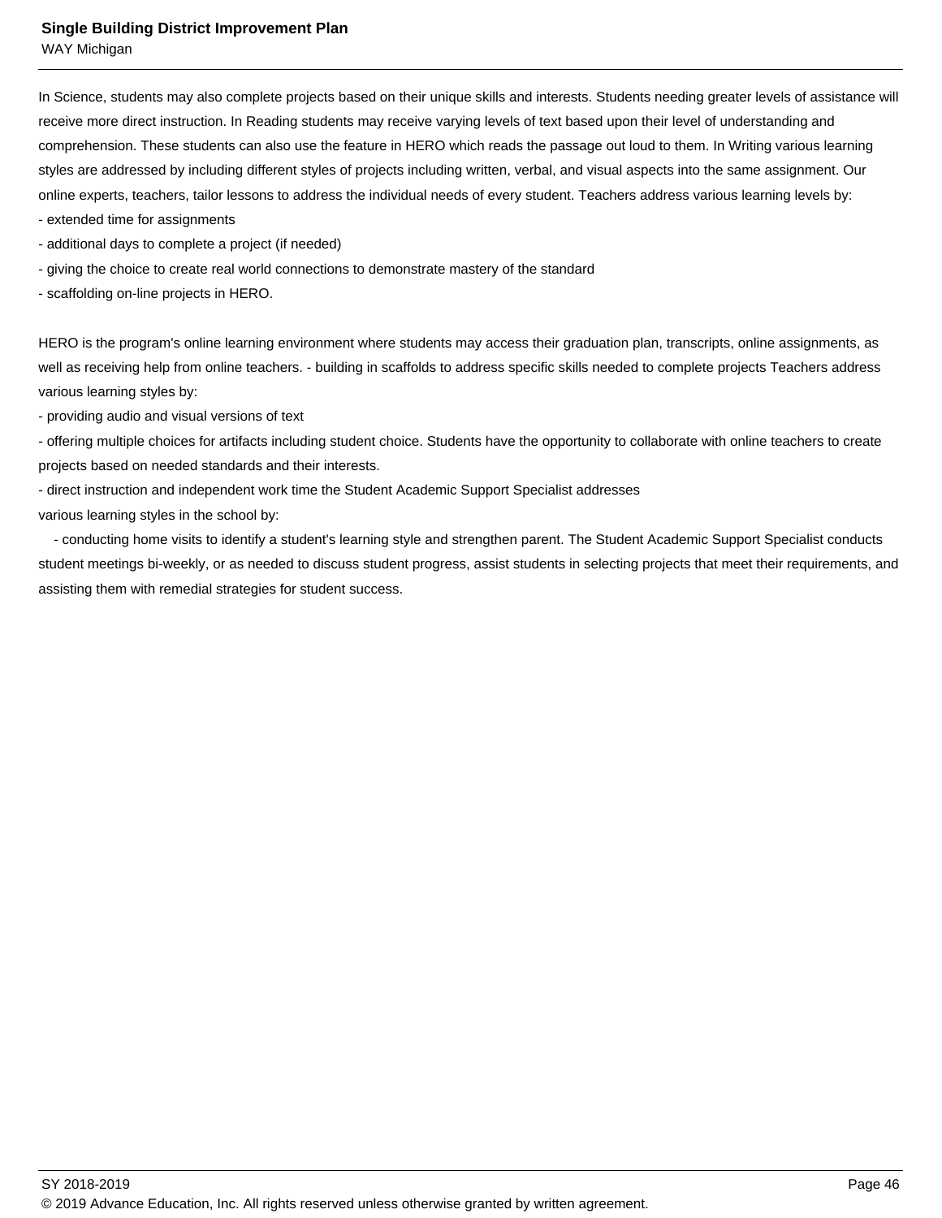In Science, students may also complete projects based on their unique skills and interests. Students needing greater levels of assistance will receive more direct instruction. In Reading students may receive varying levels of text based upon their level of understanding and comprehension. These students can also use the feature in HERO which reads the passage out loud to them. In Writing various learning styles are addressed by including different styles of projects including written, verbal, and visual aspects into the same assignment. Our online experts, teachers, tailor lessons to address the individual needs of every student. Teachers address various learning levels by:

- extended time for assignments
- additional days to complete a project (if needed)
- giving the choice to create real world connections to demonstrate mastery of the standard
- scaffolding on-line projects in HERO.

HERO is the program's online learning environment where students may access their graduation plan, transcripts, online assignments, as well as receiving help from online teachers. - building in scaffolds to address specific skills needed to complete projects Teachers address various learning styles by:

- providing audio and visual versions of text
- offering multiple choices for artifacts including student choice. Students have the opportunity to collaborate with online teachers to create projects based on needed standards and their interests.
- direct instruction and independent work time the Student Academic Support Specialist addresses

various learning styles in the school by:

- conducting home visits to identify a student's learning style and strengthen parent. The Student Academic Support Specialist conducts student meetings bi-weekly, or as needed to discuss student progress, assist students in selecting projects that meet their requirements, and assisting them with remedial strategies for student success.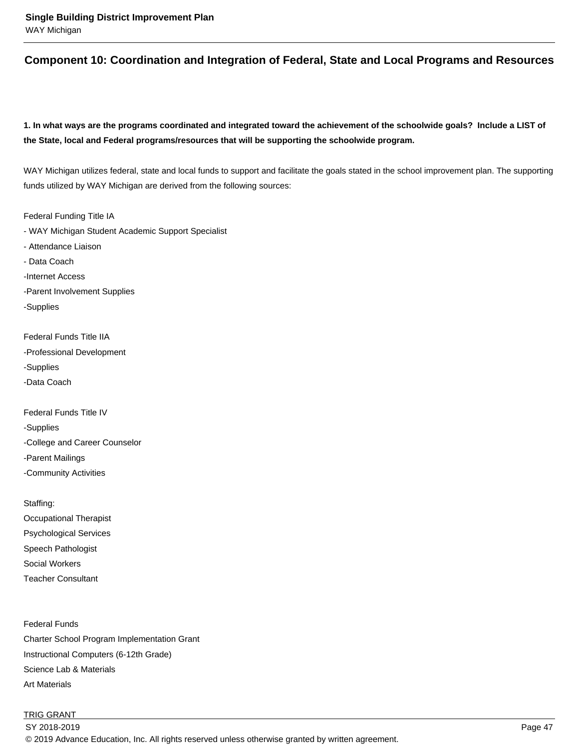## Component 10: Coordination and Integration of Federal, State and Local Programs and Resources

**1. In what ways are the programs coordinated and integrated toward the achievement of the schoolwide goals? Include a LIST of the State, local and Federal programs/resources that will be supporting the schoolwide program.**

WAY Michigan utilizes federal, state and local funds to support and facilitate the goals stated in the school improvement plan. The supporting funds utilized by WAY Michigan are derived from the following sources:

Federal Funding Title IA
- WAY Michigan Student Academic Support Specialist
- Attendance Liaison
- Data Coach
-Internet Access
-Parent Involvement Supplies
-Supplies

Federal Funds Title IIA
-Professional Development
-Supplies
-Data Coach

Federal Funds Title IV
-Supplies
-College and Career Counselor
-Parent Mailings
-Community Activities

Staffing:
Occupational Therapist
Psychological Services
Speech Pathologist
Social Workers
Teacher Consultant

Federal Funds
Charter School Program Implementation Grant
Instructional Computers (6-12th Grade)
Science Lab & Materials
Art Materials

TRIG GRANT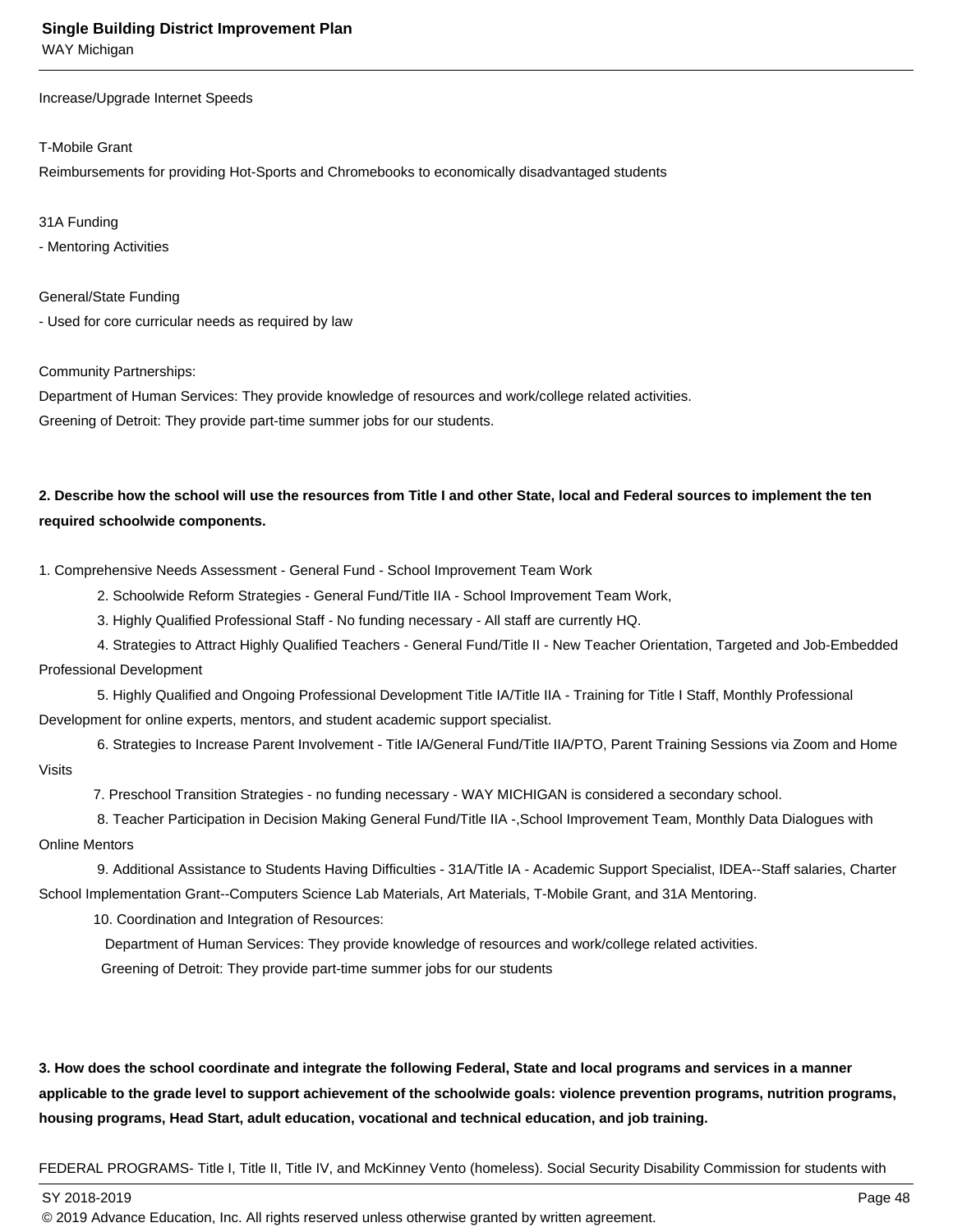Increase/Upgrade Internet Speeds

T-Mobile Grant
Reimbursements for providing Hot-Sports and Chromebooks to economically disadvantaged students

31A Funding
- Mentoring Activities

General/State Funding
- Used for core curricular needs as required by law

Community Partnerships:
Department of Human Services: They provide knowledge of resources and work/college related activities.
Greening of Detroit: They provide part-time summer jobs for our students.

**2. Describe how the school will use the resources from Title I and other State, local and Federal sources to implement the ten required schoolwide components.**

1. Comprehensive Needs Assessment - General Fund - School Improvement Team Work
2. Schoolwide Reform Strategies - General Fund/Title IIA - School Improvement Team Work,
3. Highly Qualified Professional Staff - No funding necessary - All staff are currently HQ.
4. Strategies to Attract Highly Qualified Teachers - General Fund/Title II - New Teacher Orientation, Targeted and Job-Embedded Professional Development
5. Highly Qualified and Ongoing Professional Development Title IA/Title IIA - Training for Title I Staff, Monthly Professional Development for online experts, mentors, and student academic support specialist.
6. Strategies to Increase Parent Involvement - Title IA/General Fund/Title IIA/PTO, Parent Training Sessions via Zoom and Home Visits
7. Preschool Transition Strategies - no funding necessary - WAY MICHIGAN is considered a secondary school.
8. Teacher Participation in Decision Making General Fund/Title IIA -,School Improvement Team, Monthly Data Dialogues with Online Mentors
9. Additional Assistance to Students Having Difficulties - 31A/Title IA - Academic Support Specialist, IDEA--Staff salaries, Charter School Implementation Grant--Computers Science Lab Materials, Art Materials, T-Mobile Grant, and 31A Mentoring.
10. Coordination and Integration of Resources:
    Department of Human Services: They provide knowledge of resources and work/college related activities.
    Greening of Detroit: They provide part-time summer jobs for our students

**3. How does the school coordinate and integrate the following Federal, State and local programs and services in a manner applicable to the grade level to support achievement of the schoolwide goals: violence prevention programs, nutrition programs, housing programs, Head Start, adult education, vocational and technical education, and job training.**

FEDERAL PROGRAMS- Title I, Title II, Title IV, and McKinney Vento (homeless). Social Security Disability Commission for students with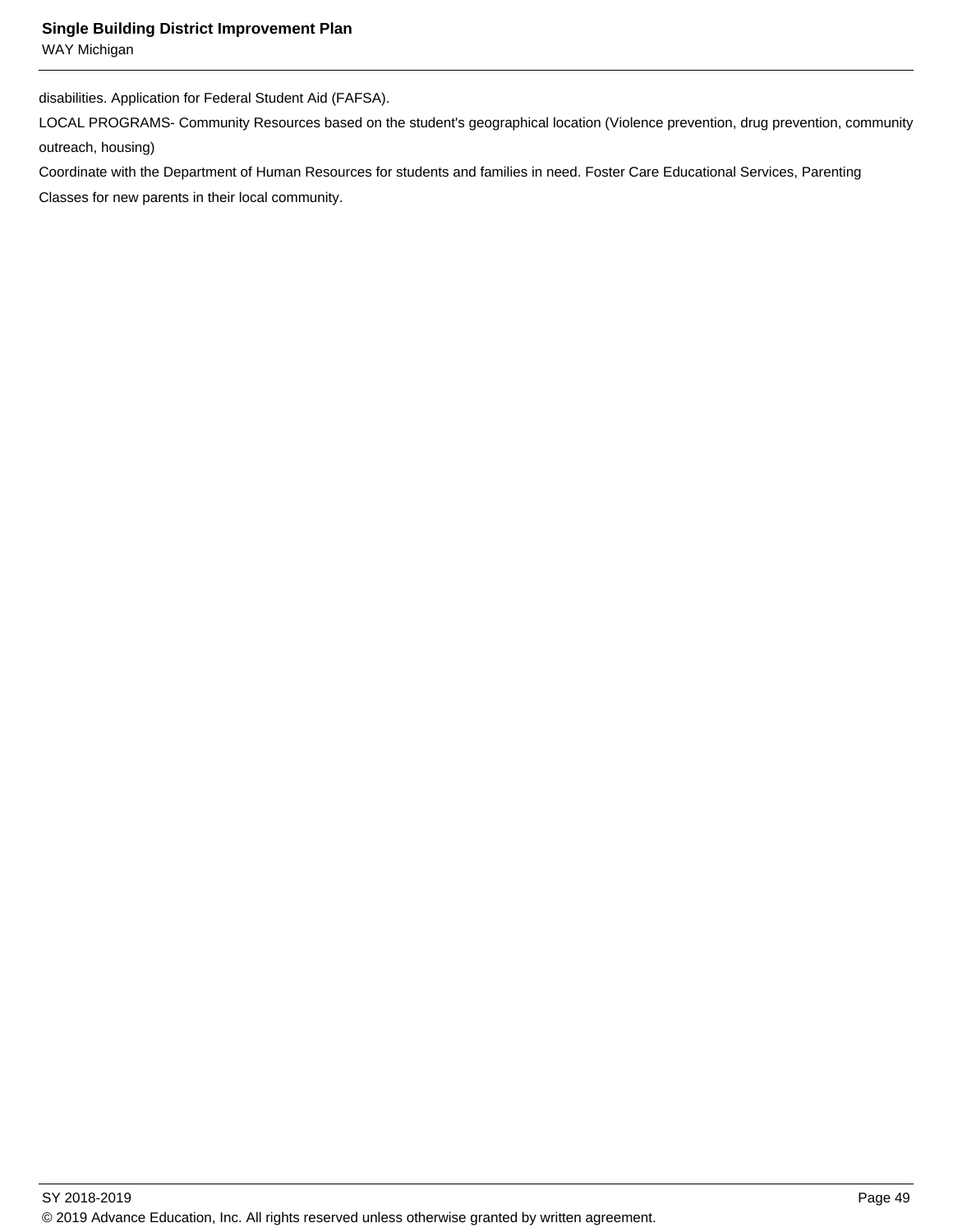disabilities. Application for Federal Student Aid (FAFSA).

LOCAL PROGRAMS- Community Resources based on the student's geographical location (Violence prevention, drug prevention, community outreach, housing)

Coordinate with the Department of Human Resources for students and families in need. Foster Care Educational Services, Parenting Classes for new parents in their local community.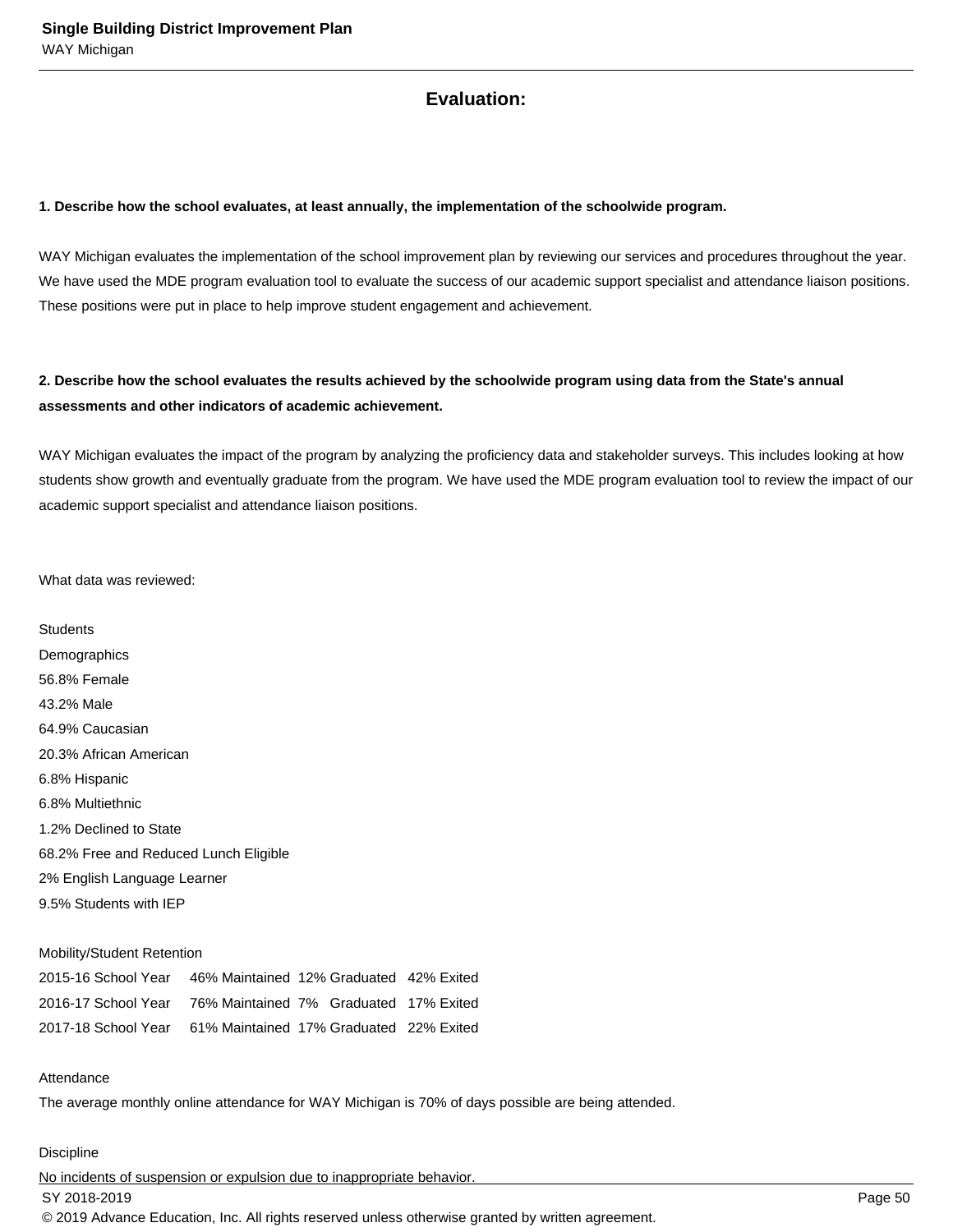## Evaluation:

**1. Describe how the school evaluates, at least annually, the implementation of the schoolwide program.**

WAY Michigan evaluates the implementation of the school improvement plan by reviewing our services and procedures throughout the year. We have used the MDE program evaluation tool to evaluate the success of our academic support specialist and attendance liaison positions. These positions were put in place to help improve student engagement and achievement.

**2. Describe how the school evaluates the results achieved by the schoolwide program using data from the State's annual assessments and other indicators of academic achievement.**

WAY Michigan evaluates the impact of the program by analyzing the proficiency data and stakeholder surveys. This includes looking at how students show growth and eventually graduate from the program. We have used the MDE program evaluation tool to review the impact of our academic support specialist and attendance liaison positions.

What data was reviewed:

Students
Demographics
56.8% Female
43.2% Male
64.9% Caucasian
20.3% African American
6.8% Hispanic
6.8% Multiethnic
1.2% Declined to State
68.2% Free and Reduced Lunch Eligible
2% English Language Learner
9.5% Students with IEP

Mobility/Student Retention

| | | | |
|---|---|---|---|
| 2015-16 School Year | 46% Maintained | 12% Graduated | 42% Exited |
| 2016-17 School Year | 76% Maintained | 7% Graduated | 17% Exited |
| 2017-18 School Year | 61% Maintained | 17% Graduated | 22% Exited |

Attendance
The average monthly online attendance for WAY Michigan is 70% of days possible are being attended.

Discipline
No incidents of suspension or expulsion due to inappropriate behavior.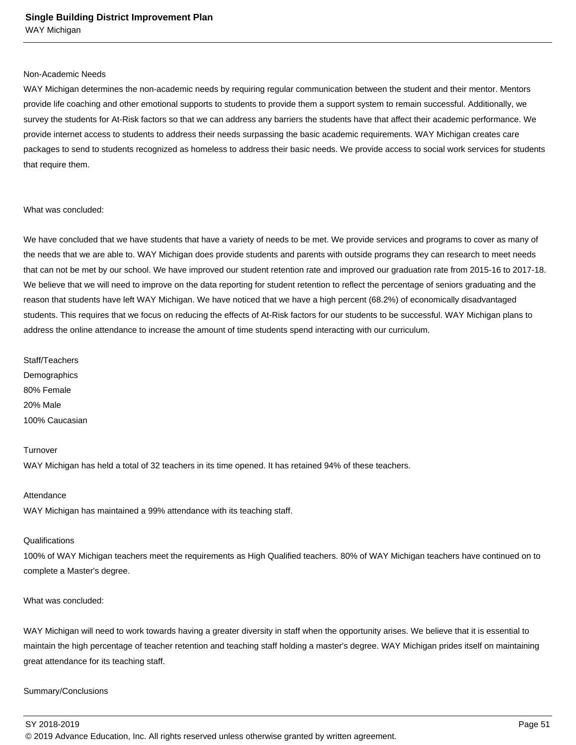Non-Academic Needs

WAY Michigan determines the non-academic needs by requiring regular communication between the student and their mentor. Mentors provide life coaching and other emotional supports to students to provide them a support system to remain successful. Additionally, we survey the students for At-Risk factors so that we can address any barriers the students have that affect their academic performance. We provide internet access to students to address their needs surpassing the basic academic requirements. WAY Michigan creates care packages to send to students recognized as homeless to address their basic needs. We provide access to social work services for students that require them.

What was concluded:

We have concluded that we have students that have a variety of needs to be met. We provide services and programs to cover as many of the needs that we are able to. WAY Michigan does provide students and parents with outside programs they can research to meet needs that can not be met by our school. We have improved our student retention rate and improved our graduation rate from 2015-16 to 2017-18. We believe that we will need to improve on the data reporting for student retention to reflect the percentage of seniors graduating and the reason that students have left WAY Michigan. We have noticed that we have a high percent (68.2%) of economically disadvantaged students. This requires that we focus on reducing the effects of At-Risk factors for our students to be successful. WAY Michigan plans to address the online attendance to increase the amount of time students spend interacting with our curriculum.

Staff/Teachers

Demographics

80% Female

20% Male

100% Caucasian

Turnover

WAY Michigan has held a total of 32 teachers in its time opened. It has retained 94% of these teachers.

Attendance

WAY Michigan has maintained a 99% attendance with its teaching staff.

Qualifications

100% of WAY Michigan teachers meet the requirements as High Qualified teachers. 80% of WAY Michigan teachers have continued on to complete a Master's degree.

What was concluded:

WAY Michigan will need to work towards having a greater diversity in staff when the opportunity arises. We believe that it is essential to maintain the high percentage of teacher retention and teaching staff holding a master's degree. WAY Michigan prides itself on maintaining great attendance for its teaching staff.

Summary/Conclusions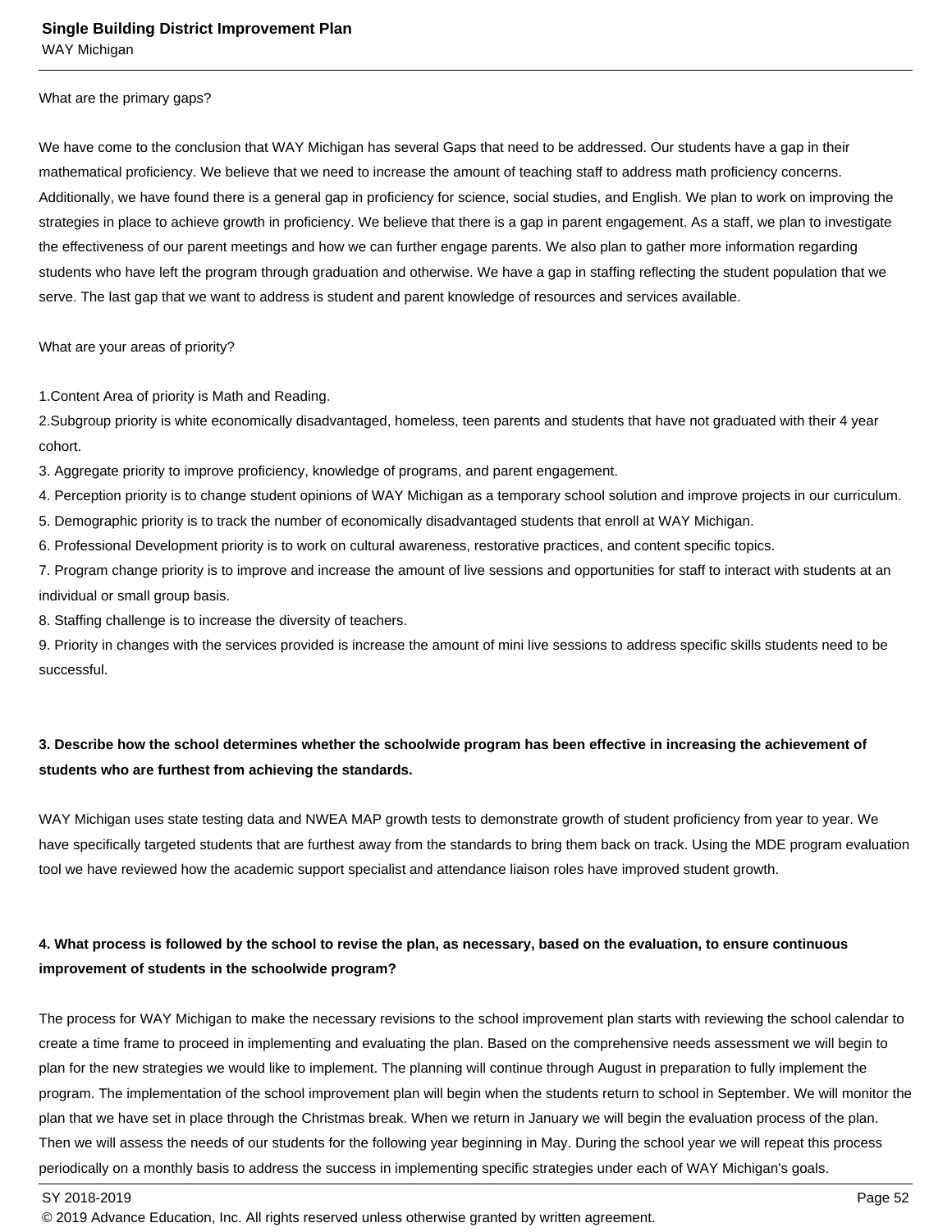What are the primary gaps?

We have come to the conclusion that WAY Michigan has several Gaps that need to be addressed. Our students have a gap in their mathematical proficiency. We believe that we need to increase the amount of teaching staff to address math proficiency concerns. Additionally, we have found there is a general gap in proficiency for science, social studies, and English. We plan to work on improving the strategies in place to achieve growth in proficiency. We believe that there is a gap in parent engagement. As a staff, we plan to investigate the effectiveness of our parent meetings and how we can further engage parents. We also plan to gather more information regarding students who have left the program through graduation and otherwise. We have a gap in staffing reflecting the student population that we serve. The last gap that we want to address is student and parent knowledge of resources and services available.

What are your areas of priority?

1.Content Area of priority is Math and Reading.
2.Subgroup priority is white economically disadvantaged, homeless, teen parents and students that have not graduated with their 4 year cohort.
3. Aggregate priority to improve proficiency, knowledge of programs, and parent engagement.
4. Perception priority is to change student opinions of WAY Michigan as a temporary school solution and improve projects in our curriculum.
5. Demographic priority is to track the number of economically disadvantaged students that enroll at WAY Michigan.
6. Professional Development priority is to work on cultural awareness, restorative practices, and content specific topics.
7. Program change priority is to improve and increase the amount of live sessions and opportunities for staff to interact with students at an individual or small group basis.
8. Staffing challenge is to increase the diversity of teachers.
9. Priority in changes with the services provided is increase the amount of mini live sessions to address specific skills students need to be successful.

**3. Describe how the school determines whether the schoolwide program has been effective in increasing the achievement of students who are furthest from achieving the standards.**

WAY Michigan uses state testing data and NWEA MAP growth tests to demonstrate growth of student proficiency from year to year. We have specifically targeted students that are furthest away from the standards to bring them back on track. Using the MDE program evaluation tool we have reviewed how the academic support specialist and attendance liaison roles have improved student growth.

**4. What process is followed by the school to revise the plan, as necessary, based on the evaluation, to ensure continuous improvement of students in the schoolwide program?**

The process for WAY Michigan to make the necessary revisions to the school improvement plan starts with reviewing the school calendar to create a time frame to proceed in implementing and evaluating the plan. Based on the comprehensive needs assessment we will begin to plan for the new strategies we would like to implement. The planning will continue through August in preparation to fully implement the program. The implementation of the school improvement plan will begin when the students return to school in September. We will monitor the plan that we have set in place through the Christmas break. When we return in January we will begin the evaluation process of the plan. Then we will assess the needs of our students for the following year beginning in May. During the school year we will repeat this process periodically on a monthly basis to address the success in implementing specific strategies under each of WAY Michigan's goals.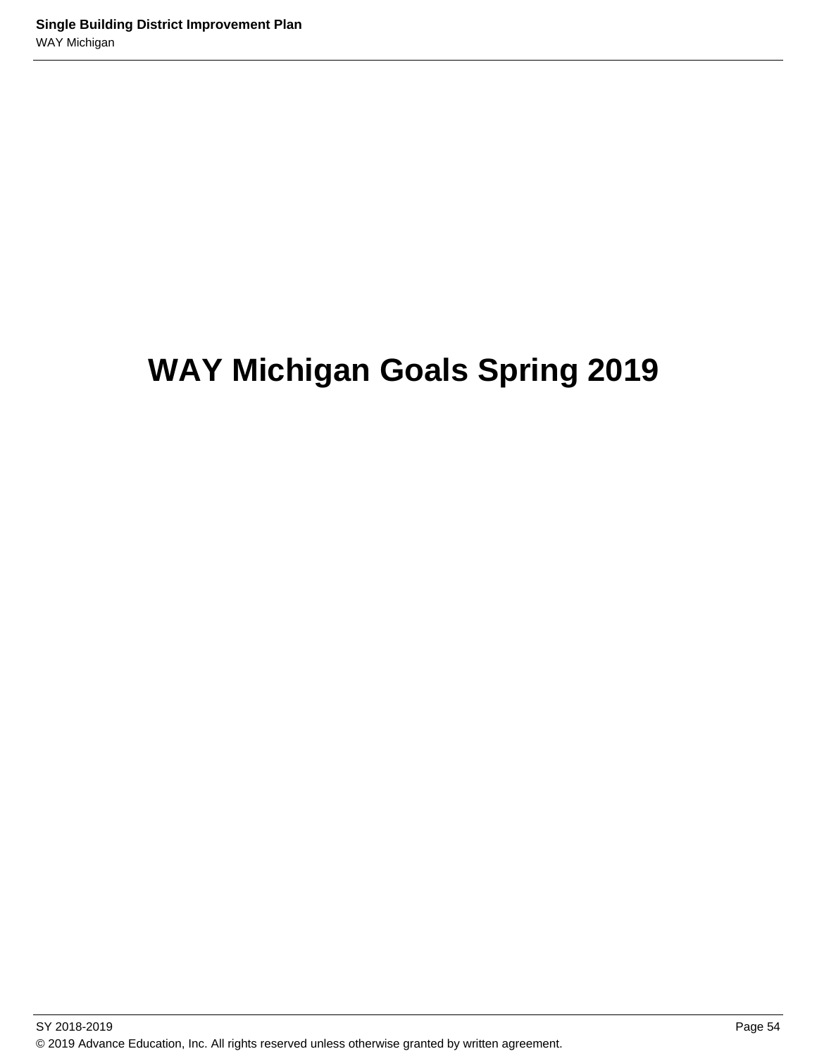# WAY Michigan Goals Spring 2019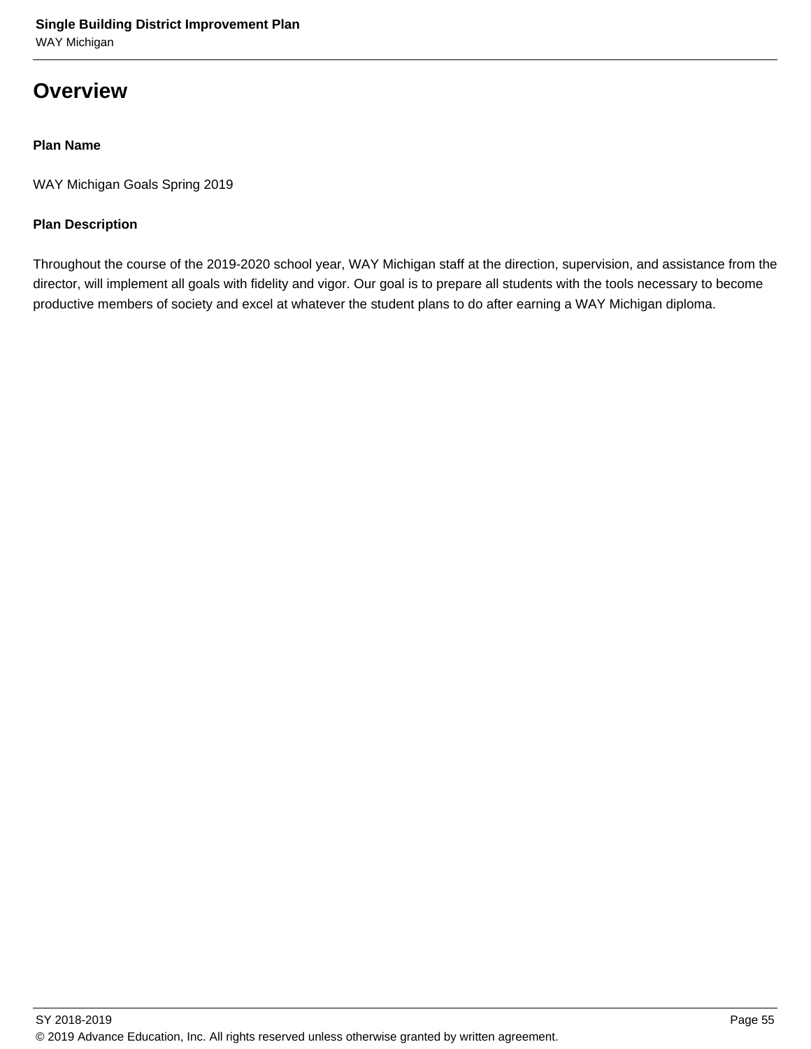# Overview

**Plan Name**

WAY Michigan Goals Spring 2019

**Plan Description**

Throughout the course of the 2019-2020 school year, WAY Michigan staff at the direction, supervision, and assistance from the director, will implement all goals with fidelity and vigor. Our goal is to prepare all students with the tools necessary to become productive members of society and excel at whatever the student plans to do after earning a WAY Michigan diploma.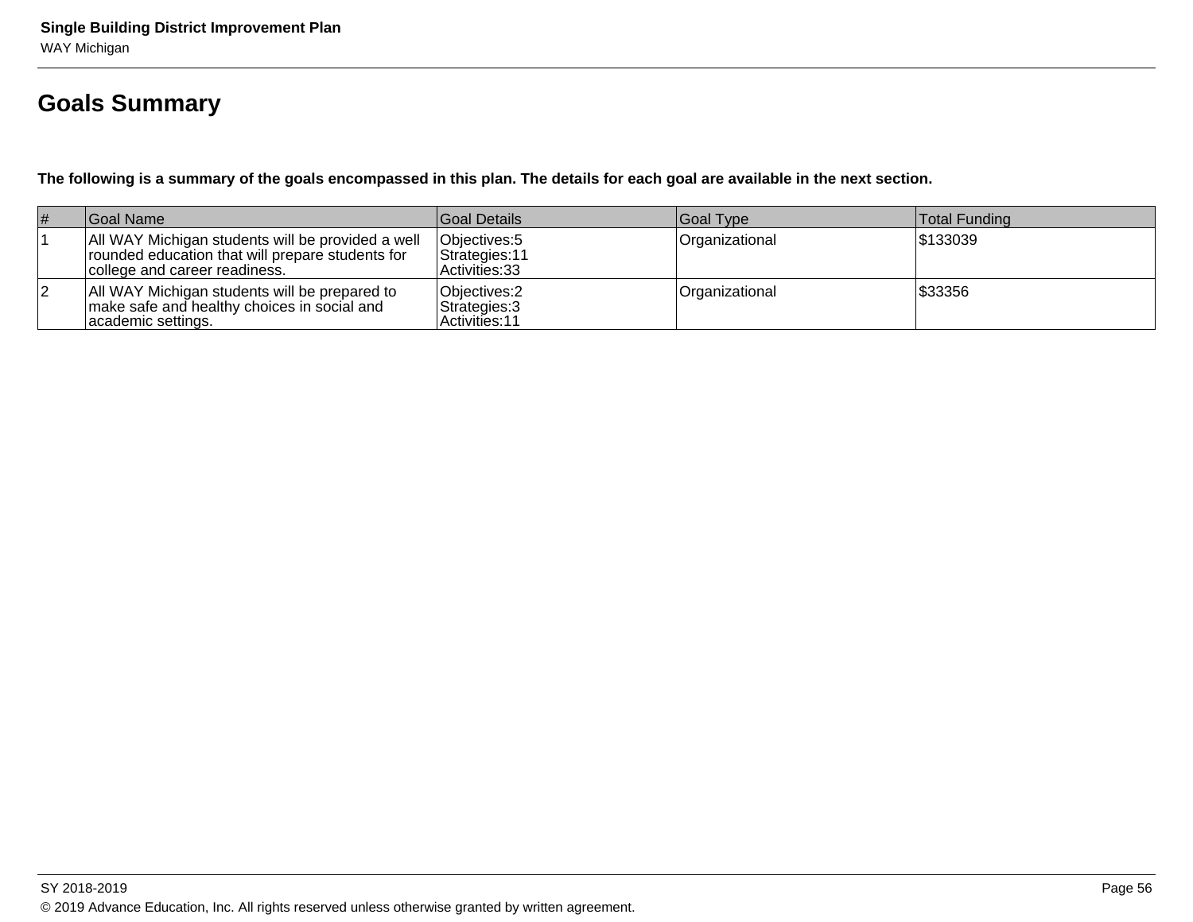## Goals Summary

**The following is a summary of the goals encompassed in this plan. The details for each goal are available in the next section.**

| # | Goal Name | Goal Details | Goal Type | Total Funding |
|---|---|---|---|---|
| 1 | All WAY Michigan students will be provided a well rounded education that will prepare students for college and career readiness. | Objectives:5<br>Strategies:11<br>Activities:33 | Organizational | $133039 |
| 2 | All WAY Michigan students will be prepared to make safe and healthy choices in social and academic settings. | Objectives:2<br>Strategies:3<br>Activities:11 | Organizational | $33356 |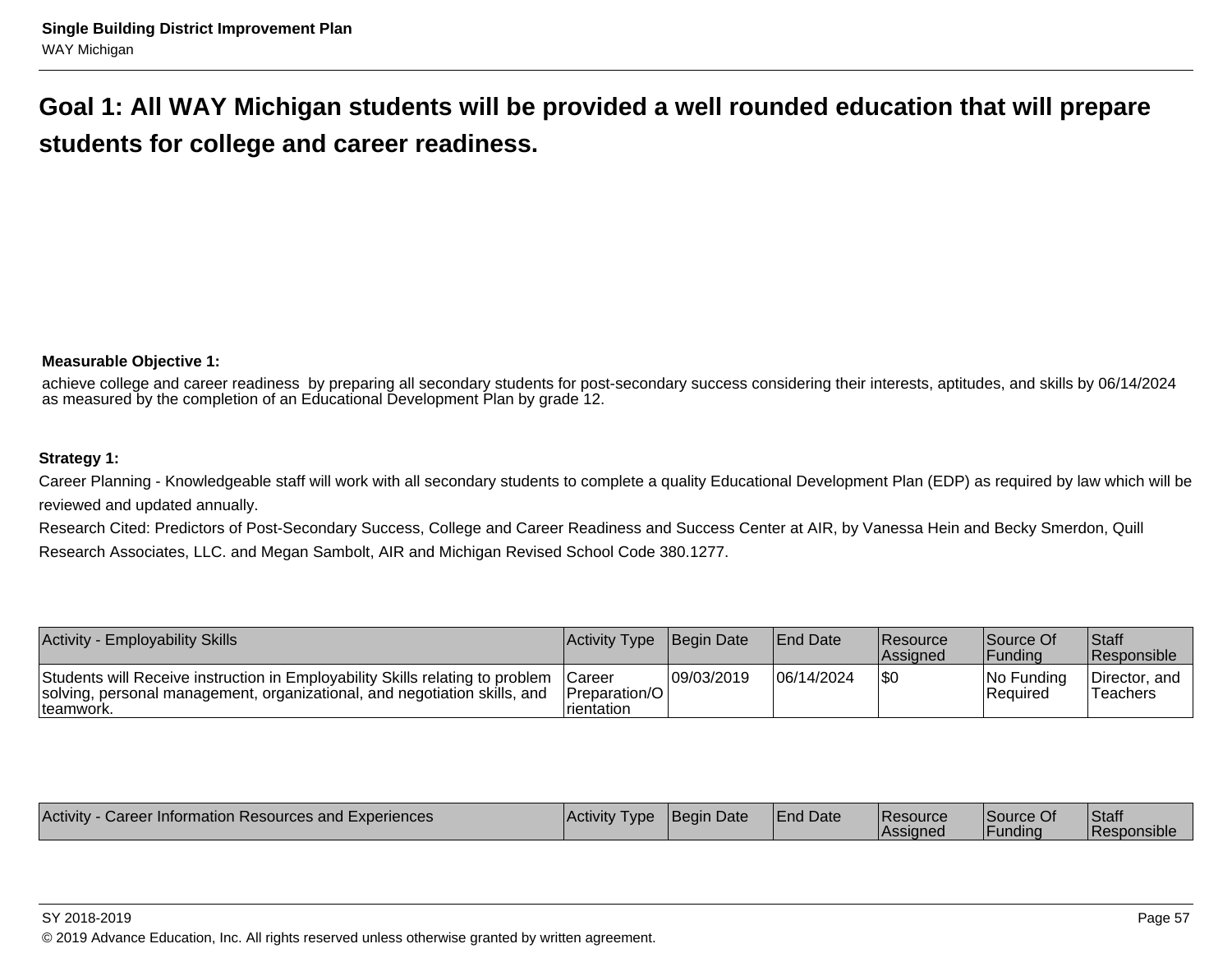## Goal 1: All WAY Michigan students will be provided a well rounded education that will prepare students for college and career readiness.

**Measurable Objective 1:**

achieve college and career readiness by preparing all secondary students for post-secondary success considering their interests, aptitudes, and skills by 06/14/2024 as measured by the completion of an Educational Development Plan by grade 12.

**Strategy 1:**

Career Planning - Knowledgeable staff will work with all secondary students to complete a quality Educational Development Plan (EDP) as required by law which will be reviewed and updated annually.

Research Cited: Predictors of Post-Secondary Success, College and Career Readiness and Success Center at AIR, by Vanessa Hein and Becky Smerdon, Quill Research Associates, LLC. and Megan Sambolt, AIR and Michigan Revised School Code 380.1277.

| Activity - Employability Skills | Activity Type | Begin Date | End Date | Resource Assigned | Source Of Funding | Staff Responsible |
|---|---|---|---|---|---|---|
| Students will Receive instruction in Employability Skills relating to problem solving, personal management, organizational, and negotiation skills, and teamwork. | Career Preparation/Orientation | 09/03/2019 | 06/14/2024 | $0 | No Funding Required | Director, and Teachers |

| Activity - Career Information Resources and Experiences | Activity Type | Begin Date | End Date | Resource Assigned | Source Of Funding | Staff Responsible |
|---|---|---|---|---|---|---|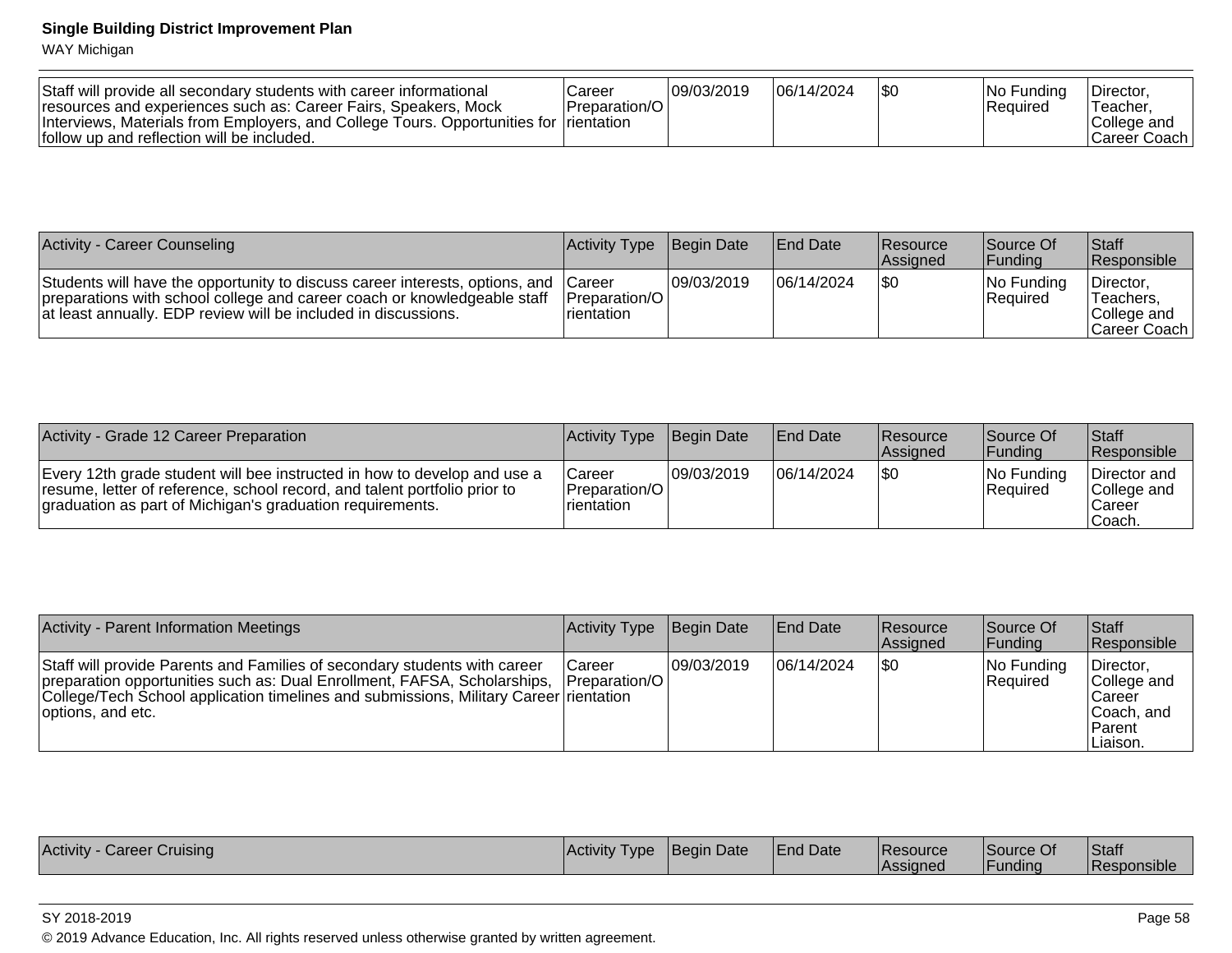| Staff will provide all secondary students with career informational resources and experiences such as: Career Fairs, Speakers, Mock Interviews, Materials from Employers, and College Tours. Opportunities for follow up and reflection will be included. | Career Preparation/Orientation | 09/03/2019 | 06/14/2024 | $0 | No Funding Required | Director, Teacher, College and Career Coach |
|---|---|---|---|---|---|---|

| Activity - Career Counseling | Activity Type | Begin Date | End Date | Resource Assigned | Source Of Funding | Staff Responsible |
|---|---|---|---|---|---|---|
| Students will have the opportunity to discuss career interests, options, and preparations with school college and career coach or knowledgeable staff at least annually. EDP review will be included in discussions. | Career Preparation/Orientation | 09/03/2019 | 06/14/2024 | $0 | No Funding Required | Director, Teachers, College and Career Coach |

| Activity - Grade 12 Career Preparation | Activity Type | Begin Date | End Date | Resource Assigned | Source Of Funding | Staff Responsible |
|---|---|---|---|---|---|---|
| Every 12th grade student will bee instructed in how to develop and use a resume, letter of reference, school record, and talent portfolio prior to graduation as part of Michigan's graduation requirements. | Career Preparation/Orientation | 09/03/2019 | 06/14/2024 | $0 | No Funding Required | Director and College and Career Coach. |

| Activity - Parent Information Meetings | Activity Type | Begin Date | End Date | Resource Assigned | Source Of Funding | Staff Responsible |
|---|---|---|---|---|---|---|
| Staff will provide Parents and Families of secondary students with career preparation opportunities such as: Dual Enrollment, FAFSA, Scholarships, College/Tech School application timelines and submissions, Military Career options, and etc. | Career Preparation/Orientation | 09/03/2019 | 06/14/2024 | $0 | No Funding Required | Director, College and Career Coach, and Parent Liaison. |

| Activity - Career Cruising | Activity Type | Begin Date | End Date | Resource Assigned | Source Of Funding | Staff Responsible |
|---|---|---|---|---|---|---|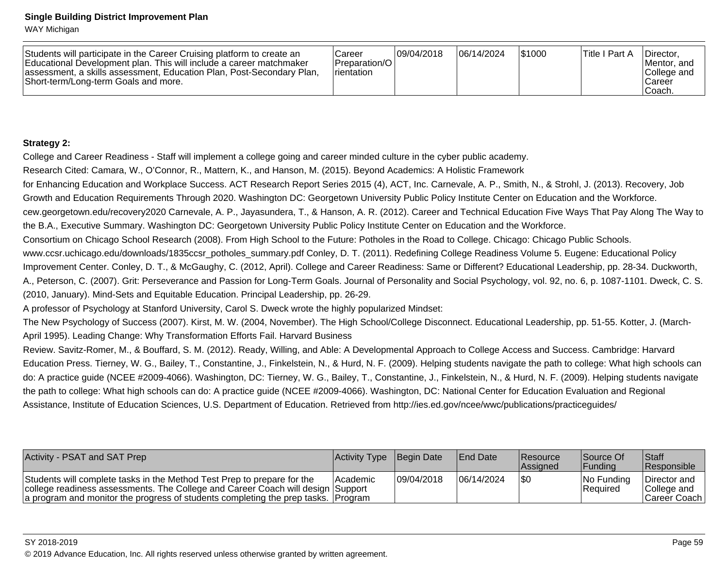| | | | | | | |
|---|---|---|---|---|---|---|
| Students will participate in the Career Cruising platform to create an Educational Development plan. This will include a career matchmaker assessment, a skills assessment, Education Plan, Post-Secondary Plan, Short-term/Long-term Goals and more. | Career Preparation/Orientation | 09/04/2018 | 06/14/2024 | $1000 | Title I Part A | Director, Mentor, and College and Career Coach. |

**Strategy 2:**

College and Career Readiness - Staff will implement a college going and career minded culture in the cyber public academy.

Research Cited: Camara, W., O'Connor, R., Mattern, K., and Hanson, M. (2015). Beyond Academics: A Holistic Framework for Enhancing Education and Workplace Success. ACT Research Report Series 2015 (4), ACT, Inc. Carnevale, A. P., Smith, N., & Strohl, J. (2013). Recovery, Job Growth and Education Requirements Through 2020. Washington DC: Georgetown University Public Policy Institute Center on Education and the Workforce. cew.georgetown.edu/recovery2020 Carnevale, A. P., Jayasundera, T., & Hanson, A. R. (2012). Career and Technical Education Five Ways That Pay Along The Way to the B.A., Executive Summary. Washington DC: Georgetown University Public Policy Institute Center on Education and the Workforce.

Consortium on Chicago School Research (2008). From High School to the Future: Potholes in the Road to College. Chicago: Chicago Public Schools. www.ccsr.uchicago.edu/downloads/1835ccsr_potholes_summary.pdf Conley, D. T. (2011). Redefining College Readiness Volume 5. Eugene: Educational Policy Improvement Center. Conley, D. T., & McGaughy, C. (2012, April). College and Career Readiness: Same or Different? Educational Leadership, pp. 28-34. Duckworth, A., Peterson, C. (2007). Grit: Perseverance and Passion for Long-Term Goals. Journal of Personality and Social Psychology, vol. 92, no. 6, p. 1087-1101. Dweck, C. S. (2010, January). Mind-Sets and Equitable Education. Principal Leadership, pp. 26-29.

A professor of Psychology at Stanford University, Carol S. Dweck wrote the highly popularized Mindset:

The New Psychology of Success (2007). Kirst, M. W. (2004, November). The High School/College Disconnect. Educational Leadership, pp. 51-55. Kotter, J. (March-April 1995). Leading Change: Why Transformation Efforts Fail. Harvard Business Review. Savitz-Romer, M., & Bouffard, S. M. (2012). Ready, Willing, and Able: A Developmental Approach to College Access and Success. Cambridge: Harvard Education Press. Tierney, W. G., Bailey, T., Constantine, J., Finkelstein, N., & Hurd, N. F. (2009). Helping students navigate the path to college: What high schools can do: A practice guide (NCEE #2009-4066). Washington, DC: Tierney, W. G., Bailey, T., Constantine, J., Finkelstein, N., & Hurd, N. F. (2009). Helping students navigate the path to college: What high schools can do: A practice guide (NCEE #2009-4066). Washington, DC: National Center for Education Evaluation and Regional Assistance, Institute of Education Sciences, U.S. Department of Education. Retrieved from http://ies.ed.gov/ncee/wwc/publications/practiceguides/

| Activity - PSAT and SAT Prep | Activity Type | Begin Date | End Date | Resource Assigned | Source Of Funding | Staff Responsible |
|---|---|---|---|---|---|---|
| Students will complete tasks in the Method Test Prep to prepare for the college readiness assessments. The College and Career Coach will design a program and monitor the progress of students completing the prep tasks. | Academic Support Program | 09/04/2018 | 06/14/2024 | $0 | No Funding Required | Director and College and Career Coach |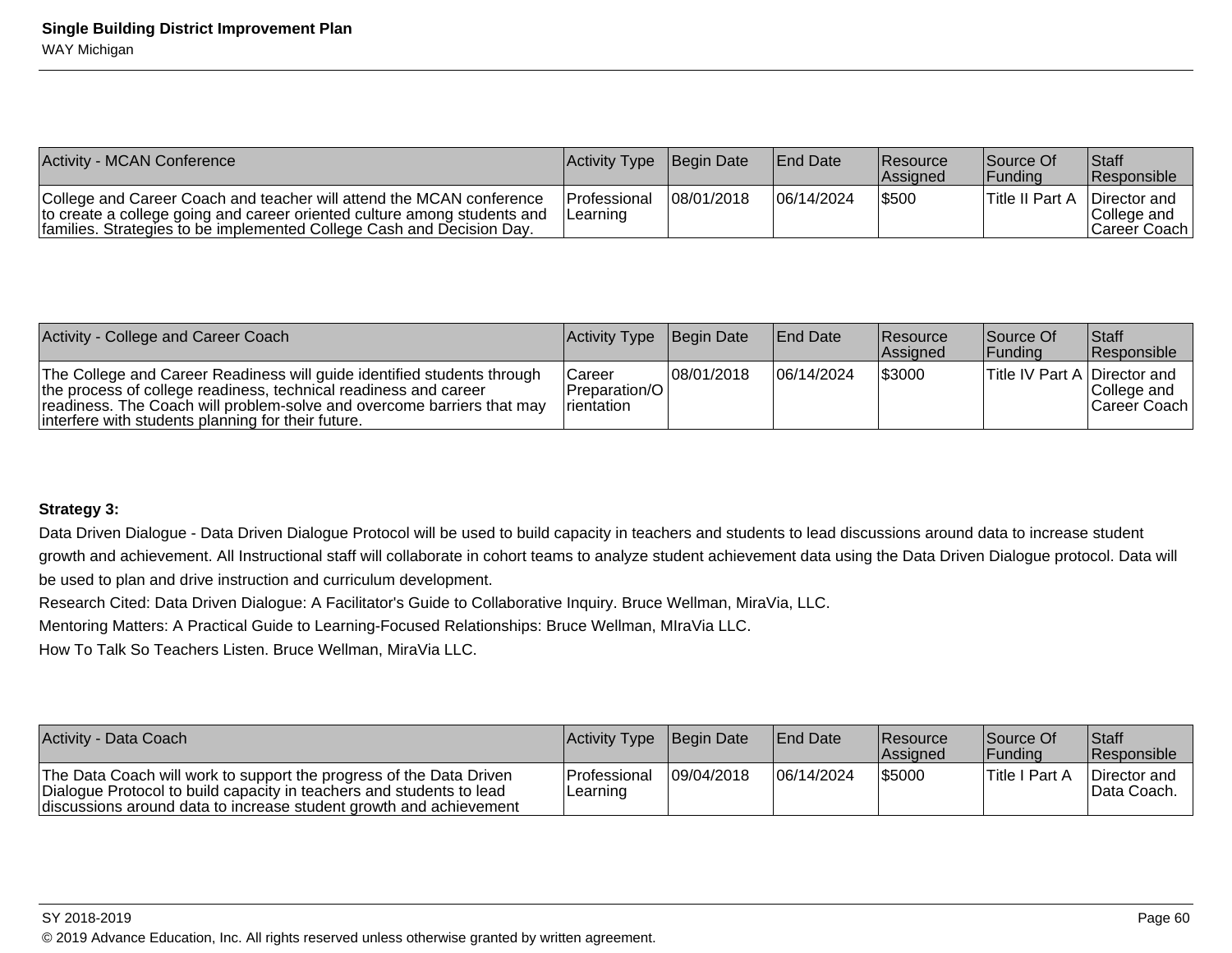| Activity - MCAN Conference | Activity Type | Begin Date | End Date | Resource Assigned | Source Of Funding | Staff Responsible |
|---|---|---|---|---|---|---|
| College and Career Coach and teacher will attend the MCAN conference to create a college going and career oriented culture among students and families. Strategies to be implemented College Cash and Decision Day. | Professional Learning | 08/01/2018 | 06/14/2024 | $500 | Title II Part A | Director and College and Career Coach |

| Activity - College and Career Coach | Activity Type | Begin Date | End Date | Resource Assigned | Source Of Funding | Staff Responsible |
|---|---|---|---|---|---|---|
| The College and Career Readiness will guide identified students through the process of college readiness, technical readiness and career readiness. The Coach will problem-solve and overcome barriers that may interfere with students planning for their future. | Career Preparation/Orientation | 08/01/2018 | 06/14/2024 | $3000 | Title IV Part A | Director and College and Career Coach |

**Strategy 3:**

Data Driven Dialogue - Data Driven Dialogue Protocol will be used to build capacity in teachers and students to lead discussions around data to increase student growth and achievement. All Instructional staff will collaborate in cohort teams to analyze student achievement data using the Data Driven Dialogue protocol. Data will be used to plan and drive instruction and curriculum development.

Research Cited: Data Driven Dialogue: A Facilitator's Guide to Collaborative Inquiry. Bruce Wellman, MiraVia, LLC.

Mentoring Matters: A Practical Guide to Learning-Focused Relationships: Bruce Wellman, MIraVia LLC.

How To Talk So Teachers Listen. Bruce Wellman, MiraVia LLC.

| Activity - Data Coach | Activity Type | Begin Date | End Date | Resource Assigned | Source Of Funding | Staff Responsible |
|---|---|---|---|---|---|---|
| The Data Coach will work to support the progress of the Data Driven Dialogue Protocol to build capacity in teachers and students to lead discussions around data to increase student growth and achievement | Professional Learning | 09/04/2018 | 06/14/2024 | $5000 | Title I Part A | Director and Data Coach. |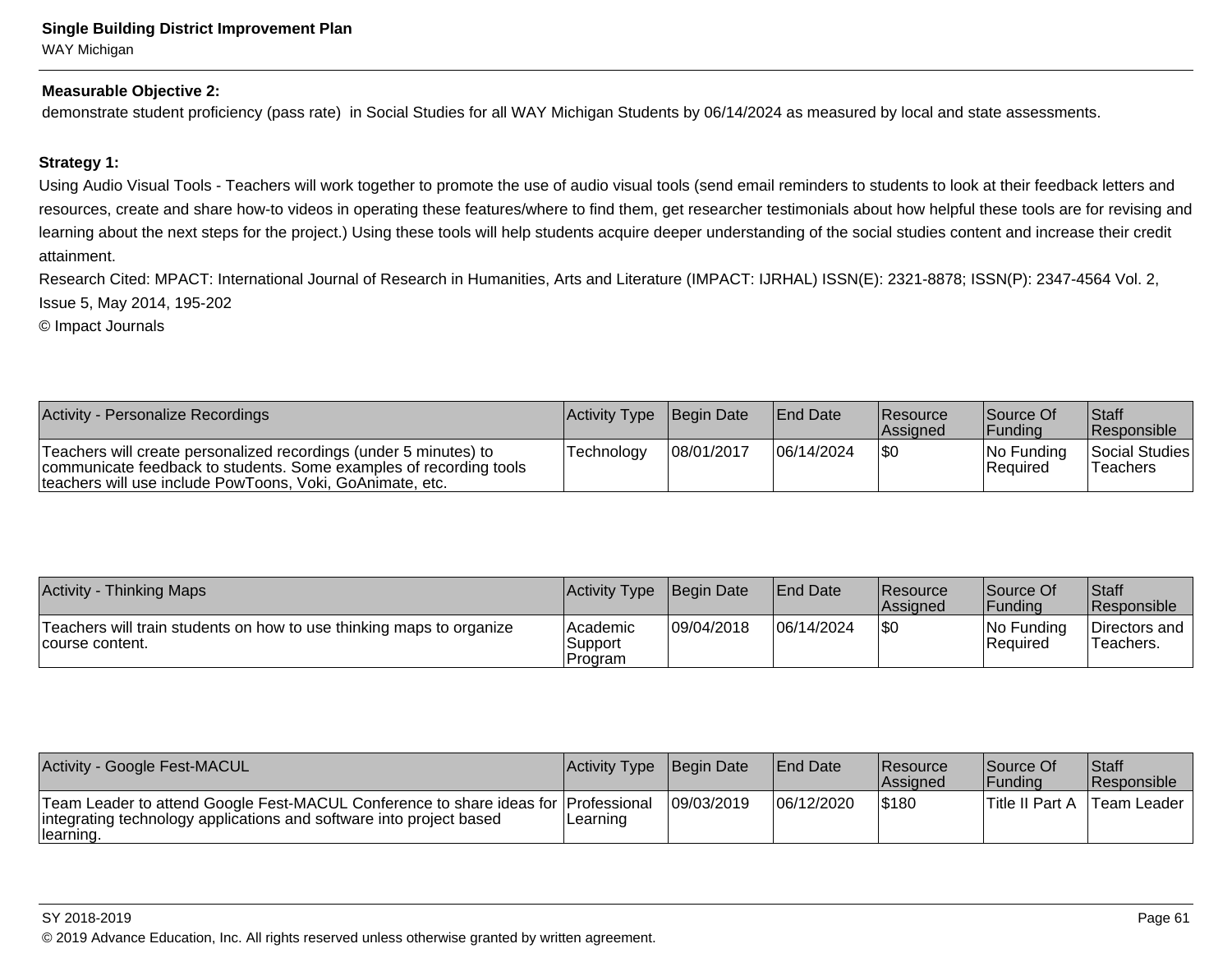**Measurable Objective 2:**

demonstrate student proficiency (pass rate)  in Social Studies for all WAY Michigan Students by 06/14/2024 as measured by local and state assessments.

**Strategy 1:**

Using Audio Visual Tools - Teachers will work together to promote the use of audio visual tools (send email reminders to students to look at their feedback letters and resources, create and share how-to videos in operating these features/where to find them, get researcher testimonials about how helpful these tools are for revising and learning about the next steps for the project.) Using these tools will help students acquire deeper understanding of the social studies content and increase their credit attainment.

Research Cited: MPACT: International Journal of Research in Humanities, Arts and Literature (IMPACT: IJRHAL) ISSN(E): 2321-8878; ISSN(P): 2347-4564 Vol. 2, Issue 5, May 2014, 195-202

© Impact Journals

| Activity - Personalize Recordings | Activity Type | Begin Date | End Date | Resource Assigned | Source Of Funding | Staff Responsible |
|---|---|---|---|---|---|---|
| Teachers will create personalized recordings (under 5 minutes) to communicate feedback to students. Some examples of recording tools teachers will use include PowToons, Voki, GoAnimate, etc. | Technology | 08/01/2017 | 06/14/2024 | $0 | No Funding Required | Social Studies Teachers |

| Activity - Thinking Maps | Activity Type | Begin Date | End Date | Resource Assigned | Source Of Funding | Staff Responsible |
|---|---|---|---|---|---|---|
| Teachers will train students on how to use thinking maps to organize course content. | Academic Support Program | 09/04/2018 | 06/14/2024 | $0 | No Funding Required | Directors and Teachers. |

| Activity - Google Fest-MACUL | Activity Type | Begin Date | End Date | Resource Assigned | Source Of Funding | Staff Responsible |
|---|---|---|---|---|---|---|
| Team Leader to attend Google Fest-MACUL Conference to share ideas for integrating technology applications and software into project based learning. | Professional Learning | 09/03/2019 | 06/12/2020 | $180 | Title II Part A | Team Leader |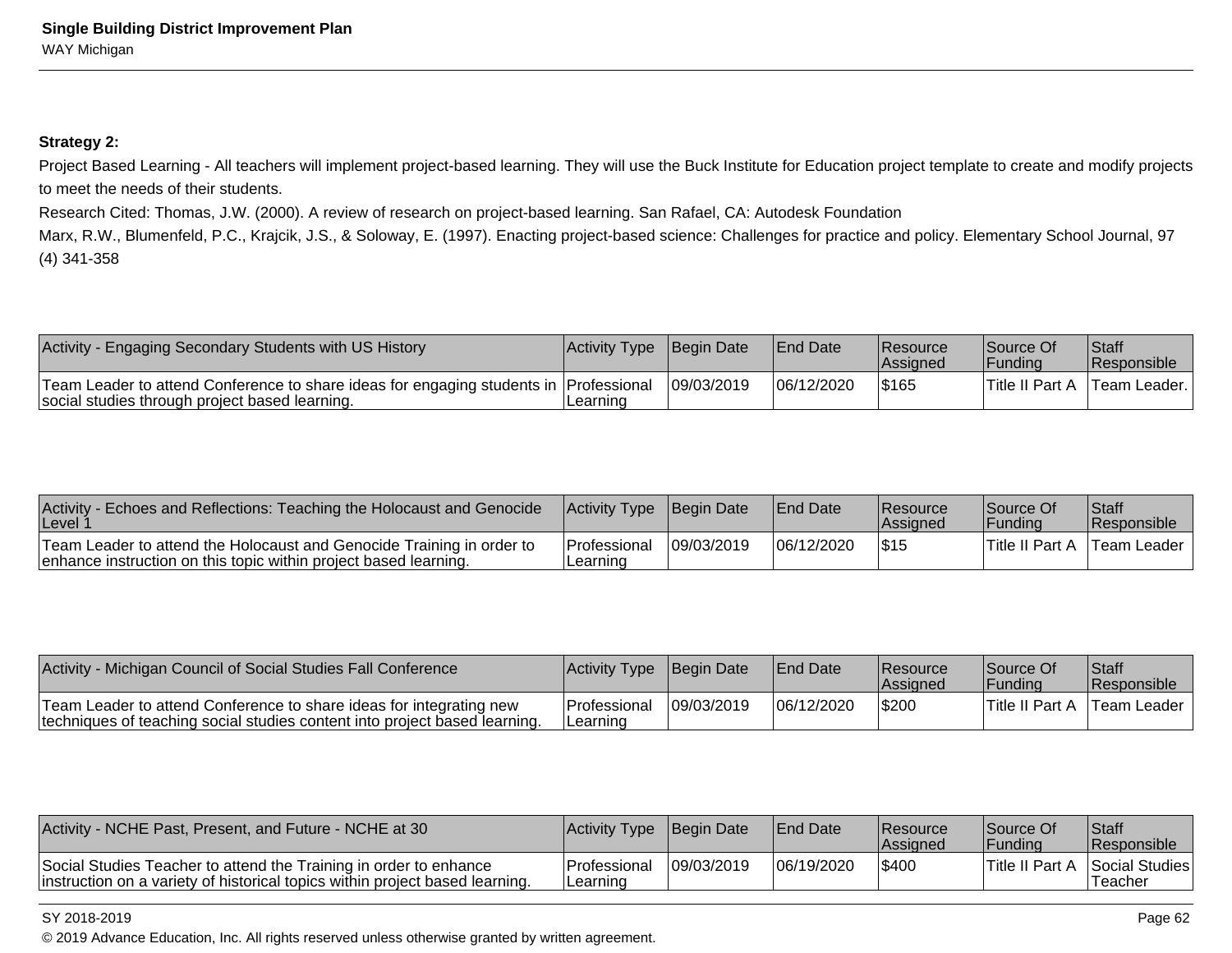**Strategy 2:**

Project Based Learning - All teachers will implement project-based learning. They will use the Buck Institute for Education project template to create and modify projects to meet the needs of their students.

Research Cited: Thomas, J.W. (2000). A review of research on project-based learning. San Rafael, CA: Autodesk Foundation

Marx, R.W., Blumenfeld, P.C., Krajcik, J.S., & Soloway, E. (1997). Enacting project-based science: Challenges for practice and policy. Elementary School Journal, 97 (4) 341-358

| Activity - Engaging Secondary Students with US History | Activity Type | Begin Date | End Date | Resource Assigned | Source Of Funding | Staff Responsible |
|---|---|---|---|---|---|---|
| Team Leader to attend Conference to share ideas for engaging students in social studies through project based learning. | Professional Learning | 09/03/2019 | 06/12/2020 | $165 | Title II Part A | Team Leader. |

| Activity - Echoes and Reflections: Teaching the Holocaust and Genocide Level 1 | Activity Type | Begin Date | End Date | Resource Assigned | Source Of Funding | Staff Responsible |
|---|---|---|---|---|---|---|
| Team Leader to attend the Holocaust and Genocide Training in order to enhance instruction on this topic within project based learning. | Professional Learning | 09/03/2019 | 06/12/2020 | $15 | Title II Part A | Team Leader |

| Activity - Michigan Council of Social Studies Fall Conference | Activity Type | Begin Date | End Date | Resource Assigned | Source Of Funding | Staff Responsible |
|---|---|---|---|---|---|---|
| Team Leader to attend Conference to share ideas for integrating new techniques of teaching social studies content into project based learning. | Professional Learning | 09/03/2019 | 06/12/2020 | $200 | Title II Part A | Team Leader |

| Activity - NCHE Past, Present, and Future - NCHE at 30 | Activity Type | Begin Date | End Date | Resource Assigned | Source Of Funding | Staff Responsible |
|---|---|---|---|---|---|---|
| Social Studies Teacher to attend the Training in order to enhance instruction on a variety of historical topics within project based learning. | Professional Learning | 09/03/2019 | 06/19/2020 | $400 | Title II Part A | Social Studies Teacher |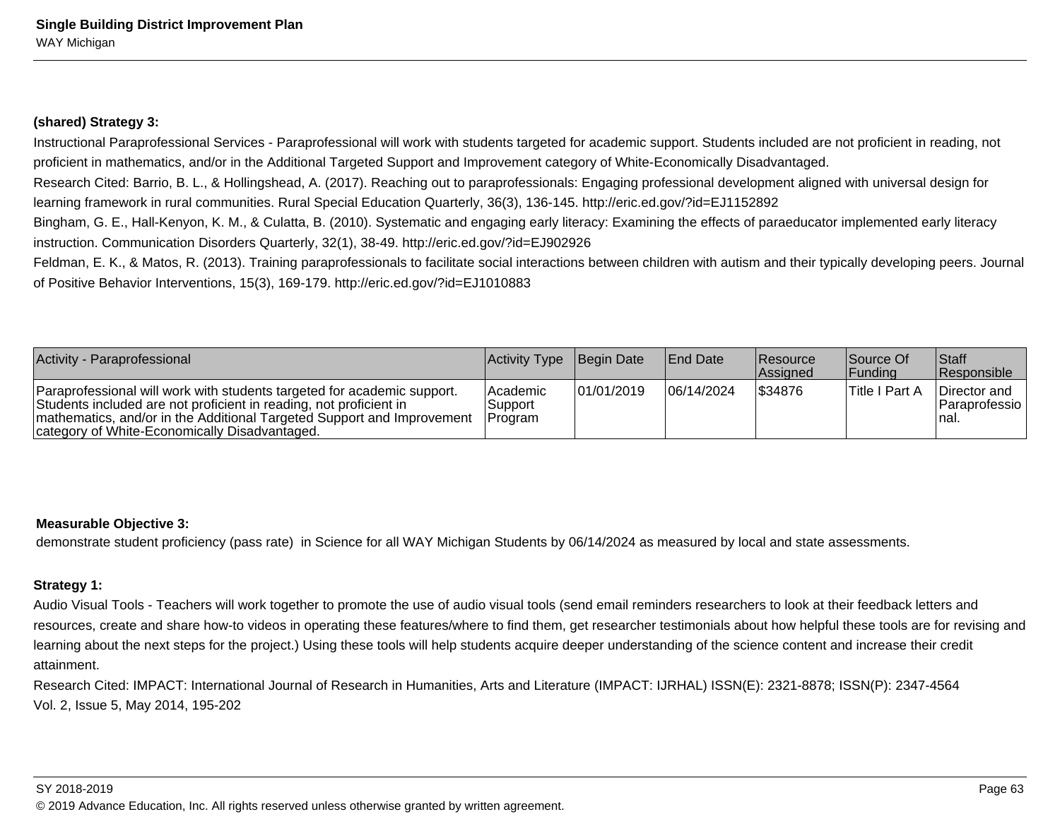**(shared) Strategy 3:**

Instructional Paraprofessional Services - Paraprofessional will work with students targeted for academic support. Students included are not proficient in reading, not proficient in mathematics, and/or in the Additional Targeted Support and Improvement category of White-Economically Disadvantaged.

Research Cited: Barrio, B. L., & Hollingshead, A. (2017). Reaching out to paraprofessionals: Engaging professional development aligned with universal design for learning framework in rural communities. Rural Special Education Quarterly, 36(3), 136-145. http://eric.ed.gov/?id=EJ1152892

Bingham, G. E., Hall-Kenyon, K. M., & Culatta, B. (2010). Systematic and engaging early literacy: Examining the effects of paraeducator implemented early literacy instruction. Communication Disorders Quarterly, 32(1), 38-49. http://eric.ed.gov/?id=EJ902926

Feldman, E. K., & Matos, R. (2013). Training paraprofessionals to facilitate social interactions between children with autism and their typically developing peers. Journal of Positive Behavior Interventions, 15(3), 169-179. http://eric.ed.gov/?id=EJ1010883

| Activity - Paraprofessional | Activity Type | Begin Date | End Date | Resource Assigned | Source Of Funding | Staff Responsible |
|---|---|---|---|---|---|---|
| Paraprofessional will work with students targeted for academic support. Students included are not proficient in reading, not proficient in mathematics, and/or in the Additional Targeted Support and Improvement category of White-Economically Disadvantaged. | Academic Support Program | 01/01/2019 | 06/14/2024 | $34876 | Title I Part A | Director and Paraprofessional. |

**Measurable Objective 3:**

demonstrate student proficiency (pass rate) in Science for all WAY Michigan Students by 06/14/2024 as measured by local and state assessments.

**Strategy 1:**

Audio Visual Tools - Teachers will work together to promote the use of audio visual tools (send email reminders researchers to look at their feedback letters and resources, create and share how-to videos in operating these features/where to find them, get researcher testimonials about how helpful these tools are for revising and learning about the next steps for the project.) Using these tools will help students acquire deeper understanding of the science content and increase their credit attainment.

Research Cited: IMPACT: International Journal of Research in Humanities, Arts and Literature (IMPACT: IJRHAL) ISSN(E): 2321-8878; ISSN(P): 2347-4564
Vol. 2, Issue 5, May 2014, 195-202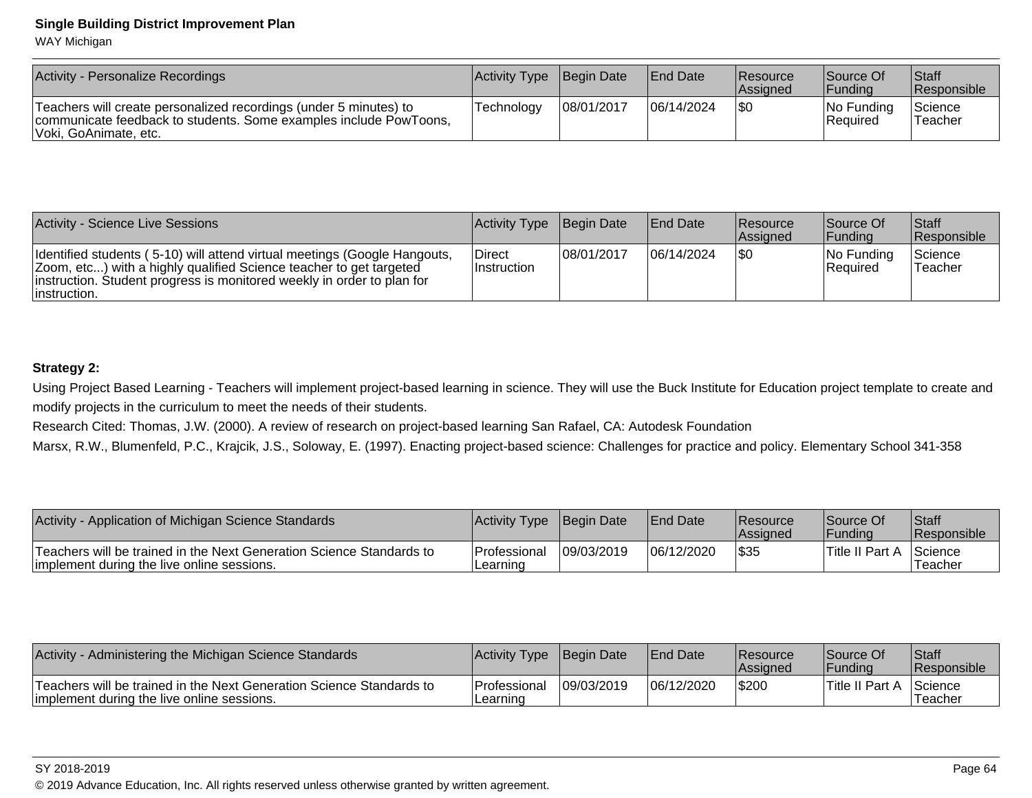| Activity - Personalize Recordings | Activity Type | Begin Date | End Date | Resource Assigned | Source Of Funding | Staff Responsible |
| --- | --- | --- | --- | --- | --- | --- |
| Teachers will create personalized recordings (under 5 minutes) to communicate feedback to students. Some examples include PowToons, Voki, GoAnimate, etc. | Technology | 08/01/2017 | 06/14/2024 | $0 | No Funding Required | Science Teacher |

| Activity - Science Live Sessions | Activity Type | Begin Date | End Date | Resource Assigned | Source Of Funding | Staff Responsible |
| --- | --- | --- | --- | --- | --- | --- |
| Identified students ( 5-10) will attend virtual meetings (Google Hangouts, Zoom, etc...) with a highly qualified Science teacher to get targeted instruction. Student progress is monitored weekly in order to plan for instruction. | Direct Instruction | 08/01/2017 | 06/14/2024 | $0 | No Funding Required | Science Teacher |

**Strategy 2:**

Using Project Based Learning - Teachers will implement project-based learning in science. They will use the Buck Institute for Education project template to create and modify projects in the curriculum to meet the needs of their students.

Research Cited: Thomas, J.W. (2000). A review of research on project-based learning San Rafael, CA: Autodesk Foundation

Marsx, R.W., Blumenfeld, P.C., Krajcik, J.S., Soloway, E. (1997). Enacting project-based science: Challenges for practice and policy. Elementary School 341-358

| Activity - Application of Michigan Science Standards | Activity Type | Begin Date | End Date | Resource Assigned | Source Of Funding | Staff Responsible |
| --- | --- | --- | --- | --- | --- | --- |
| Teachers will be trained in the Next Generation Science Standards to implement during the live online sessions. | Professional Learning | 09/03/2019 | 06/12/2020 | $35 | Title II Part A | Science Teacher |

| Activity - Administering the Michigan Science Standards | Activity Type | Begin Date | End Date | Resource Assigned | Source Of Funding | Staff Responsible |
| --- | --- | --- | --- | --- | --- | --- |
| Teachers will be trained in the Next Generation Science Standards to implement during the live online sessions. | Professional Learning | 09/03/2019 | 06/12/2020 | $200 | Title II Part A | Science Teacher |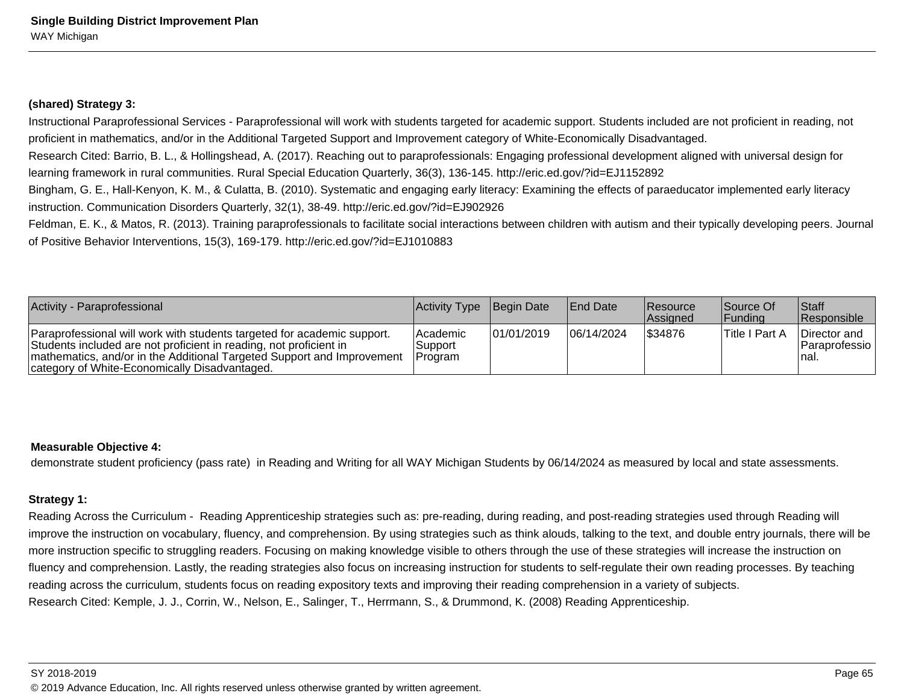**(shared) Strategy 3:**

Instructional Paraprofessional Services - Paraprofessional will work with students targeted for academic support. Students included are not proficient in reading, not proficient in mathematics, and/or in the Additional Targeted Support and Improvement category of White-Economically Disadvantaged.

Research Cited: Barrio, B. L., & Hollingshead, A. (2017). Reaching out to paraprofessionals: Engaging professional development aligned with universal design for learning framework in rural communities. Rural Special Education Quarterly, 36(3), 136-145. http://eric.ed.gov/?id=EJ1152892

Bingham, G. E., Hall-Kenyon, K. M., & Culatta, B. (2010). Systematic and engaging early literacy: Examining the effects of paraeducator implemented early literacy instruction. Communication Disorders Quarterly, 32(1), 38-49. http://eric.ed.gov/?id=EJ902926

Feldman, E. K., & Matos, R. (2013). Training paraprofessionals to facilitate social interactions between children with autism and their typically developing peers. Journal of Positive Behavior Interventions, 15(3), 169-179. http://eric.ed.gov/?id=EJ1010883

| Activity - Paraprofessional | Activity Type | Begin Date | End Date | Resource Assigned | Source Of Funding | Staff Responsible |
|---|---|---|---|---|---|---|
| Paraprofessional will work with students targeted for academic support. Students included are not proficient in reading, not proficient in mathematics, and/or in the Additional Targeted Support and Improvement category of White-Economically Disadvantaged. | Academic Support Program | 01/01/2019 | 06/14/2024 | $34876 | Title I Part A | Director and Paraprofessional. |

**Measurable Objective 4:**

demonstrate student proficiency (pass rate) in Reading and Writing for all WAY Michigan Students by 06/14/2024 as measured by local and state assessments.

**Strategy 1:**

Reading Across the Curriculum - Reading Apprenticeship strategies such as: pre-reading, during reading, and post-reading strategies used through Reading will improve the instruction on vocabulary, fluency, and comprehension. By using strategies such as think alouds, talking to the text, and double entry journals, there will be more instruction specific to struggling readers. Focusing on making knowledge visible to others through the use of these strategies will increase the instruction on fluency and comprehension. Lastly, the reading strategies also focus on increasing instruction for students to self-regulate their own reading processes. By teaching reading across the curriculum, students focus on reading expository texts and improving their reading comprehension in a variety of subjects.

Research Cited: Kemple, J. J., Corrin, W., Nelson, E., Salinger, T., Herrmann, S., & Drummond, K. (2008) Reading Apprenticeship.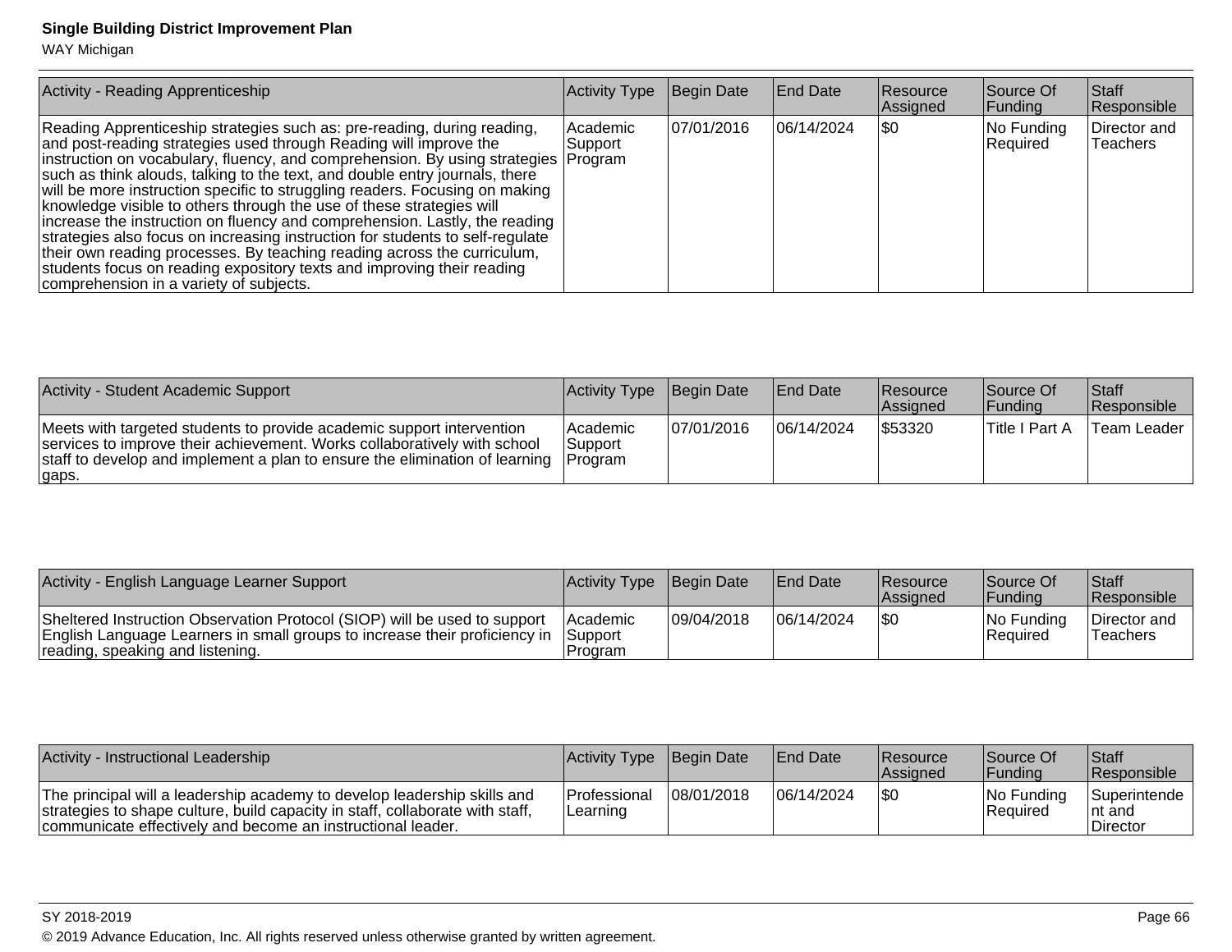| Activity - Reading Apprenticeship | Activity Type | Begin Date | End Date | Resource Assigned | Source Of Funding | Staff Responsible |
|---|---|---|---|---|---|---|
| Reading Apprenticeship strategies such as: pre-reading, during reading, and post-reading strategies used through Reading will improve the instruction on vocabulary, fluency, and comprehension. By using strategies such as think alouds, talking to the text, and double entry journals, there will be more instruction specific to struggling readers. Focusing on making knowledge visible to others through the use of these strategies will increase the instruction on fluency and comprehension. Lastly, the reading strategies also focus on increasing instruction for students to self-regulate their own reading processes. By teaching reading across the curriculum, students focus on reading expository texts and improving their reading comprehension in a variety of subjects. | Academic Support Program | 07/01/2016 | 06/14/2024 | $0 | No Funding Required | Director and Teachers |

| Activity - Student Academic Support | Activity Type | Begin Date | End Date | Resource Assigned | Source Of Funding | Staff Responsible |
|---|---|---|---|---|---|---|
| Meets with targeted students to provide academic support intervention services to improve their achievement. Works collaboratively with school staff to develop and implement a plan to ensure the elimination of learning gaps. | Academic Support Program | 07/01/2016 | 06/14/2024 | $53320 | Title I Part A | Team Leader |

| Activity - English Language Learner Support | Activity Type | Begin Date | End Date | Resource Assigned | Source Of Funding | Staff Responsible |
|---|---|---|---|---|---|---|
| Sheltered Instruction Observation Protocol (SIOP) will be used to support English Language Learners in small groups to increase their proficiency in reading, speaking and listening. | Academic Support Program | 09/04/2018 | 06/14/2024 | $0 | No Funding Required | Director and Teachers |

| Activity - Instructional Leadership | Activity Type | Begin Date | End Date | Resource Assigned | Source Of Funding | Staff Responsible |
|---|---|---|---|---|---|---|
| The principal will a leadership academy to develop leadership skills and strategies to shape culture, build capacity in staff, collaborate with staff, communicate effectively and become an instructional leader. | Professional Learning | 08/01/2018 | 06/14/2024 | $0 | No Funding Required | Superintendent and Director |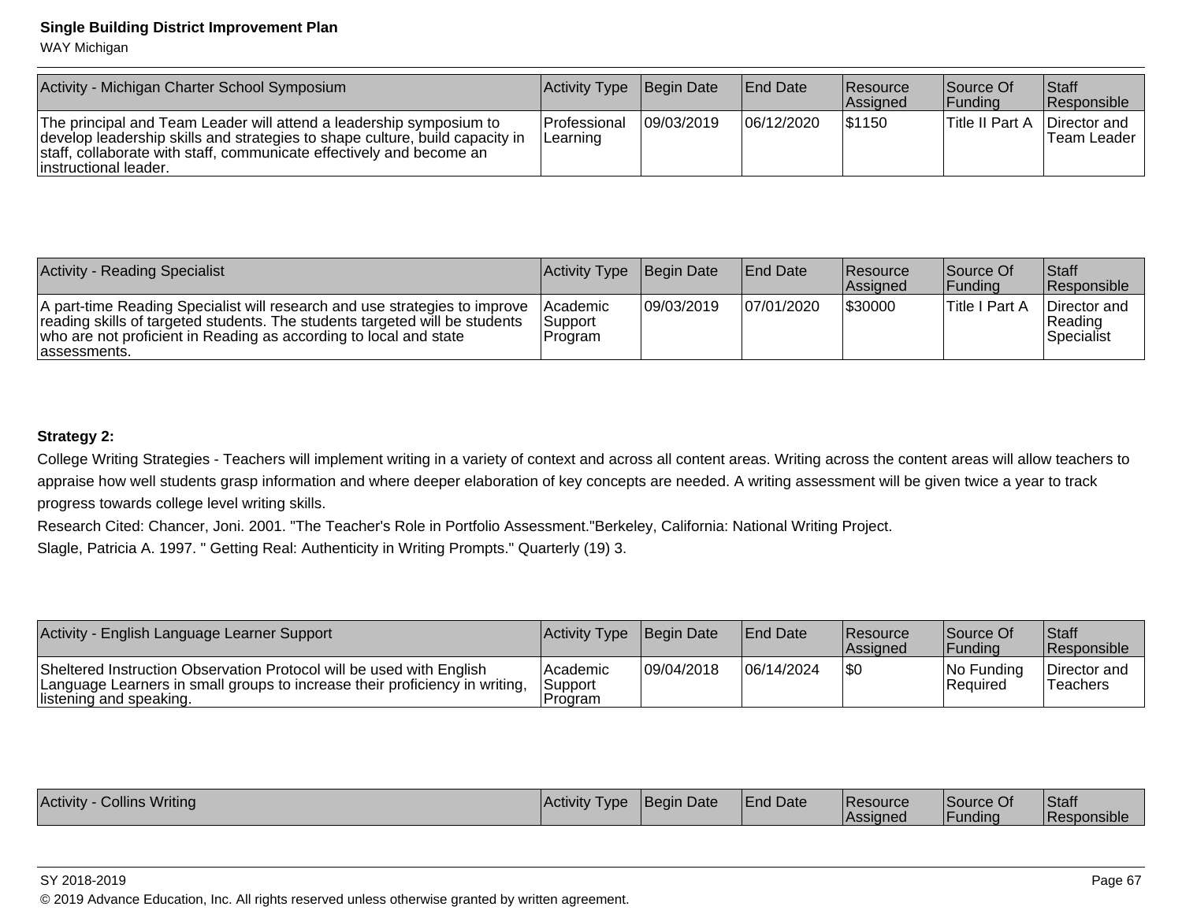| Activity - Michigan Charter School Symposium | Activity Type | Begin Date | End Date | Resource Assigned | Source Of Funding | Staff Responsible |
|---|---|---|---|---|---|---|
| The principal and Team Leader will attend a leadership symposium to develop leadership skills and strategies to shape culture, build capacity in staff, collaborate with staff, communicate effectively and become an instructional leader. | Professional Learning | 09/03/2019 | 06/12/2020 | $1150 | Title II Part A | Director and Team Leader |

| Activity - Reading Specialist | Activity Type | Begin Date | End Date | Resource Assigned | Source Of Funding | Staff Responsible |
|---|---|---|---|---|---|---|
| A part-time Reading Specialist will research and use strategies to improve reading skills of targeted students. The students targeted will be students who are not proficient in Reading as according to local and state assessments. | Academic Support Program | 09/03/2019 | 07/01/2020 | $30000 | Title I Part A | Director and Reading Specialist |

**Strategy 2:**

College Writing Strategies - Teachers will implement writing in a variety of context and across all content areas. Writing across the content areas will allow teachers to appraise how well students grasp information and where deeper elaboration of key concepts are needed. A writing assessment will be given twice a year to track progress towards college level writing skills.

Research Cited: Chancer, Joni. 2001. "The Teacher's Role in Portfolio Assessment."Berkeley, California: National Writing Project.

Slagle, Patricia A. 1997. " Getting Real: Authenticity in Writing Prompts." Quarterly (19) 3.

| Activity - English Language Learner Support | Activity Type | Begin Date | End Date | Resource Assigned | Source Of Funding | Staff Responsible |
|---|---|---|---|---|---|---|
| Sheltered Instruction Observation Protocol will be used with English Language Learners in small groups to increase their proficiency in writing, listening and speaking. | Academic Support Program | 09/04/2018 | 06/14/2024 | $0 | No Funding Required | Director and Teachers |

| Activity - Collins Writing | Activity Type | Begin Date | End Date | Resource Assigned | Source Of Funding | Staff Responsible |
|---|---|---|---|---|---|---|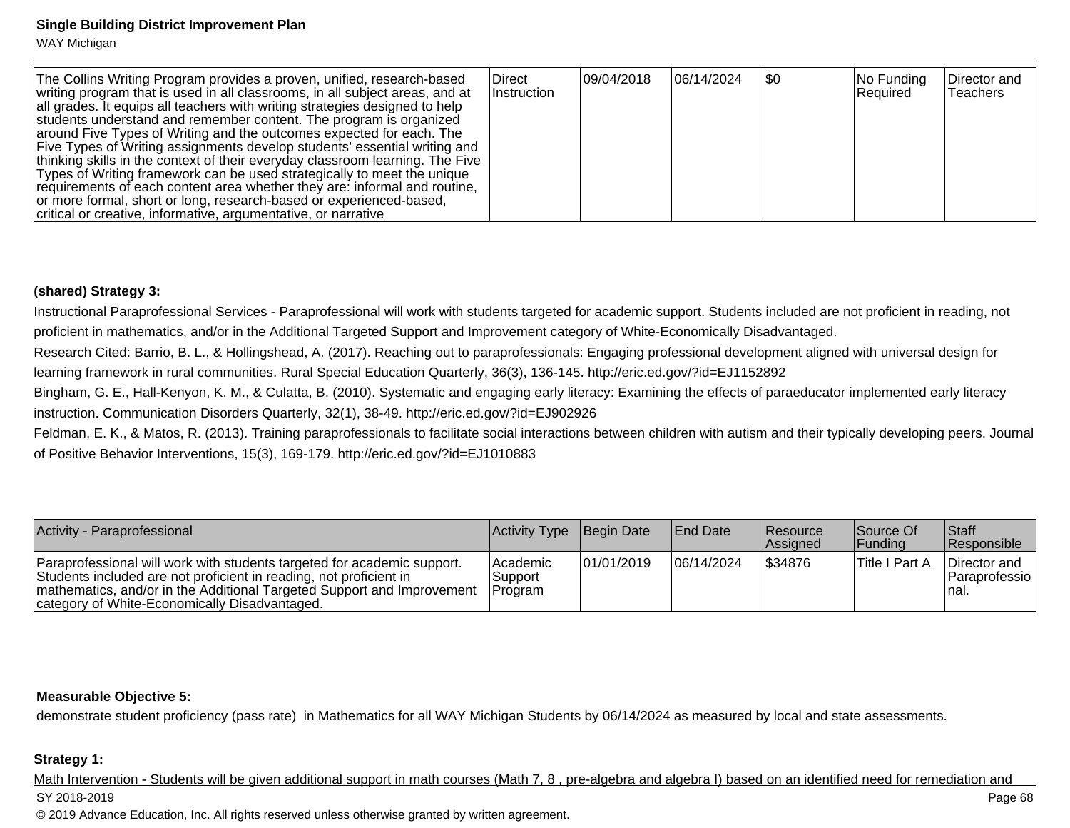| | | | | | | |
|---|---|---|---|---|---|---|
| The Collins Writing Program provides a proven, unified, research-based writing program that is used in all classrooms, in all subject areas, and at all grades. It equips all teachers with writing strategies designed to help students understand and remember content. The program is organized around Five Types of Writing and the outcomes expected for each. The Five Types of Writing assignments develop students' essential writing and thinking skills in the context of their everyday classroom learning. The Five Types of Writing framework can be used strategically to meet the unique requirements of each content area whether they are: informal and routine, or more formal, short or long, research-based or experienced-based, critical or creative, informative, argumentative, or narrative | Direct Instruction | 09/04/2018 | 06/14/2024 | $0 | No Funding Required | Director and Teachers |

**(shared) Strategy 3:**

Instructional Paraprofessional Services - Paraprofessional will work with students targeted for academic support. Students included are not proficient in reading, not proficient in mathematics, and/or in the Additional Targeted Support and Improvement category of White-Economically Disadvantaged.

Research Cited: Barrio, B. L., & Hollingshead, A. (2017). Reaching out to paraprofessionals: Engaging professional development aligned with universal design for learning framework in rural communities. Rural Special Education Quarterly, 36(3), 136-145. http://eric.ed.gov/?id=EJ1152892

Bingham, G. E., Hall-Kenyon, K. M., & Culatta, B. (2010). Systematic and engaging early literacy: Examining the effects of paraeducator implemented early literacy instruction. Communication Disorders Quarterly, 32(1), 38-49. http://eric.ed.gov/?id=EJ902926

Feldman, E. K., & Matos, R. (2013). Training paraprofessionals to facilitate social interactions between children with autism and their typically developing peers. Journal of Positive Behavior Interventions, 15(3), 169-179. http://eric.ed.gov/?id=EJ1010883

| Activity - Paraprofessional | Activity Type | Begin Date | End Date | Resource Assigned | Source Of Funding | Staff Responsible |
|---|---|---|---|---|---|---|
| Paraprofessional will work with students targeted for academic support. Students included are not proficient in reading, not proficient in mathematics, and/or in the Additional Targeted Support and Improvement category of White-Economically Disadvantaged. | Academic Support Program | 01/01/2019 | 06/14/2024 | $34876 | Title I Part A | Director and Paraprofessional. |

**Measurable Objective 5:**

demonstrate student proficiency (pass rate) in Mathematics for all WAY Michigan Students by 06/14/2024 as measured by local and state assessments.

**Strategy 1:**

Math Intervention - Students will be given additional support in math courses (Math 7, 8 , pre-algebra and algebra I) based on an identified need for remediation and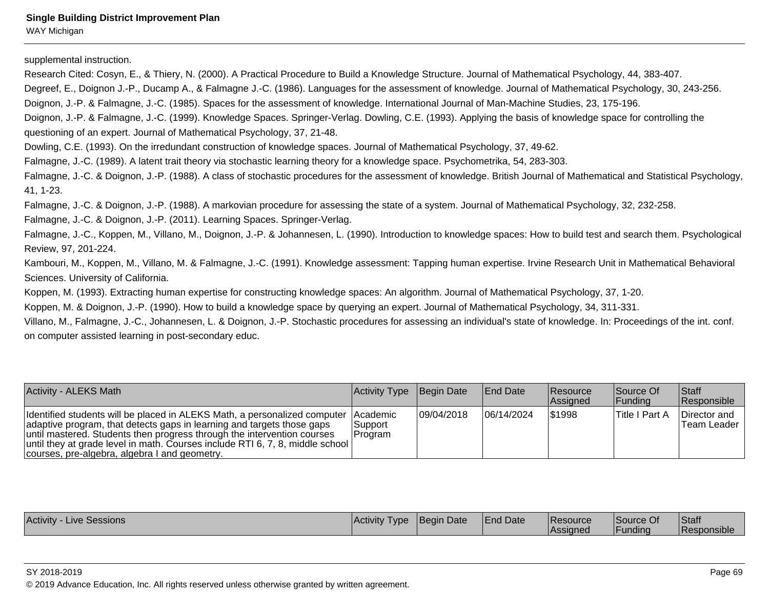supplemental instruction.

Research Cited: Cosyn, E., & Thiery, N. (2000). A Practical Procedure to Build a Knowledge Structure. Journal of Mathematical Psychology, 44, 383-407.

Degreef, E., Doignon J.-P., Ducamp A., & Falmagne J.-C. (1986). Languages for the assessment of knowledge. Journal of Mathematical Psychology, 30, 243-256.

Doignon, J.-P. & Falmagne, J.-C. (1985). Spaces for the assessment of knowledge. International Journal of Man-Machine Studies, 23, 175-196.

Doignon, J.-P. & Falmagne, J.-C. (1999). Knowledge Spaces. Springer-Verlag. Dowling, C.E. (1993). Applying the basis of knowledge space for controlling the questioning of an expert. Journal of Mathematical Psychology, 37, 21-48.

Dowling, C.E. (1993). On the irredundant construction of knowledge spaces. Journal of Mathematical Psychology, 37, 49-62.

Falmagne, J.-C. (1989). A latent trait theory via stochastic learning theory for a knowledge space. Psychometrika, 54, 283-303.

Falmagne, J.-C. & Doignon, J.-P. (1988). A class of stochastic procedures for the assessment of knowledge. British Journal of Mathematical and Statistical Psychology, 41, 1-23.

Falmagne, J.-C. & Doignon, J.-P. (1988). A markovian procedure for assessing the state of a system. Journal of Mathematical Psychology, 32, 232-258.

Falmagne, J.-C. & Doignon, J.-P. (2011). Learning Spaces. Springer-Verlag.

Falmagne, J.-C., Koppen, M., Villano, M., Doignon, J.-P. & Johannesen, L. (1990). Introduction to knowledge spaces: How to build test and search them. Psychological Review, 97, 201-224.

Kambouri, M., Koppen, M., Villano, M. & Falmagne, J.-C. (1991). Knowledge assessment: Tapping human expertise. Irvine Research Unit in Mathematical Behavioral Sciences. University of California.

Koppen, M. (1993). Extracting human expertise for constructing knowledge spaces: An algorithm. Journal of Mathematical Psychology, 37, 1-20.

Koppen, M. & Doignon, J.-P. (1990). How to build a knowledge space by querying an expert. Journal of Mathematical Psychology, 34, 311-331.

Villano, M., Falmagne, J.-C., Johannesen, L. & Doignon, J.-P. Stochastic procedures for assessing an individual's state of knowledge. In: Proceedings of the int. conf. on computer assisted learning in post-secondary educ.

| Activity - ALEKS Math | Activity Type | Begin Date | End Date | Resource Assigned | Source Of Funding | Staff Responsible |
|---|---|---|---|---|---|---|
| Identified students will be placed in ALEKS Math, a personalized computer adaptive program, that detects gaps in learning and targets those gaps until mastered. Students then progress through the intervention courses until they at grade level in math. Courses include RTI 6, 7, 8, middle school courses, pre-algebra, algebra I and geometry. | Academic Support Program | 09/04/2018 | 06/14/2024 | $1998 | Title I Part A | Director and Team Leader |

| Activity - Live Sessions | Activity Type | Begin Date | End Date | Resource Assigned | Source Of Funding | Staff Responsible |
|---|---|---|---|---|---|---|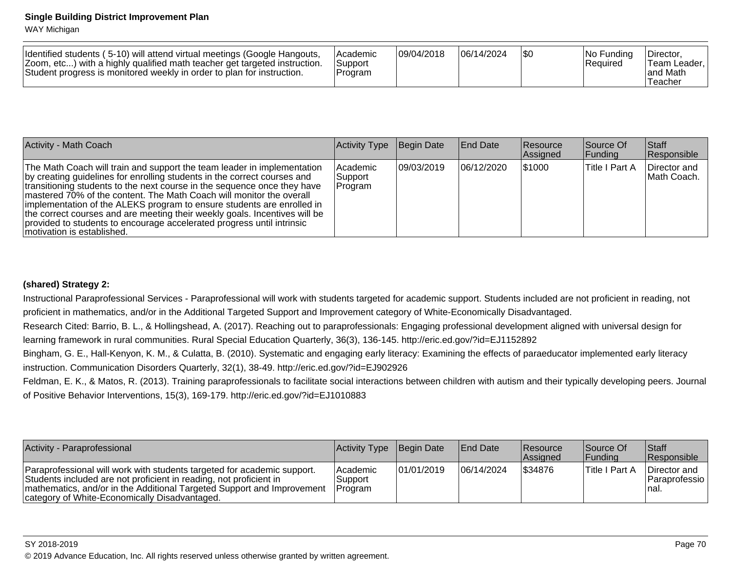| Identified students ( 5-10) will attend virtual meetings (Google Hangouts, Zoom, etc...) with a highly qualified math teacher get targeted instruction. Student progress is monitored weekly in order to plan for instruction. | Academic Support Program | 09/04/2018 | 06/14/2024 | $0 | No Funding Required | Director, Team Leader, and Math Teacher |
|---|---|---|---|---|---|---|

| Activity - Math Coach | Activity Type | Begin Date | End Date | Resource Assigned | Source Of Funding | Staff Responsible |
|---|---|---|---|---|---|---|
| The Math Coach will train and support the team leader in implementation by creating guidelines for enrolling students in the correct courses and transitioning students to the next course in the sequence once they have mastered 70% of the content. The Math Coach will monitor the overall implementation of the ALEKS program to ensure students are enrolled in the correct courses and are meeting their weekly goals. Incentives will be provided to students to encourage accelerated progress until intrinsic motivation is established. | Academic Support Program | 09/03/2019 | 06/12/2020 | $1000 | Title I Part A | Director and Math Coach. |

**(shared) Strategy 2:**

Instructional Paraprofessional Services - Paraprofessional will work with students targeted for academic support. Students included are not proficient in reading, not proficient in mathematics, and/or in the Additional Targeted Support and Improvement category of White-Economically Disadvantaged.

Research Cited: Barrio, B. L., & Hollingshead, A. (2017). Reaching out to paraprofessionals: Engaging professional development aligned with universal design for learning framework in rural communities. Rural Special Education Quarterly, 36(3), 136-145. http://eric.ed.gov/?id=EJ1152892

Bingham, G. E., Hall-Kenyon, K. M., & Culatta, B. (2010). Systematic and engaging early literacy: Examining the effects of paraeducator implemented early literacy instruction. Communication Disorders Quarterly, 32(1), 38-49. http://eric.ed.gov/?id=EJ902926

Feldman, E. K., & Matos, R. (2013). Training paraprofessionals to facilitate social interactions between children with autism and their typically developing peers. Journal of Positive Behavior Interventions, 15(3), 169-179. http://eric.ed.gov/?id=EJ1010883

| Activity - Paraprofessional | Activity Type | Begin Date | End Date | Resource Assigned | Source Of Funding | Staff Responsible |
|---|---|---|---|---|---|---|
| Paraprofessional will work with students targeted for academic support. Students included are not proficient in reading, not proficient in mathematics, and/or in the Additional Targeted Support and Improvement category of White-Economically Disadvantaged. | Academic Support Program | 01/01/2019 | 06/14/2024 | $34876 | Title I Part A | Director and Paraprofessional. |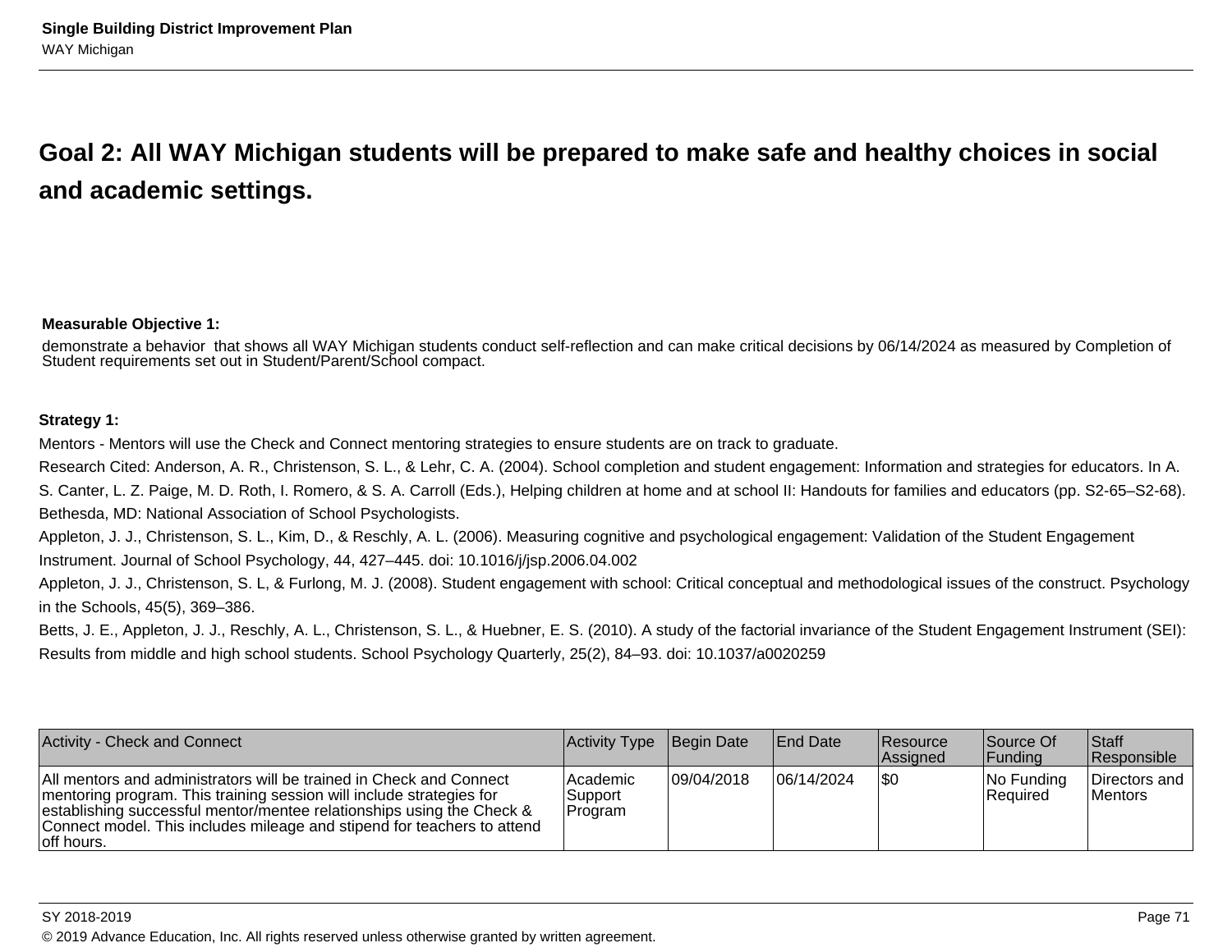## Goal 2: All WAY Michigan students will be prepared to make safe and healthy choices in social and academic settings.

**Measurable Objective 1:**

demonstrate a behavior that shows all WAY Michigan students conduct self-reflection and can make critical decisions by 06/14/2024 as measured by Completion of Student requirements set out in Student/Parent/School compact.

**Strategy 1:**

Mentors - Mentors will use the Check and Connect mentoring strategies to ensure students are on track to graduate.

Research Cited: Anderson, A. R., Christenson, S. L., & Lehr, C. A. (2004). School completion and student engagement: Information and strategies for educators. In A. S. Canter, L. Z. Paige, M. D. Roth, I. Romero, & S. A. Carroll (Eds.), Helping children at home and at school II: Handouts for families and educators (pp. S2-65–S2-68). Bethesda, MD: National Association of School Psychologists.

Appleton, J. J., Christenson, S. L., Kim, D., & Reschly, A. L. (2006). Measuring cognitive and psychological engagement: Validation of the Student Engagement Instrument. Journal of School Psychology, 44, 427–445. doi: 10.1016/j/jsp.2006.04.002

Appleton, J. J., Christenson, S. L, & Furlong, M. J. (2008). Student engagement with school: Critical conceptual and methodological issues of the construct. Psychology in the Schools, 45(5), 369–386.

Betts, J. E., Appleton, J. J., Reschly, A. L., Christenson, S. L., & Huebner, E. S. (2010). A study of the factorial invariance of the Student Engagement Instrument (SEI): Results from middle and high school students. School Psychology Quarterly, 25(2), 84–93. doi: 10.1037/a0020259

| Activity - Check and Connect | Activity Type | Begin Date | End Date | Resource Assigned | Source Of Funding | Staff Responsible |
|---|---|---|---|---|---|---|
| All mentors and administrators will be trained in Check and Connect mentoring program. This training session will include strategies for establishing successful mentor/mentee relationships using the Check & Connect model. This includes mileage and stipend for teachers to attend off hours. | Academic Support Program | 09/04/2018 | 06/14/2024 | $0 | No Funding Required | Directors and Mentors |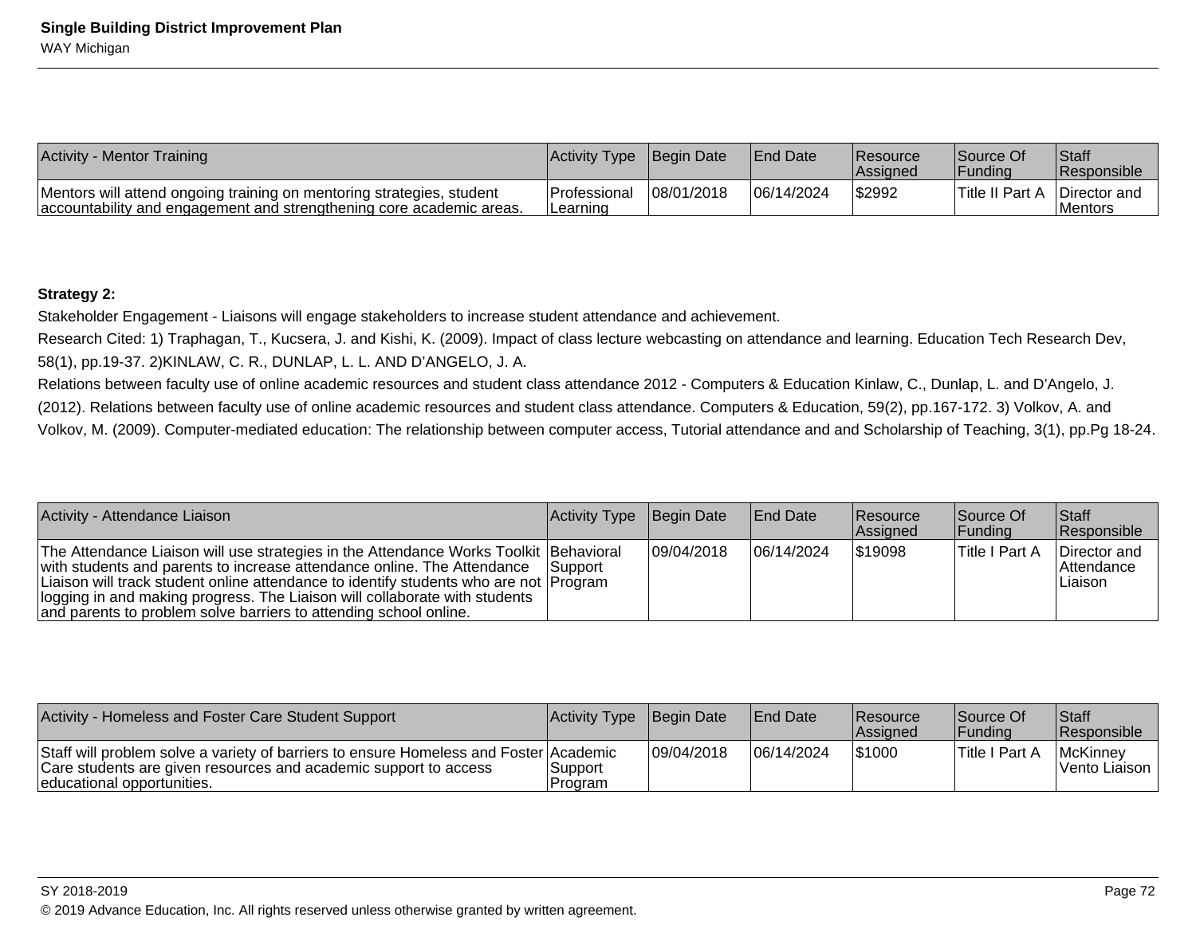| Activity - Mentor Training | Activity Type | Begin Date | End Date | Resource Assigned | Source Of Funding | Staff Responsible |
|---|---|---|---|---|---|---|
| Mentors will attend ongoing training on mentoring strategies, student accountability and engagement and strengthening core academic areas. | Professional Learning | 08/01/2018 | 06/14/2024 | $2992 | Title II Part A | Director and Mentors |

**Strategy 2:**

Stakeholder Engagement - Liaisons will engage stakeholders to increase student attendance and achievement.

Research Cited: 1) Traphagan, T., Kucsera, J. and Kishi, K. (2009). Impact of class lecture webcasting on attendance and learning. Education Tech Research Dev, 58(1), pp.19-37. 2)KINLAW, C. R., DUNLAP, L. L. AND D'ANGELO, J. A.

Relations between faculty use of online academic resources and student class attendance 2012 - Computers & Education Kinlaw, C., Dunlap, L. and D'Angelo, J. (2012). Relations between faculty use of online academic resources and student class attendance. Computers & Education, 59(2), pp.167-172. 3) Volkov, A. and Volkov, M. (2009). Computer-mediated education: The relationship between computer access, Tutorial attendance and and Scholarship of Teaching, 3(1), pp.Pg 18-24.

| Activity - Attendance Liaison | Activity Type | Begin Date | End Date | Resource Assigned | Source Of Funding | Staff Responsible |
|---|---|---|---|---|---|---|
| The Attendance Liaison will use strategies in the Attendance Works Toolkit with students and parents to increase attendance online. The Attendance Liaison will track student online attendance to identify students who are not logging in and making progress. The Liaison will collaborate with students and parents to problem solve barriers to attending school online. | Behavioral Support Program | 09/04/2018 | 06/14/2024 | $19098 | Title I Part A | Director and Attendance Liaison |

| Activity - Homeless and Foster Care Student Support | Activity Type | Begin Date | End Date | Resource Assigned | Source Of Funding | Staff Responsible |
|---|---|---|---|---|---|---|
| Staff will problem solve a variety of barriers to ensure Homeless and Foster Care students are given resources and academic support to access educational opportunities. | Academic Support Program | 09/04/2018 | 06/14/2024 | $1000 | Title I Part A | McKinney Vento Liaison |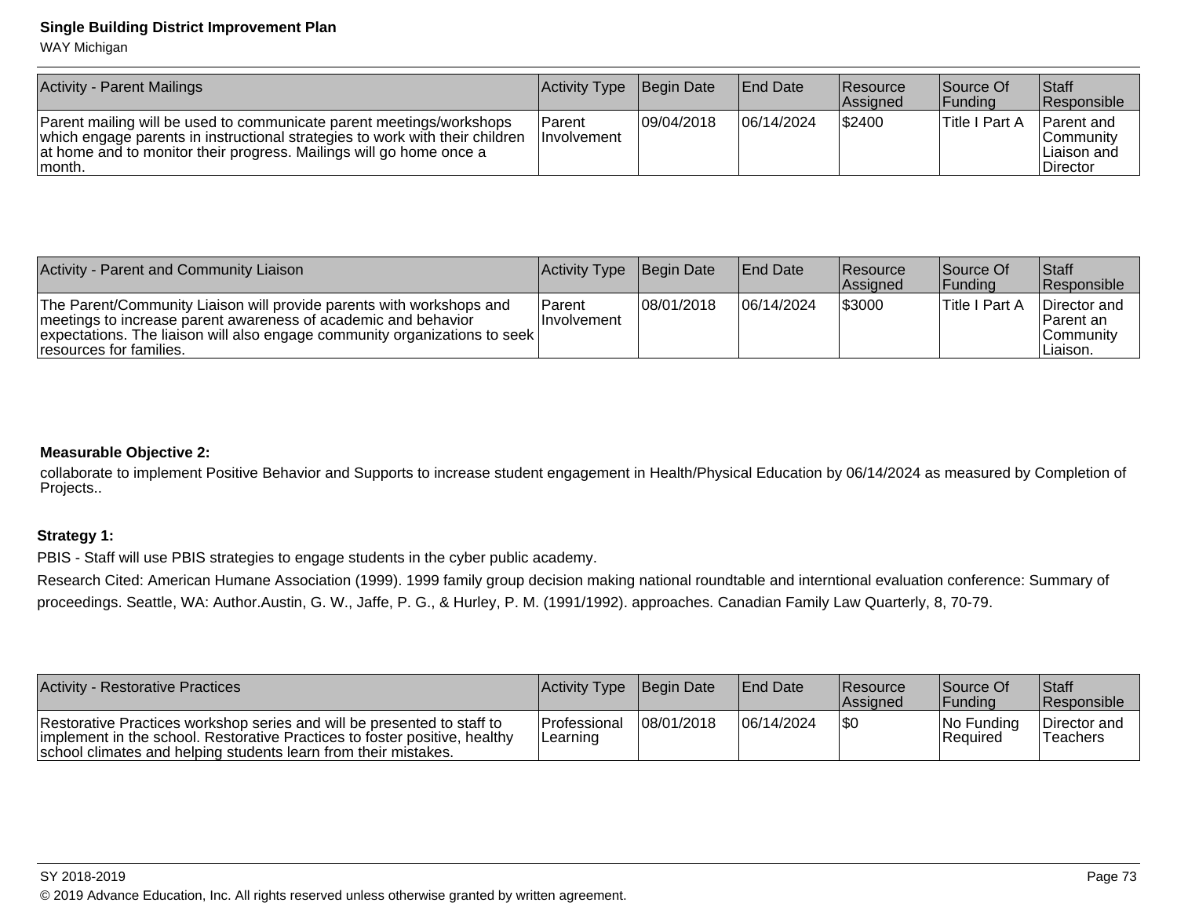| Activity - Parent Mailings | Activity Type | Begin Date | End Date | Resource Assigned | Source Of Funding | Staff Responsible |
|---|---|---|---|---|---|---|
| Parent mailing will be used to communicate parent meetings/workshops which engage parents in instructional strategies to work with their children at home and to monitor their progress. Mailings will go home once a month. | Parent Involvement | 09/04/2018 | 06/14/2024 | $2400 | Title I Part A | Parent and Community Liaison and Director |

| Activity - Parent and Community Liaison | Activity Type | Begin Date | End Date | Resource Assigned | Source Of Funding | Staff Responsible |
|---|---|---|---|---|---|---|
| The Parent/Community Liaison will provide parents with workshops and meetings to increase parent awareness of academic and behavior expectations. The liaison will also engage community organizations to seek resources for families. | Parent Involvement | 08/01/2018 | 06/14/2024 | $3000 | Title I Part A | Director and Parent an Community Liaison. |

**Measurable Objective 2:**

collaborate to implement Positive Behavior and Supports to increase student engagement in Health/Physical Education by 06/14/2024 as measured by Completion of Projects..

**Strategy 1:**

PBIS - Staff will use PBIS strategies to engage students in the cyber public academy.

Research Cited: American Humane Association (1999). 1999 family group decision making national roundtable and interntional evaluation conference: Summary of proceedings. Seattle, WA: Author.Austin, G. W., Jaffe, P. G., & Hurley, P. M. (1991/1992). approaches. Canadian Family Law Quarterly, 8, 70-79.

| Activity - Restorative Practices | Activity Type | Begin Date | End Date | Resource Assigned | Source Of Funding | Staff Responsible |
|---|---|---|---|---|---|---|
| Restorative Practices workshop series and will be presented to staff to implement in the school. Restorative Practices to foster positive, healthy school climates and helping students learn from their mistakes. | Professional Learning | 08/01/2018 | 06/14/2024 | $0 | No Funding Required | Director and Teachers |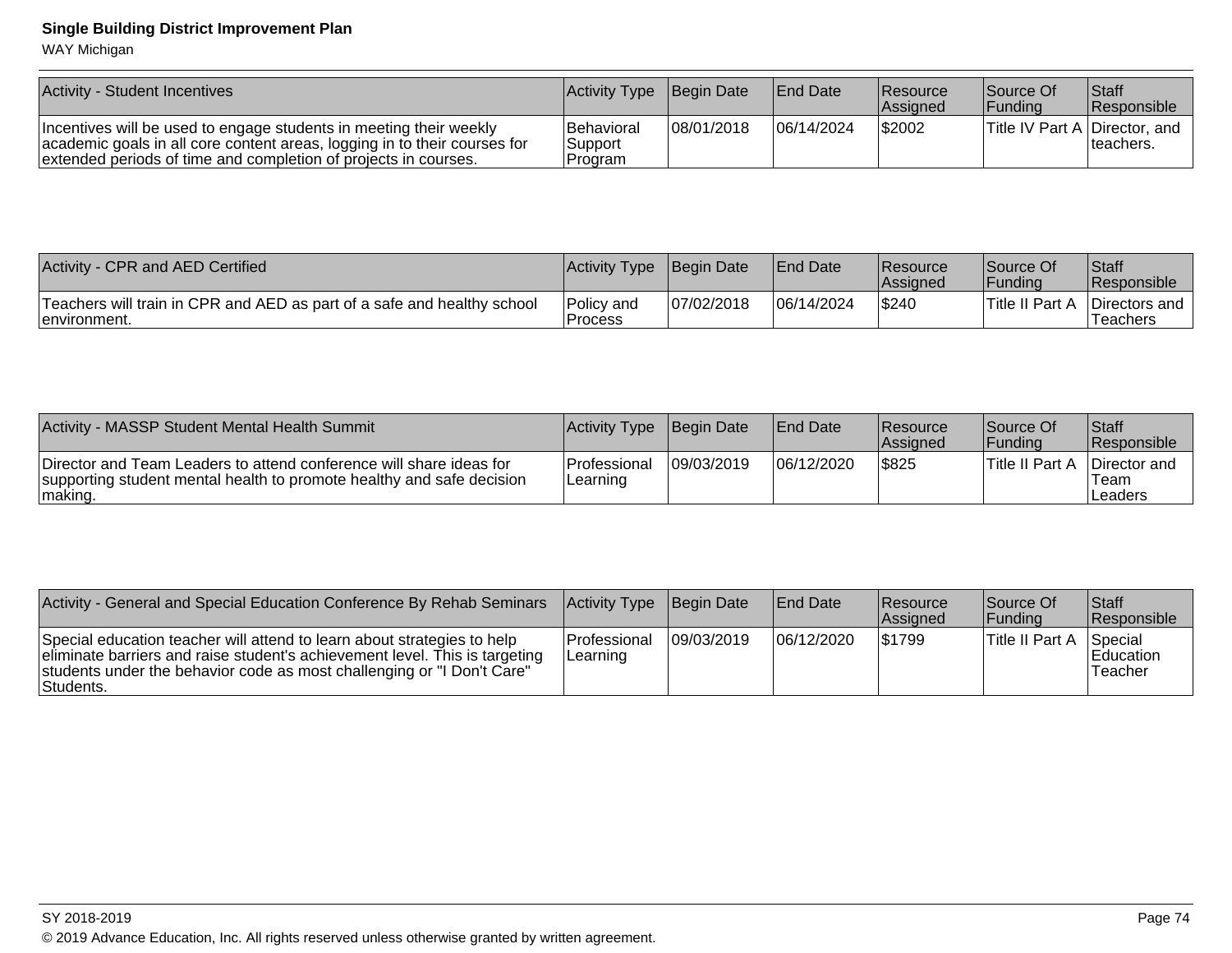| Activity - Student Incentives | Activity Type | Begin Date | End Date | Resource Assigned | Source Of Funding | Staff Responsible |
|---|---|---|---|---|---|---|
| Incentives will be used to engage students in meeting their weekly academic goals in all core content areas, logging in to their courses for extended periods of time and completion of projects in courses. | Behavioral Support Program | 08/01/2018 | 06/14/2024 | $2002 | Title IV Part A | Director, and teachers. |

| Activity - CPR and AED Certified | Activity Type | Begin Date | End Date | Resource Assigned | Source Of Funding | Staff Responsible |
|---|---|---|---|---|---|---|
| Teachers will train in CPR and AED as part of a safe and healthy school environment. | Policy and Process | 07/02/2018 | 06/14/2024 | $240 | Title II Part A | Directors and Teachers |

| Activity - MASSP Student Mental Health Summit | Activity Type | Begin Date | End Date | Resource Assigned | Source Of Funding | Staff Responsible |
|---|---|---|---|---|---|---|
| Director and Team Leaders to attend conference will share ideas for supporting student mental health to promote healthy and safe decision making. | Professional Learning | 09/03/2019 | 06/12/2020 | $825 | Title II Part A | Director and Team Leaders |

| Activity - General and Special Education Conference By Rehab Seminars | Activity Type | Begin Date | End Date | Resource Assigned | Source Of Funding | Staff Responsible |
|---|---|---|---|---|---|---|
| Special education teacher will attend to learn about strategies to help eliminate barriers and raise student's achievement level. This is targeting students under the behavior code as most challenging or "I Don't Care" Students. | Professional Learning | 09/03/2019 | 06/12/2020 | $1799 | Title II Part A | Special Education Teacher |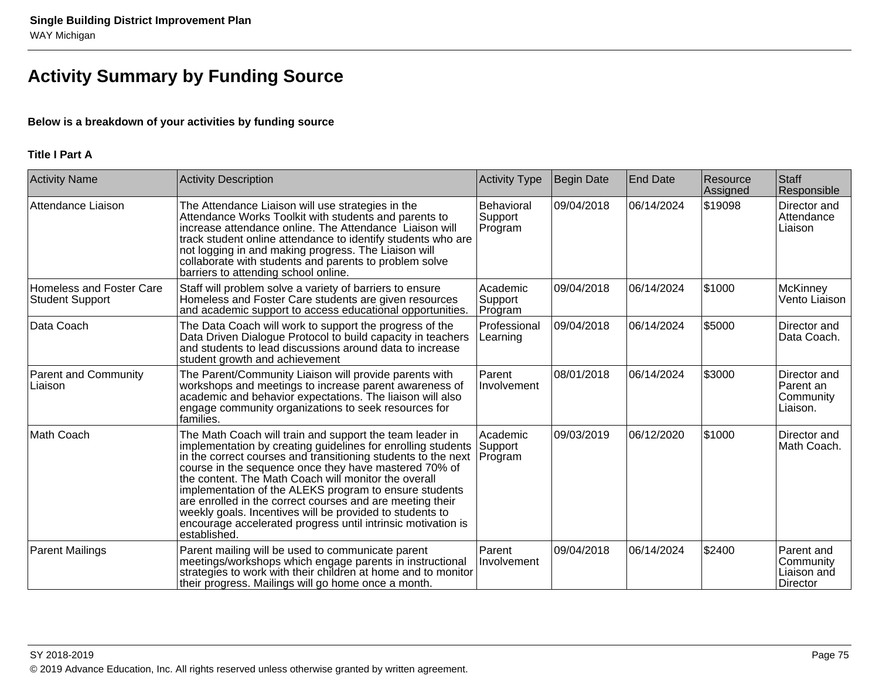## Activity Summary by Funding Source

**Below is a breakdown of your activities by funding source**

**Title I Part A**

| Activity Name | Activity Description | Activity Type | Begin Date | End Date | Resource Assigned | Staff Responsible |
|---|---|---|---|---|---|---|
| Attendance Liaison | The Attendance Liaison will use strategies in the Attendance Works Toolkit with students and parents to increase attendance online. The Attendance Liaison will track student online attendance to identify students who are not logging in and making progress. The Liaison will collaborate with students and parents to problem solve barriers to attending school online. | Behavioral Support Program | 09/04/2018 | 06/14/2024 | $19098 | Director and Attendance Liaison |
| Homeless and Foster Care Student Support | Staff will problem solve a variety of barriers to ensure Homeless and Foster Care students are given resources and academic support to access educational opportunities. | Academic Support Program | 09/04/2018 | 06/14/2024 | $1000 | McKinney Vento Liaison |
| Data Coach | The Data Coach will work to support the progress of the Data Driven Dialogue Protocol to build capacity in teachers and students to lead discussions around data to increase student growth and achievement | Professional Learning | 09/04/2018 | 06/14/2024 | $5000 | Director and Data Coach. |
| Parent and Community Liaison | The Parent/Community Liaison will provide parents with workshops and meetings to increase parent awareness of academic and behavior expectations. The liaison will also engage community organizations to seek resources for families. | Parent Involvement | 08/01/2018 | 06/14/2024 | $3000 | Director and Parent an Community Liaison. |
| Math Coach | The Math Coach will train and support the team leader in implementation by creating guidelines for enrolling students in the correct courses and transitioning students to the next course in the sequence once they have mastered 70% of the content. The Math Coach will monitor the overall implementation of the ALEKS program to ensure students are enrolled in the correct courses and are meeting their weekly goals. Incentives will be provided to students to encourage accelerated progress until intrinsic motivation is established. | Academic Support Program | 09/03/2019 | 06/12/2020 | $1000 | Director and Math Coach. |
| Parent Mailings | Parent mailing will be used to communicate parent meetings/workshops which engage parents in instructional strategies to work with their children at home and to monitor their progress. Mailings will go home once a month. | Parent Involvement | 09/04/2018 | 06/14/2024 | $2400 | Parent and Community Liaison and Director |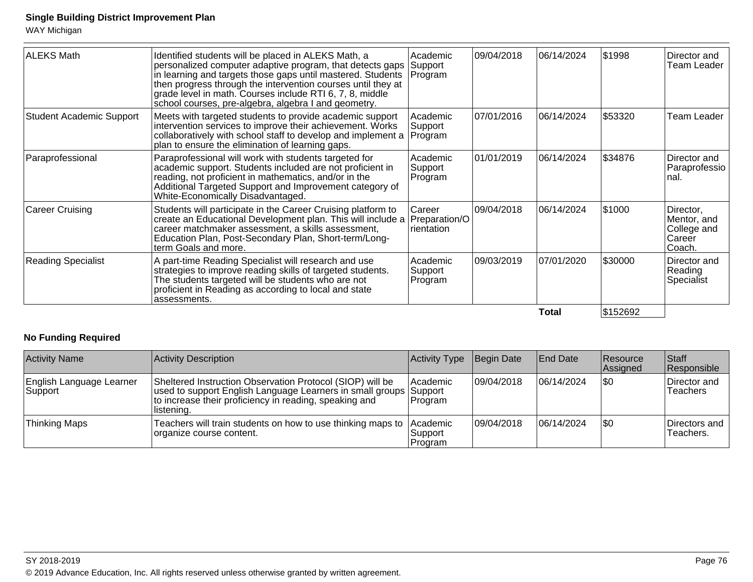| | | | | | | | |
|---|---|---|---|---|---|---|---|
| ALEKS Math | Identified students will be placed in ALEKS Math, a personalized computer adaptive program, that detects gaps in learning and targets those gaps until mastered. Students then progress through the intervention courses until they at grade level in math. Courses include RTI 6, 7, 8, middle school courses, pre-algebra, algebra I and geometry. | Academic Support Program | 09/04/2018 | 06/14/2024 | $1998 | Director and Team Leader |
| Student Academic Support | Meets with targeted students to provide academic support intervention services to improve their achievement. Works collaboratively with school staff to develop and implement a plan to ensure the elimination of learning gaps. | Academic Support Program | 07/01/2016 | 06/14/2024 | $53320 | Team Leader |
| Paraprofessional | Paraprofessional will work with students targeted for academic support. Students included are not proficient in reading, not proficient in mathematics, and/or in the Additional Targeted Support and Improvement category of White-Economically Disadvantaged. | Academic Support Program | 01/01/2019 | 06/14/2024 | $34876 | Director and Paraprofessional. |
| Career Cruising | Students will participate in the Career Cruising platform to create an Educational Development plan. This will include a career matchmaker assessment, a skills assessment, Education Plan, Post-Secondary Plan, Short-term/Long-term Goals and more. | Career Preparation/Orientation | 09/04/2018 | 06/14/2024 | $1000 | Director, Mentor, and College and Career Coach. |
| Reading Specialist | A part-time Reading Specialist will research and use strategies to improve reading skills of targeted students. The students targeted will be students who are not proficient in Reading as according to local and state assessments. | Academic Support Program | 09/03/2019 | 07/01/2020 | $30000 | Director and Reading Specialist |
| | | | | **Total** | $152692 | |

**No Funding Required**

| Activity Name | Activity Description | Activity Type | Begin Date | End Date | Resource Assigned | Staff Responsible |
|---|---|---|---|---|---|---|
| English Language Learner Support | Sheltered Instruction Observation Protocol (SIOP) will be used to support English Language Learners in small groups to increase their proficiency in reading, speaking and listening. | Academic Support Program | 09/04/2018 | 06/14/2024 | $0 | Director and Teachers |
| Thinking Maps | Teachers will train students on how to use thinking maps to organize course content. | Academic Support Program | 09/04/2018 | 06/14/2024 | $0 | Directors and Teachers. |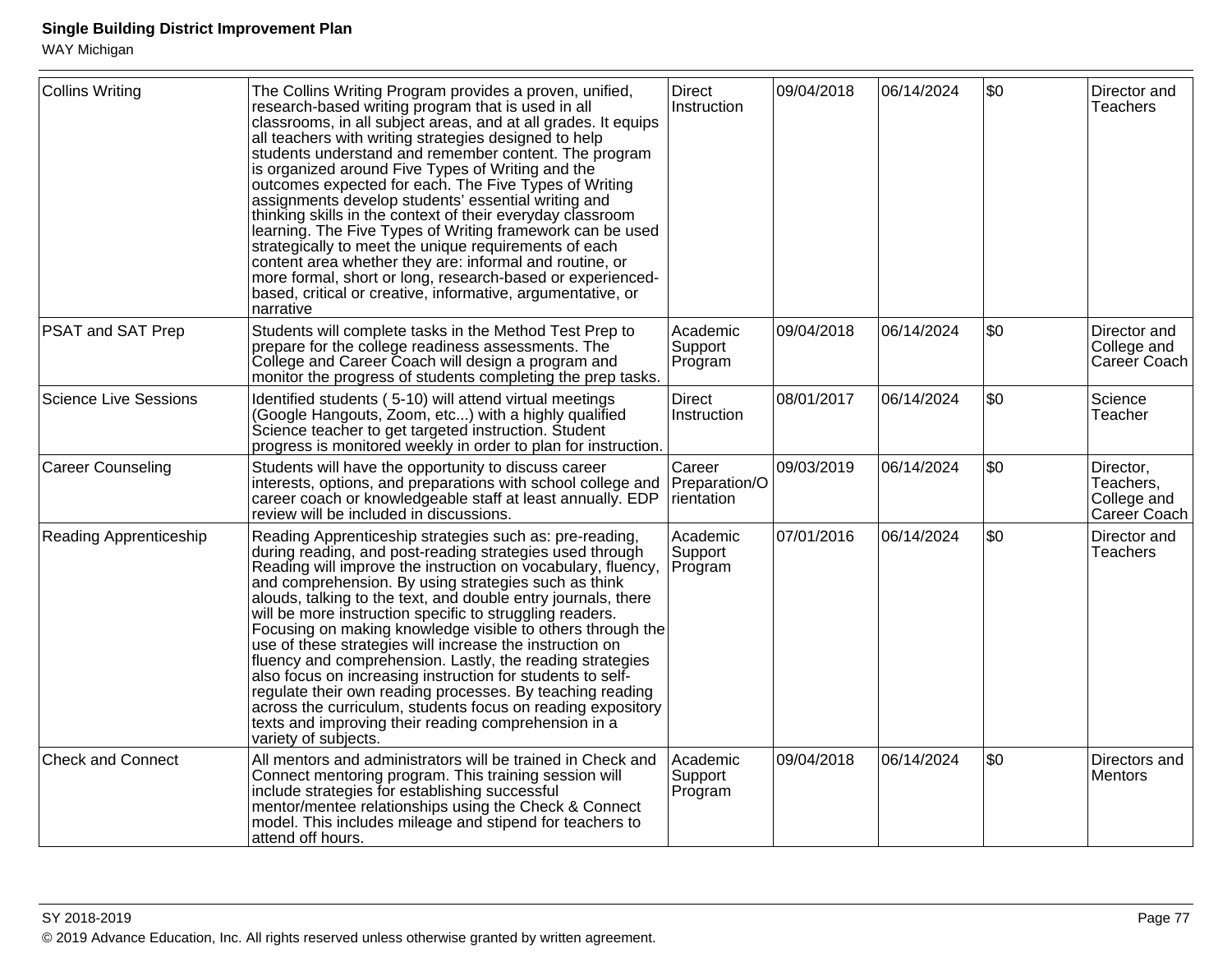| Collins Writing | The Collins Writing Program provides a proven, unified, research-based writing program that is used in all classrooms, in all subject areas, and at all grades. It equips all teachers with writing strategies designed to help students understand and remember content. The program is organized around Five Types of Writing and the outcomes expected for each. The Five Types of Writing assignments develop students' essential writing and thinking skills in the context of their everyday classroom learning. The Five Types of Writing framework can be used strategically to meet the unique requirements of each content area whether they are: informal and routine, or more formal, short or long, research-based or experienced-based, critical or creative, informative, argumentative, or narrative | Direct Instruction | 09/04/2018 | 06/14/2024 | $0 | Director and Teachers |
|---|---|---|---|---|---|---|
| PSAT and SAT Prep | Students will complete tasks in the Method Test Prep to prepare for the college readiness assessments. The College and Career Coach will design a program and monitor the progress of students completing the prep tasks. | Academic Support Program | 09/04/2018 | 06/14/2024 | $0 | Director and College and Career Coach |
| Science Live Sessions | Identified students ( 5-10) will attend virtual meetings (Google Hangouts, Zoom, etc...) with a highly qualified Science teacher to get targeted instruction. Student progress is monitored weekly in order to plan for instruction. | Direct Instruction | 08/01/2017 | 06/14/2024 | $0 | Science Teacher |
| Career Counseling | Students will have the opportunity to discuss career interests, options, and preparations with school college and career coach or knowledgeable staff at least annually. EDP review will be included in discussions. | Career Preparation/Orientation | 09/03/2019 | 06/14/2024 | $0 | Director, Teachers, College and Career Coach |
| Reading Apprenticeship | Reading Apprenticeship strategies such as: pre-reading, during reading, and post-reading strategies used through Reading will improve the instruction on vocabulary, fluency, and comprehension. By using strategies such as think alouds, talking to the text, and double entry journals, there will be more instruction specific to struggling readers. Focusing on making knowledge visible to others through the use of these strategies will increase the instruction on fluency and comprehension. Lastly, the reading strategies also focus on increasing instruction for students to self-regulate their own reading processes. By teaching reading across the curriculum, students focus on reading expository texts and improving their reading comprehension in a variety of subjects. | Academic Support Program | 07/01/2016 | 06/14/2024 | $0 | Director and Teachers |
| Check and Connect | All mentors and administrators will be trained in Check and Connect mentoring program. This training session will include strategies for establishing successful mentor/mentee relationships using the Check & Connect model. This includes mileage and stipend for teachers to attend off hours. | Academic Support Program | 09/04/2018 | 06/14/2024 | $0 | Directors and Mentors |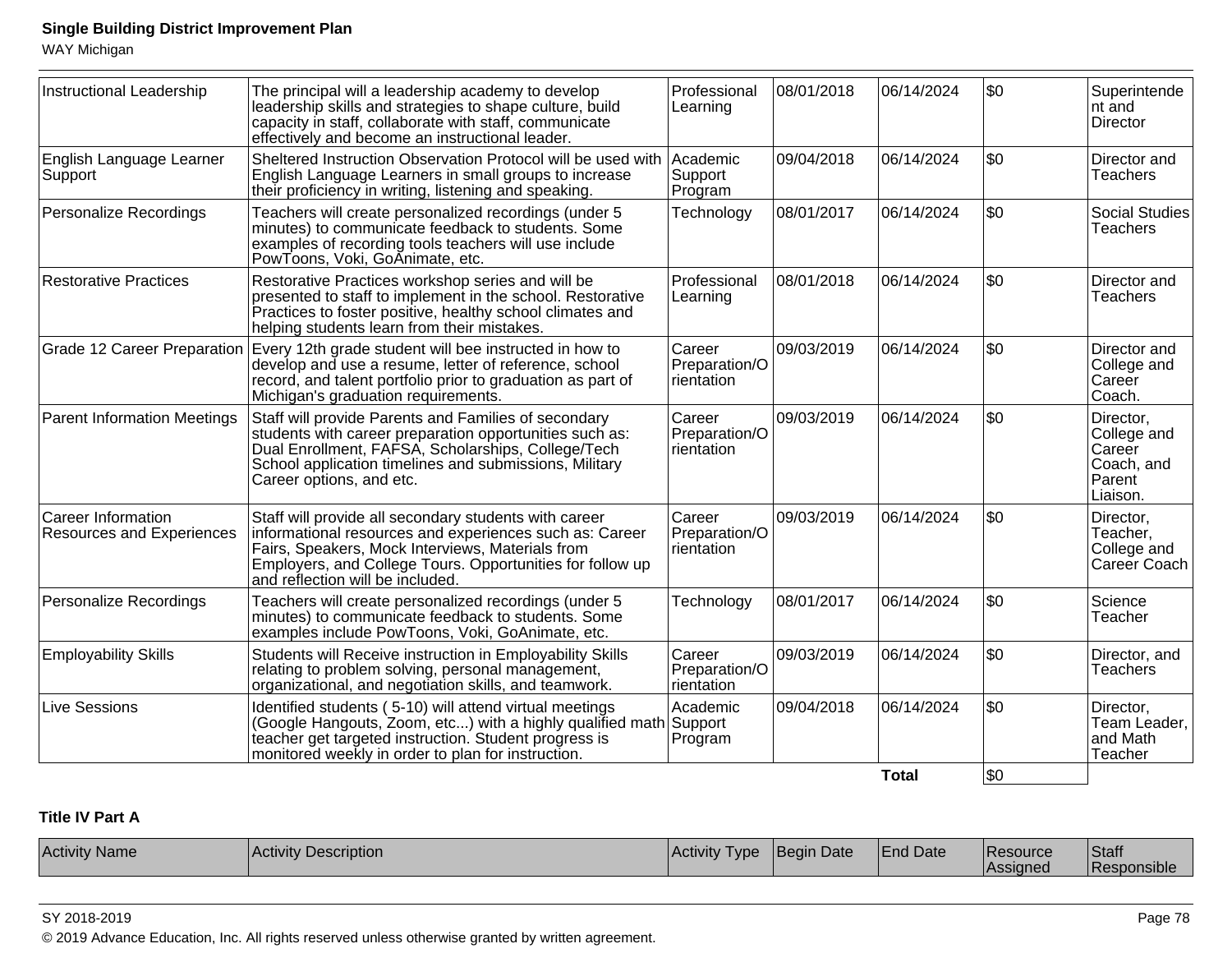| Instructional Leadership | The principal will a leadership academy to develop leadership skills and strategies to shape culture, build capacity in staff, collaborate with staff, communicate effectively and become an instructional leader. | Professional Learning | 08/01/2018 | 06/14/2024 | $0 | Superintendent and Director |
|---|---|---|---|---|---|---|
| English Language Learner Support | Sheltered Instruction Observation Protocol will be used with English Language Learners in small groups to increase their proficiency in writing, listening and speaking. | Academic Support Program | 09/04/2018 | 06/14/2024 | $0 | Director and Teachers |
| Personalize Recordings | Teachers will create personalized recordings (under 5 minutes) to communicate feedback to students. Some examples of recording tools teachers will use include PowToons, Voki, GoAnimate, etc. | Technology | 08/01/2017 | 06/14/2024 | $0 | Social Studies Teachers |
| Restorative Practices | Restorative Practices workshop series and will be presented to staff to implement in the school. Restorative Practices to foster positive, healthy school climates and helping students learn from their mistakes. | Professional Learning | 08/01/2018 | 06/14/2024 | $0 | Director and Teachers |
| Grade 12 Career Preparation | Every 12th grade student will bee instructed in how to develop and use a resume, letter of reference, school record, and talent portfolio prior to graduation as part of Michigan's graduation requirements. | Career Preparation/Orientation | 09/03/2019 | 06/14/2024 | $0 | Director and College and Career Coach. |
| Parent Information Meetings | Staff will provide Parents and Families of secondary students with career preparation opportunities such as: Dual Enrollment, FAFSA, Scholarships, College/Tech School application timelines and submissions, Military Career options, and etc. | Career Preparation/Orientation | 09/03/2019 | 06/14/2024 | $0 | Director, College and Career Coach, and Parent Liaison. |
| Career Information Resources and Experiences | Staff will provide all secondary students with career informational resources and experiences such as: Career Fairs, Speakers, Mock Interviews, Materials from Employers, and College Tours. Opportunities for follow up and reflection will be included. | Career Preparation/Orientation | 09/03/2019 | 06/14/2024 | $0 | Director, Teacher, College and Career Coach |
| Personalize Recordings | Teachers will create personalized recordings (under 5 minutes) to communicate feedback to students. Some examples include PowToons, Voki, GoAnimate, etc. | Technology | 08/01/2017 | 06/14/2024 | $0 | Science Teacher |
| Employability Skills | Students will Receive instruction in Employability Skills relating to problem solving, personal management, organizational, and negotiation skills, and teamwork. | Career Preparation/Orientation | 09/03/2019 | 06/14/2024 | $0 | Director, and Teachers |
| Live Sessions | Identified students ( 5-10) will attend virtual meetings (Google Hangouts, Zoom, etc...) with a highly qualified math teacher get targeted instruction. Student progress is monitored weekly in order to plan for instruction. | Academic Support Program | 09/04/2018 | 06/14/2024 | $0 | Director, Team Leader, and Math Teacher |
| | | | | **Total** | $0 | |

**Title IV Part A**

| Activity Name | Activity Description | Activity Type | Begin Date | End Date | Resource Assigned | Staff Responsible |
|---|---|---|---|---|---|---|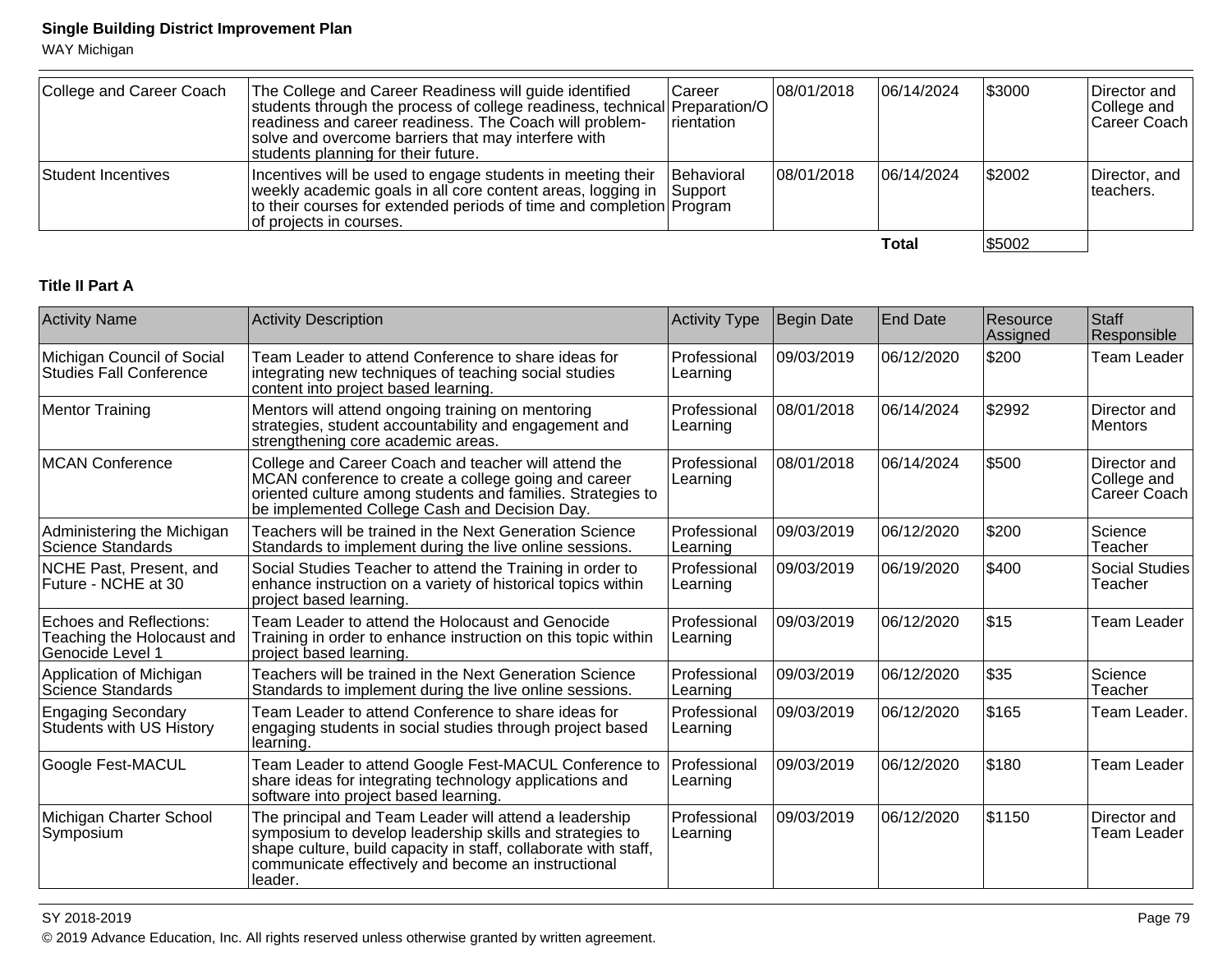| College and Career Coach | The College and Career Readiness will guide identified students through the process of college readiness, technical readiness and career readiness. The Coach will problem-solve and overcome barriers that may interfere with students planning for their future. | Career Preparation/Orientation | 08/01/2018 | 06/14/2024 | $3000 | Director and College and Career Coach |
|---|---|---|---|---|---|---|
| Student Incentives | Incentives will be used to engage students in meeting their weekly academic goals in all core content areas, logging in to their courses for extended periods of time and completion of projects in courses. | Behavioral Support Program | 08/01/2018 | 06/14/2024 | $2002 | Director, and teachers. |
| | | | | **Total** | $5002 | |

**Title II Part A**

| Activity Name | Activity Description | Activity Type | Begin Date | End Date | Resource Assigned | Staff Responsible |
|---|---|---|---|---|---|---|
| Michigan Council of Social Studies Fall Conference | Team Leader to attend Conference to share ideas for integrating new techniques of teaching social studies content into project based learning. | Professional Learning | 09/03/2019 | 06/12/2020 | $200 | Team Leader |
| Mentor Training | Mentors will attend ongoing training on mentoring strategies, student accountability and engagement and strengthening core academic areas. | Professional Learning | 08/01/2018 | 06/14/2024 | $2992 | Director and Mentors |
| MCAN Conference | College and Career Coach and teacher will attend the MCAN conference to create a college going and career oriented culture among students and families. Strategies to be implemented College Cash and Decision Day. | Professional Learning | 08/01/2018 | 06/14/2024 | $500 | Director and College and Career Coach |
| Administering the Michigan Science Standards | Teachers will be trained in the Next Generation Science Standards to implement during the live online sessions. | Professional Learning | 09/03/2019 | 06/12/2020 | $200 | Science Teacher |
| NCHE Past, Present, and Future - NCHE at 30 | Social Studies Teacher to attend the Training in order to enhance instruction on a variety of historical topics within project based learning. | Professional Learning | 09/03/2019 | 06/19/2020 | $400 | Social Studies Teacher |
| Echoes and Reflections: Teaching the Holocaust and Genocide Level 1 | Team Leader to attend the Holocaust and Genocide Training in order to enhance instruction on this topic within project based learning. | Professional Learning | 09/03/2019 | 06/12/2020 | $15 | Team Leader |
| Application of Michigan Science Standards | Teachers will be trained in the Next Generation Science Standards to implement during the live online sessions. | Professional Learning | 09/03/2019 | 06/12/2020 | $35 | Science Teacher |
| Engaging Secondary Students with US History | Team Leader to attend Conference to share ideas for engaging students in social studies through project based learning. | Professional Learning | 09/03/2019 | 06/12/2020 | $165 | Team Leader. |
| Google Fest-MACUL | Team Leader to attend Google Fest-MACUL Conference to share ideas for integrating technology applications and software into project based learning. | Professional Learning | 09/03/2019 | 06/12/2020 | $180 | Team Leader |
| Michigan Charter School Symposium | The principal and Team Leader will attend a leadership symposium to develop leadership skills and strategies to shape culture, build capacity in staff, collaborate with staff, communicate effectively and become an instructional leader. | Professional Learning | 09/03/2019 | 06/12/2020 | $1150 | Director and Team Leader |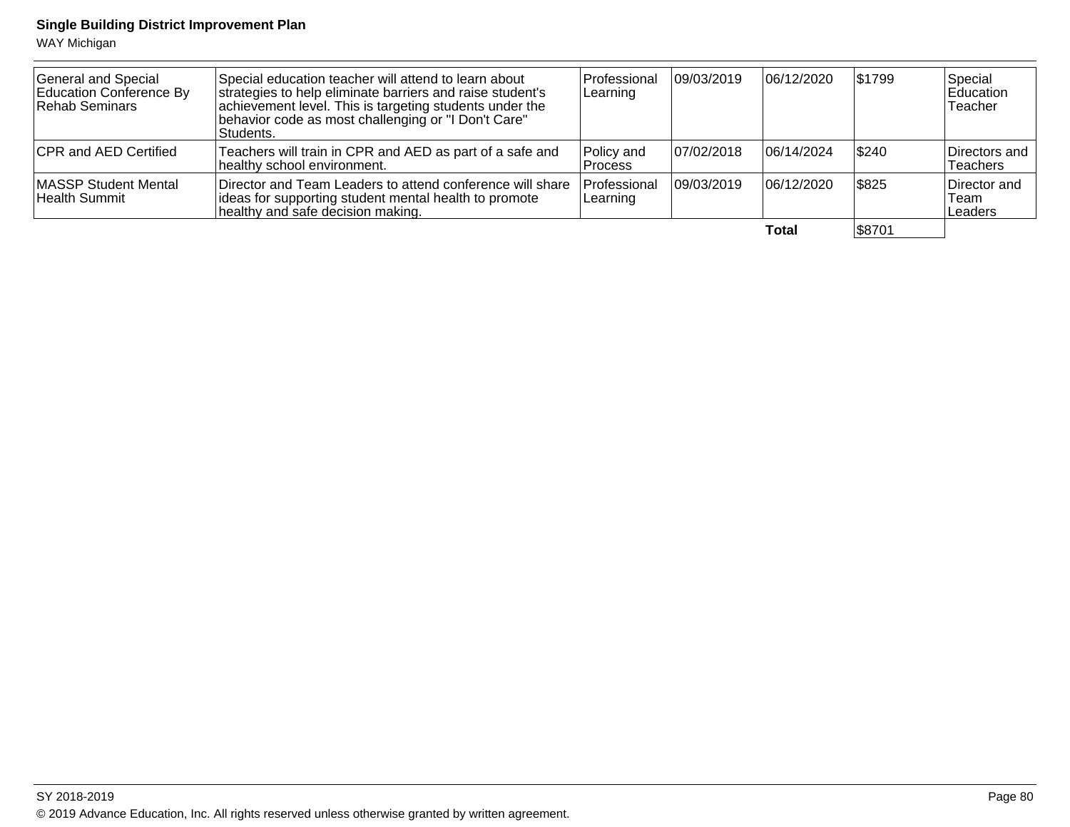| | | | | | | |
|---|---|---|---|---|---|---|
| General and Special Education Conference By Rehab Seminars | Special education teacher will attend to learn about strategies to help eliminate barriers and raise student's achievement level. This is targeting students under the behavior code as most challenging or "I Don't Care" Students. | Professional Learning | 09/03/2019 | 06/12/2020 | $1799 | Special Education Teacher |
| CPR and AED Certified | Teachers will train in CPR and AED as part of a safe and healthy school environment. | Policy and Process | 07/02/2018 | 06/14/2024 | $240 | Directors and Teachers |
| MASSP Student Mental Health Summit | Director and Team Leaders to attend conference will share ideas for supporting student mental health to promote healthy and safe decision making. | Professional Learning | 09/03/2019 | 06/12/2020 | $825 | Director and Team Leaders |
| | | | | **Total** | $8701 | |